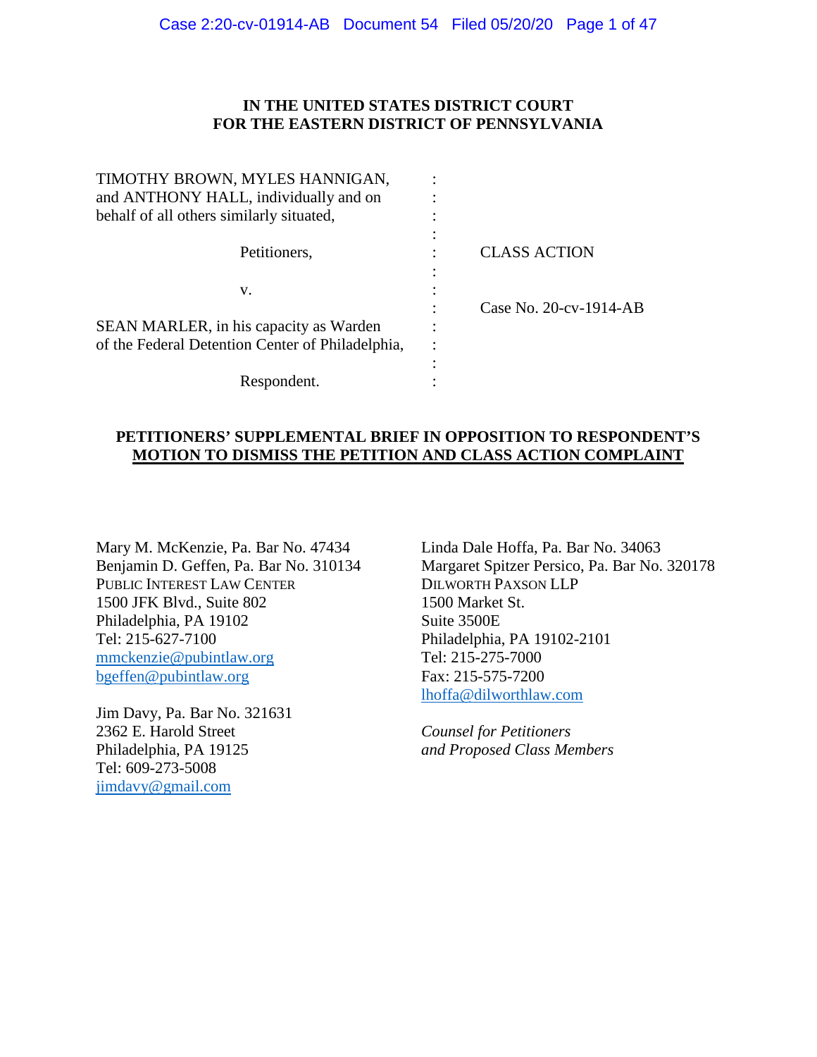**IN THE UNITED STATES DISTRICT COURT**
**FOR THE EASTERN DISTRICT OF PENNSYLVANIA**

| | | |
|---|---|---|
| TIMOTHY BROWN, MYLES HANNIGAN, and ANTHONY HALL, individually and on behalf of all others similarly situated, | : | |
| Petitioners, | : | CLASS ACTION |
| v. | : | |
| | : | Case No. 20-cv-1914-AB |
| SEAN MARLER, in his capacity as Warden of the Federal Detention Center of Philadelphia, | : | |
| Respondent. | : | |

**PETITIONERS' SUPPLEMENTAL BRIEF IN OPPOSITION TO RESPONDENT'S MOTION TO DISMISS THE PETITION AND CLASS ACTION COMPLAINT**

Mary M. McKenzie, Pa. Bar No. 47434
Benjamin D. Geffen, Pa. Bar No. 310134
PUBLIC INTEREST LAW CENTER
1500 JFK Blvd., Suite 802
Philadelphia, PA 19102
Tel: 215-627-7100
mmckenzie@pubintlaw.org
bgeffen@pubintlaw.org

Jim Davy, Pa. Bar No. 321631
2362 E. Harold Street
Philadelphia, PA 19125
Tel: 609-273-5008
jimdavy@gmail.com

Linda Dale Hoffa, Pa. Bar No. 34063
Margaret Spitzer Persico, Pa. Bar No. 320178
DILWORTH PAXSON LLP
1500 Market St.
Suite 3500E
Philadelphia, PA 19102-2101
Tel: 215-275-7000
Fax: 215-575-7200
lhoffa@dilworthlaw.com

*Counsel for Petitioners and Proposed Class Members*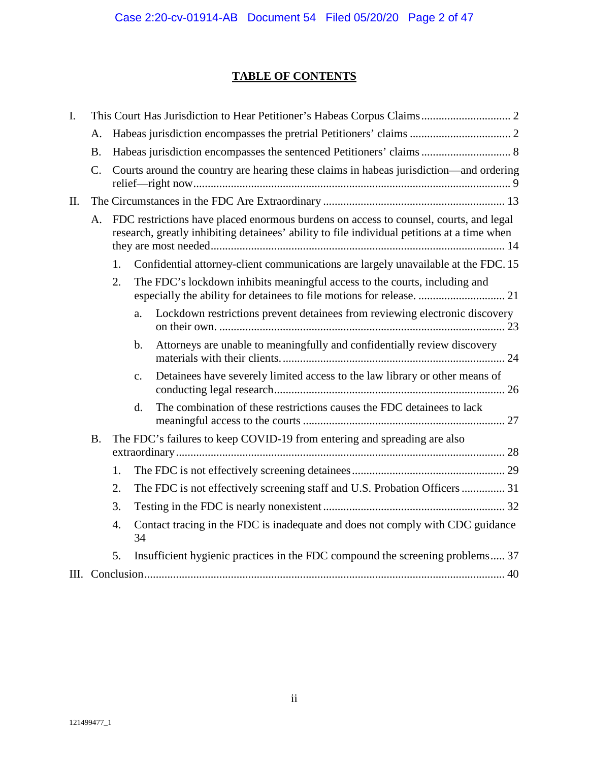## TABLE OF CONTENTS

I. This Court Has Jurisdiction to Hear Petitioner's Habeas Corpus Claims ............................... 2

- A. Habeas jurisdiction encompasses the pretrial Petitioners' claims ................................... 2
- B. Habeas jurisdiction encompasses the sentenced Petitioners' claims ............................... 8
- C. Courts around the country are hearing these claims in habeas jurisdiction—and ordering relief—right now ............................................................................................................. 9

II. The Circumstances in the FDC Are Extraordinary ............................................................... 13

- A. FDC restrictions have placed enormous burdens on access to counsel, courts, and legal research, greatly inhibiting detainees' ability to file individual petitions at a time when they are most needed ...................................................................................................... 14
  - 1. Confidential attorney-client communications are largely unavailable at the FDC. 15
  - 2. The FDC's lockdown inhibits meaningful access to the courts, including and especially the ability for detainees to file motions for release. ............................. 21
    - a. Lockdown restrictions prevent detainees from reviewing electronic discovery on their own. ................................................................................................... 23
    - b. Attorneys are unable to meaningfully and confidentially review discovery materials with their clients. ............................................................................. 24
    - c. Detainees have severely limited access to the law library or other means of conducting legal research ............................................................................... 26
    - d. The combination of these restrictions causes the FDC detainees to lack meaningful access to the courts ...................................................................... 27
- B. The FDC's failures to keep COVID-19 from entering and spreading are also extraordinary .................................................................................................................. 28
  - 1. The FDC is not effectively screening detainees ..................................................... 29
  - 2. The FDC is not effectively screening staff and U.S. Probation Officers ............... 31
  - 3. Testing in the FDC is nearly nonexistent ............................................................... 32
  - 4. Contact tracing in the FDC is inadequate and does not comply with CDC guidance 34
  - 5. Insufficient hygienic practices in the FDC compound the screening problems ..... 37

III. Conclusion ............................................................................................................................ 40

121499477_1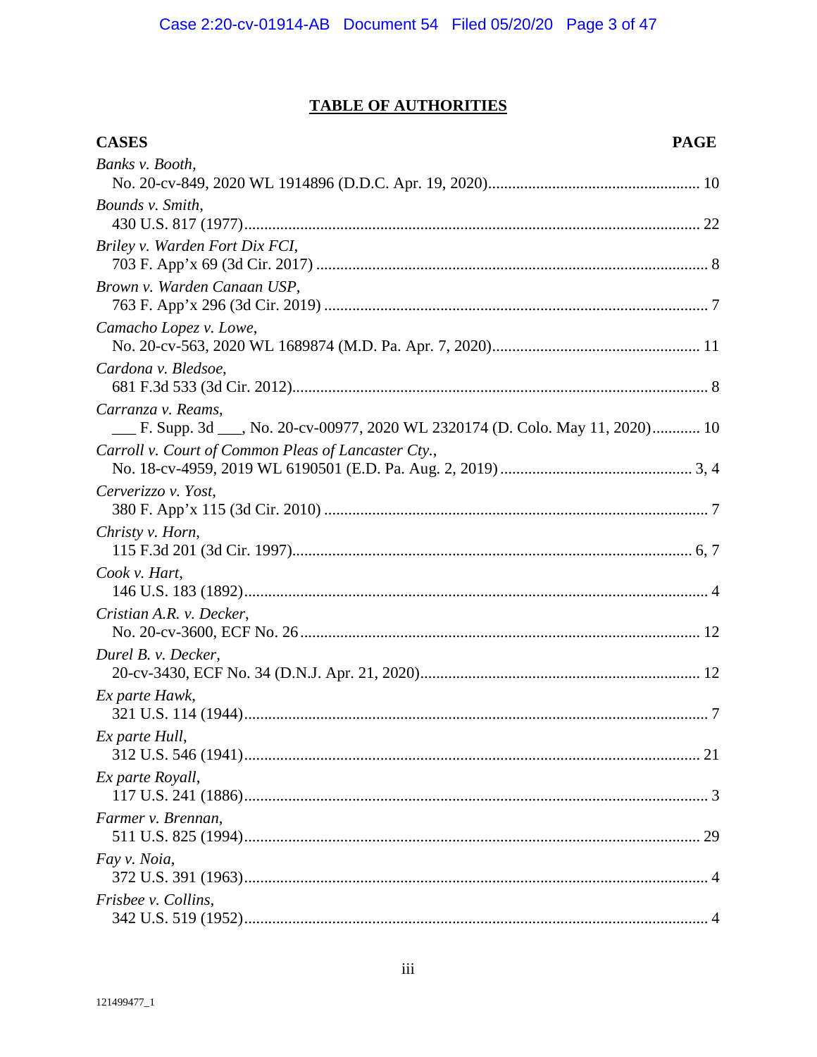# TABLE OF AUTHORITIES

| CASES | PAGE |
|---|---|
| *Banks v. Booth*, No. 20-cv-849, 2020 WL 1914896 (D.D.C. Apr. 19, 2020) | 10 |
| *Bounds v. Smith*, 430 U.S. 817 (1977) | 22 |
| *Briley v. Warden Fort Dix FCI*, 703 F. App'x 69 (3d Cir. 2017) | 8 |
| *Brown v. Warden Canaan USP*, 763 F. App'x 296 (3d Cir. 2019) | 7 |
| *Camacho Lopez v. Lowe*, No. 20-cv-563, 2020 WL 1689874 (M.D. Pa. Apr. 7, 2020) | 11 |
| *Cardona v. Bledsoe*, 681 F.3d 533 (3d Cir. 2012) | 8 |
| *Carranza v. Reams*, ___ F. Supp. 3d ___, No. 20-cv-00977, 2020 WL 2320174 (D. Colo. May 11, 2020) | 10 |
| *Carroll v. Court of Common Pleas of Lancaster Cty.*, No. 18-cv-4959, 2019 WL 6190501 (E.D. Pa. Aug. 2, 2019) | 3, 4 |
| *Cerverizzo v. Yost*, 380 F. App'x 115 (3d Cir. 2010) | 7 |
| *Christy v. Horn*, 115 F.3d 201 (3d Cir. 1997) | 6, 7 |
| *Cook v. Hart*, 146 U.S. 183 (1892) | 4 |
| *Cristian A.R. v. Decker*, No. 20-cv-3600, ECF No. 26 | 12 |
| *Durel B. v. Decker*, 20-cv-3430, ECF No. 34 (D.N.J. Apr. 21, 2020) | 12 |
| *Ex parte Hawk*, 321 U.S. 114 (1944) | 7 |
| *Ex parte Hull*, 312 U.S. 546 (1941) | 21 |
| *Ex parte Royall*, 117 U.S. 241 (1886) | 3 |
| *Farmer v. Brennan*, 511 U.S. 825 (1994) | 29 |
| *Fay v. Noia*, 372 U.S. 391 (1963) | 4 |
| *Frisbee v. Collins*, 342 U.S. 519 (1952) | 4 |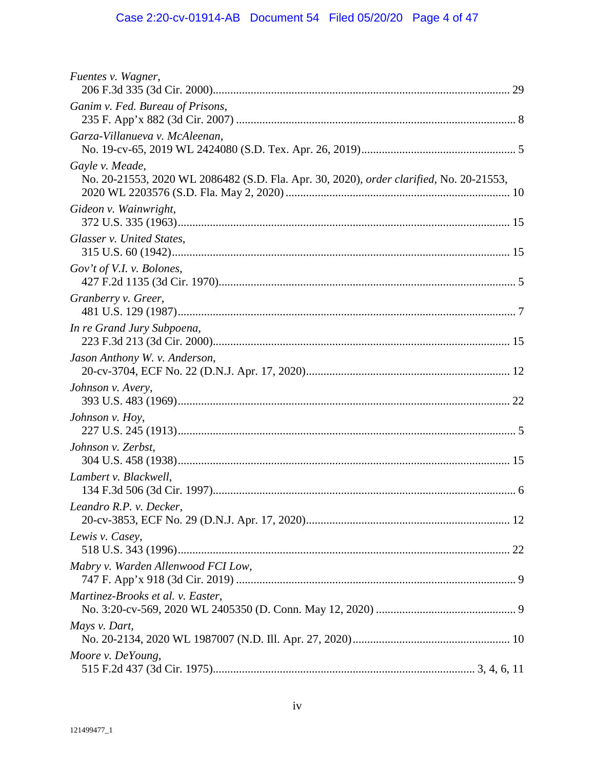*Fuentes v. Wagner*,
206 F.3d 335 (3d Cir. 2000)........................................................................................ 29

*Ganim v. Fed. Bureau of Prisons*,
235 F. App'x 882 (3d Cir. 2007) ................................................................................... 8

*Garza-Villanueva v. McAleenan*,
No. 19-cv-65, 2019 WL 2424080 (S.D. Tex. Apr. 26, 2019)........................................ 5

*Gayle v. Meade*,
No. 20-21553, 2020 WL 2086482 (S.D. Fla. Apr. 30, 2020), *order clarified*, No. 20-21553, 2020 WL 2203576 (S.D. Fla. May 2, 2020) ............................................................. 10

*Gideon v. Wainwright*,
372 U.S. 335 (1963)...................................................................................................... 15

*Glasser v. United States*,
315 U.S. 60 (1942)........................................................................................................ 15

*Gov't of V.I. v. Bolones*,
427 F.2d 1135 (3d Cir. 1970).......................................................................................... 5

*Granberry v. Greer*,
481 U.S. 129 (1987)........................................................................................................ 7

*In re Grand Jury Subpoena*,
223 F.3d 213 (3d Cir. 2000).......................................................................................... 15

*Jason Anthony W. v. Anderson*,
20-cv-3704, ECF No. 22 (D.N.J. Apr. 17, 2020)......................................................... 12

*Johnson v. Avery*,
393 U.S. 483 (1969)...................................................................................................... 22

*Johnson v. Hoy*,
227 U.S. 245 (1913)........................................................................................................ 5

*Johnson v. Zerbst*,
304 U.S. 458 (1938)...................................................................................................... 15

*Lambert v. Blackwell*,
134 F.3d 506 (3d Cir. 1997)............................................................................................ 6

*Leandro R.P. v. Decker*,
20-cv-3853, ECF No. 29 (D.N.J. Apr. 17, 2020)......................................................... 12

*Lewis v. Casey*,
518 U.S. 343 (1996)...................................................................................................... 22

*Mabry v. Warden Allenwood FCI Low*,
747 F. App'x 918 (3d Cir. 2019) .................................................................................... 9

*Martinez-Brooks et al. v. Easter*,
No. 3:20-cv-569, 2020 WL 2405350 (D. Conn. May 12, 2020) .................................... 9

*Mays v. Dart*,
No. 20-2134, 2020 WL 1987007 (N.D. Ill. Apr. 27, 2020)......................................... 10

*Moore v. DeYoung*,
515 F.2d 437 (3d Cir. 1975)........................................................................... 3, 4, 6, 11

121499477_1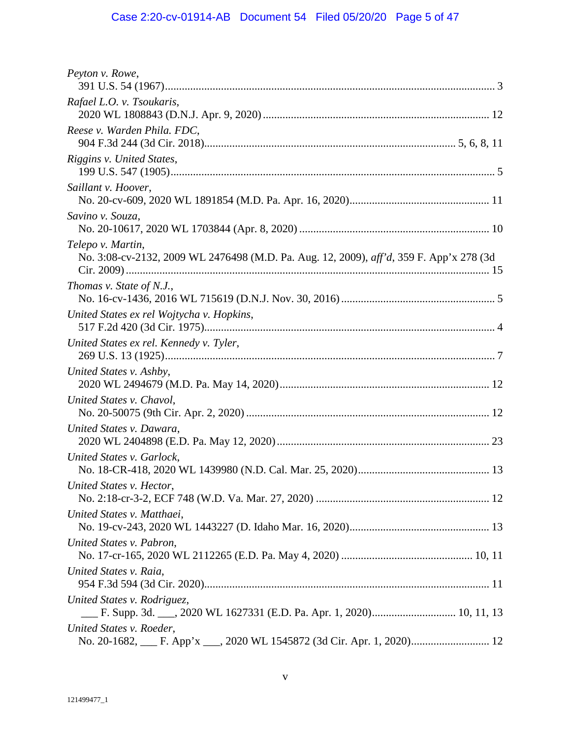*Peyton v. Rowe*,
391 U.S. 54 (1967)........................................................................................................................ 3

*Rafael L.O. v. Tsoukaris*,
2020 WL 1808843 (D.N.J. Apr. 9, 2020)................................................................................. 12

*Reese v. Warden Phila. FDC*,
904 F.3d 244 (3d Cir. 2018)........................................................................................ 5, 6, 8, 11

*Riggins v. United States*,
199 U.S. 547 (1905)...................................................................................................................... 5

*Saillant v. Hoover*,
No. 20-cv-609, 2020 WL 1891854 (M.D. Pa. Apr. 16, 2020).................................................. 11

*Savino v. Souza*,
No. 20-10617, 2020 WL 1703844 (Apr. 8, 2020) .................................................................... 10

*Telepo v. Martin*,
No. 3:08-cv-2132, 2009 WL 2476498 (M.D. Pa. Aug. 12, 2009), *aff'd*, 359 F. App'x 278 (3d Cir. 2009).................................................................................................................................. 15

*Thomas v. State of N.J.*,
No. 16-cv-1436, 2016 WL 715619 (D.N.J. Nov. 30, 2016) ....................................................... 5

*United States ex rel Wojtycha v. Hopkins*,
517 F.2d 420 (3d Cir. 1975)......................................................................................................... 4

*United States ex rel. Kennedy v. Tyler*,
269 U.S. 13 (1925)........................................................................................................................ 7

*United States v. Ashby*,
2020 WL 2494679 (M.D. Pa. May 14, 2020)........................................................................... 12

*United States v. Chavol*,
No. 20-50075 (9th Cir. Apr. 2, 2020) ....................................................................................... 12

*United States v. Dawara*,
2020 WL 2404898 (E.D. Pa. May 12, 2020)............................................................................ 23

*United States v. Garlock*,
No. 18-CR-418, 2020 WL 1439980 (N.D. Cal. Mar. 25, 2020)............................................... 13

*United States v. Hector*,
No. 2:18-cr-3-2, ECF 748 (W.D. Va. Mar. 27, 2020) .............................................................. 12

*United States v. Matthaei*,
No. 19-cv-243, 2020 WL 1443227 (D. Idaho Mar. 16, 2020).................................................. 13

*United States v. Pabron*,
No. 17-cr-165, 2020 WL 2112265 (E.D. Pa. May 4, 2020) ............................................... 10, 11

*United States v. Raia*,
954 F.3d 594 (3d Cir. 2020)...................................................................................................... 11

*United States v. Rodriguez*,
___ F. Supp. 3d. ___, 2020 WL 1627331 (E.D. Pa. Apr. 1, 2020)............................. 10, 11, 13

*United States v. Roeder*,
No. 20-1682, ___ F. App'x ___, 2020 WL 1545872 (3d Cir. Apr. 1, 2020)............................ 12

121499477_1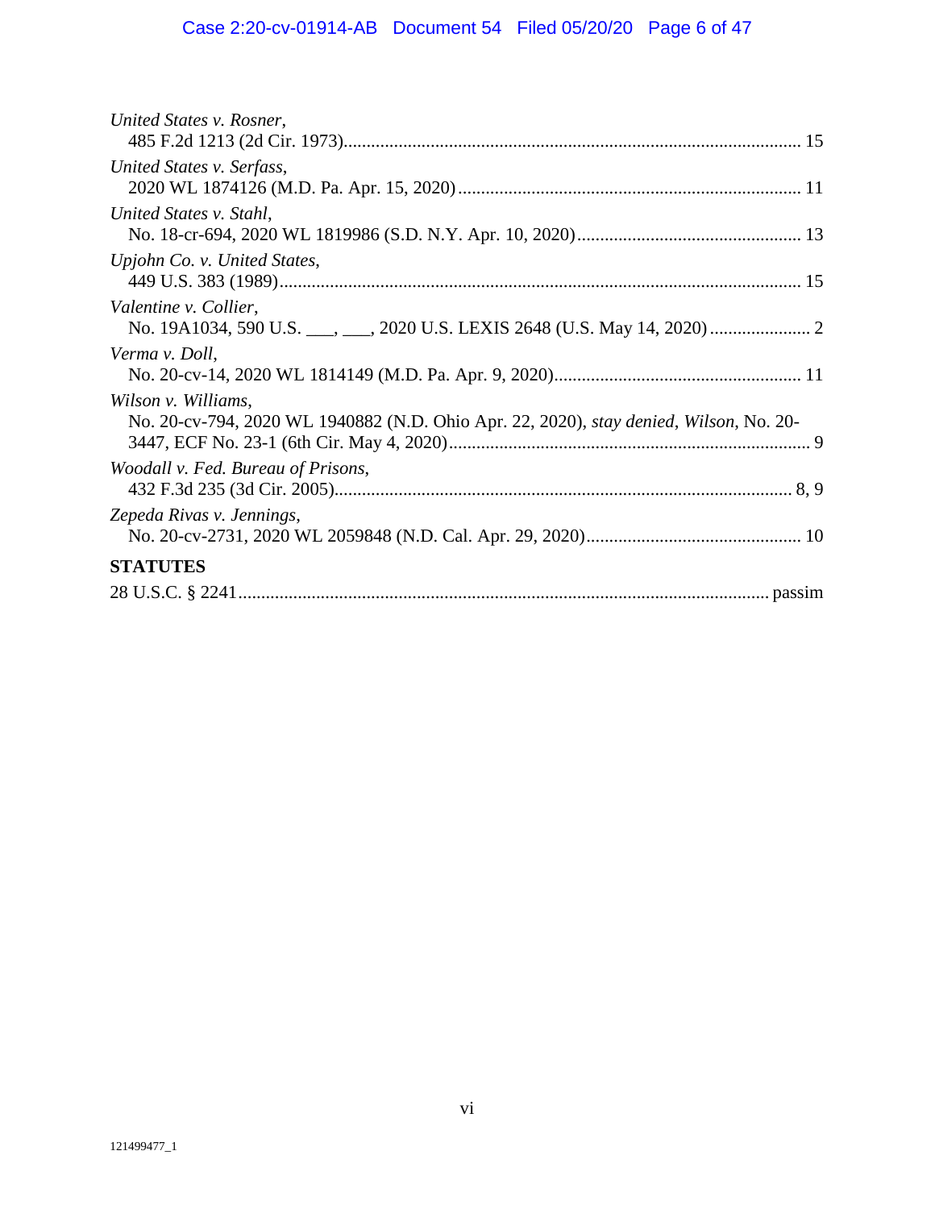*United States v. Rosner*,
485 F.2d 1213 (2d Cir. 1973)........................................................................................... 15

*United States v. Serfass*,
2020 WL 1874126 (M.D. Pa. Apr. 15, 2020)........................................................................... 11

*United States v. Stahl*,
No. 18-cr-694, 2020 WL 1819986 (S.D. N.Y. Apr. 10, 2020)................................................ 13

*Upjohn Co. v. United States*,
449 U.S. 383 (1989)................................................................................................................ 15

*Valentine v. Collier*,
No. 19A1034, 590 U.S. ___, ___, 2020 U.S. LEXIS 2648 (U.S. May 14, 2020)...................... 2

*Verma v. Doll*,
No. 20-cv-14, 2020 WL 1814149 (M.D. Pa. Apr. 9, 2020)..................................................... 11

*Wilson v. Williams*,
No. 20-cv-794, 2020 WL 1940882 (N.D. Ohio Apr. 22, 2020), *stay denied*, *Wilson*, No. 20-3447, ECF No. 23-1 (6th Cir. May 4, 2020)............................................................................... 9

*Woodall v. Fed. Bureau of Prisons*,
432 F.3d 235 (3d Cir. 2005)................................................................................................ 8, 9

*Zepeda Rivas v. Jennings*,
No. 20-cv-2731, 2020 WL 2059848 (N.D. Cal. Apr. 29, 2020).............................................. 10

**STATUTES**

28 U.S.C. § 2241.................................................................................................................. passim

121499477_1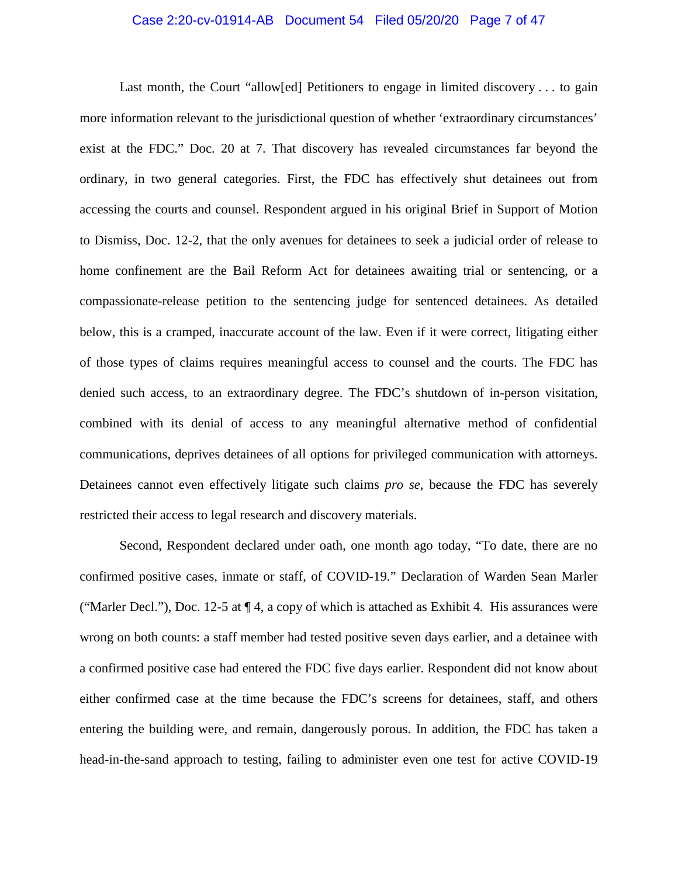Last month, the Court "allow[ed] Petitioners to engage in limited discovery . . . to gain more information relevant to the jurisdictional question of whether 'extraordinary circumstances' exist at the FDC." Doc. 20 at 7. That discovery has revealed circumstances far beyond the ordinary, in two general categories. First, the FDC has effectively shut detainees out from accessing the courts and counsel. Respondent argued in his original Brief in Support of Motion to Dismiss, Doc. 12-2, that the only avenues for detainees to seek a judicial order of release to home confinement are the Bail Reform Act for detainees awaiting trial or sentencing, or a compassionate-release petition to the sentencing judge for sentenced detainees. As detailed below, this is a cramped, inaccurate account of the law. Even if it were correct, litigating either of those types of claims requires meaningful access to counsel and the courts. The FDC has denied such access, to an extraordinary degree. The FDC's shutdown of in-person visitation, combined with its denial of access to any meaningful alternative method of confidential communications, deprives detainees of all options for privileged communication with attorneys. Detainees cannot even effectively litigate such claims *pro se*, because the FDC has severely restricted their access to legal research and discovery materials.

Second, Respondent declared under oath, one month ago today, "To date, there are no confirmed positive cases, inmate or staff, of COVID-19." Declaration of Warden Sean Marler ("Marler Decl."), Doc. 12-5 at ¶ 4, a copy of which is attached as Exhibit 4. His assurances were wrong on both counts: a staff member had tested positive seven days earlier, and a detainee with a confirmed positive case had entered the FDC five days earlier. Respondent did not know about either confirmed case at the time because the FDC's screens for detainees, staff, and others entering the building were, and remain, dangerously porous. In addition, the FDC has taken a head-in-the-sand approach to testing, failing to administer even one test for active COVID-19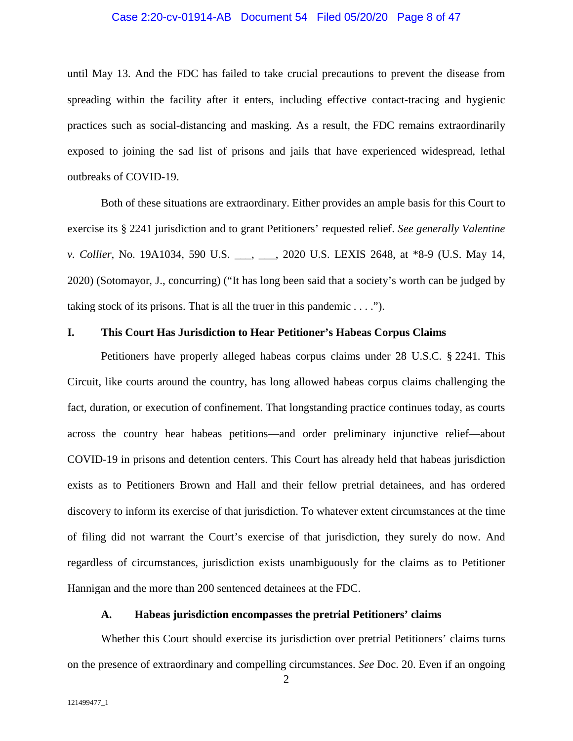until May 13. And the FDC has failed to take crucial precautions to prevent the disease from spreading within the facility after it enters, including effective contact-tracing and hygienic practices such as social-distancing and masking. As a result, the FDC remains extraordinarily exposed to joining the sad list of prisons and jails that have experienced widespread, lethal outbreaks of COVID-19.

Both of these situations are extraordinary. Either provides an ample basis for this Court to exercise its § 2241 jurisdiction and to grant Petitioners' requested relief. *See generally Valentine v. Collier*, No. 19A1034, 590 U.S. ___, ___, 2020 U.S. LEXIS 2648, at *8-9 (U.S. May 14, 2020) (Sotomayor, J., concurring) ("It has long been said that a society's worth can be judged by taking stock of its prisons. That is all the truer in this pandemic . . . .").

## I. This Court Has Jurisdiction to Hear Petitioner's Habeas Corpus Claims

Petitioners have properly alleged habeas corpus claims under 28 U.S.C. § 2241. This Circuit, like courts around the country, has long allowed habeas corpus claims challenging the fact, duration, or execution of confinement. That longstanding practice continues today, as courts across the country hear habeas petitions—and order preliminary injunctive relief—about COVID-19 in prisons and detention centers. This Court has already held that habeas jurisdiction exists as to Petitioners Brown and Hall and their fellow pretrial detainees, and has ordered discovery to inform its exercise of that jurisdiction. To whatever extent circumstances at the time of filing did not warrant the Court's exercise of that jurisdiction, they surely do now. And regardless of circumstances, jurisdiction exists unambiguously for the claims as to Petitioner Hannigan and the more than 200 sentenced detainees at the FDC.

### A. Habeas jurisdiction encompasses the pretrial Petitioners' claims

Whether this Court should exercise its jurisdiction over pretrial Petitioners' claims turns on the presence of extraordinary and compelling circumstances. *See* Doc. 20. Even if an ongoing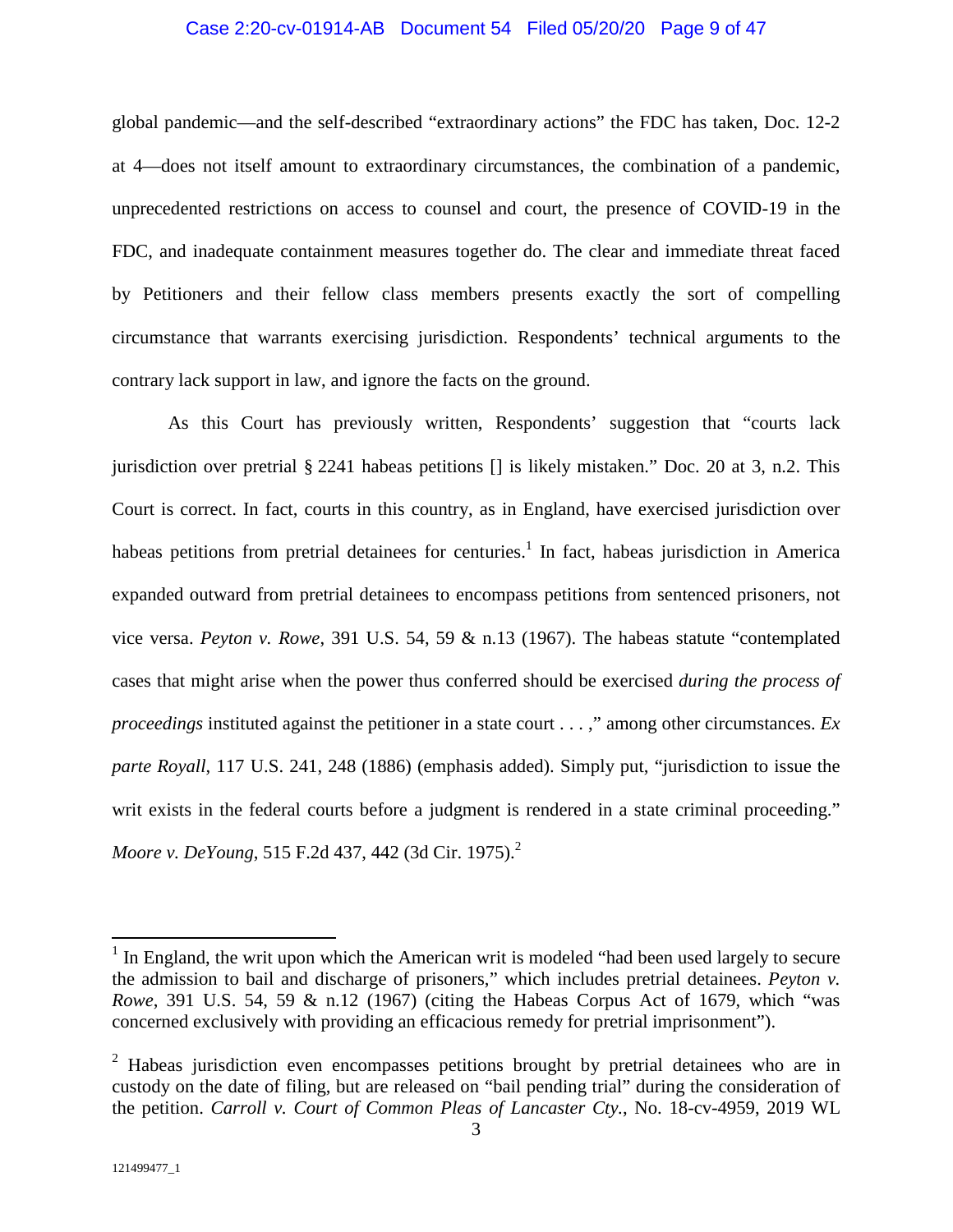global pandemic—and the self-described "extraordinary actions" the FDC has taken, Doc. 12-2 at 4—does not itself amount to extraordinary circumstances, the combination of a pandemic, unprecedented restrictions on access to counsel and court, the presence of COVID-19 in the FDC, and inadequate containment measures together do. The clear and immediate threat faced by Petitioners and their fellow class members presents exactly the sort of compelling circumstance that warrants exercising jurisdiction. Respondents' technical arguments to the contrary lack support in law, and ignore the facts on the ground.

As this Court has previously written, Respondents' suggestion that "courts lack jurisdiction over pretrial § 2241 habeas petitions [] is likely mistaken." Doc. 20 at 3, n.2. This Court is correct. In fact, courts in this country, as in England, have exercised jurisdiction over habeas petitions from pretrial detainees for centuries.[1] In fact, habeas jurisdiction in America expanded outward from pretrial detainees to encompass petitions from sentenced prisoners, not vice versa. *Peyton v. Rowe*, 391 U.S. 54, 59 & n.13 (1967). The habeas statute "contemplated cases that might arise when the power thus conferred should be exercised *during the process of proceedings* instituted against the petitioner in a state court . . . ," among other circumstances. *Ex parte Royall*, 117 U.S. 241, 248 (1886) (emphasis added). Simply put, "jurisdiction to issue the writ exists in the federal courts before a judgment is rendered in a state criminal proceeding." *Moore v. DeYoung*, 515 F.2d 437, 442 (3d Cir. 1975).[2]

---

[1] In England, the writ upon which the American writ is modeled "had been used largely to secure the admission to bail and discharge of prisoners," which includes pretrial detainees. *Peyton v. Rowe*, 391 U.S. 54, 59 & n.12 (1967) (citing the Habeas Corpus Act of 1679, which "was concerned exclusively with providing an efficacious remedy for pretrial imprisonment").

[2] Habeas jurisdiction even encompasses petitions brought by pretrial detainees who are in custody on the date of filing, but are released on "bail pending trial" during the consideration of the petition. *Carroll v. Court of Common Pleas of Lancaster Cty.*, No. 18-cv-4959, 2019 WL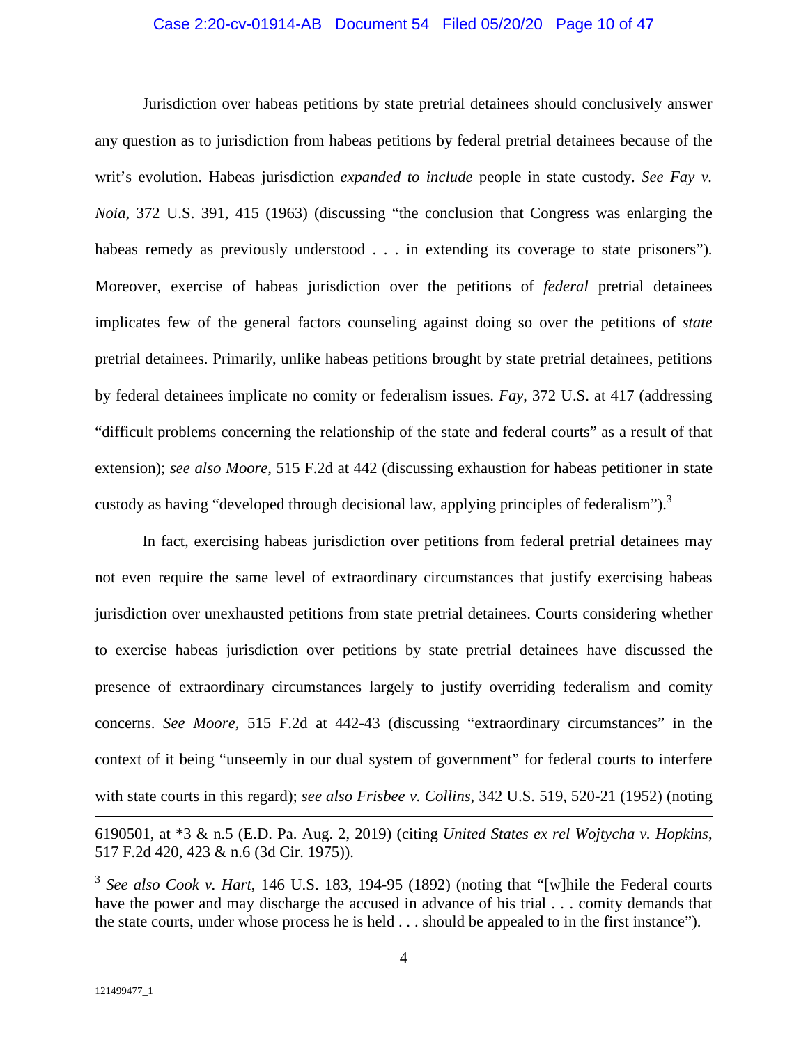Jurisdiction over habeas petitions by state pretrial detainees should conclusively answer any question as to jurisdiction from habeas petitions by federal pretrial detainees because of the writ's evolution. Habeas jurisdiction *expanded to include* people in state custody. *See Fay v. Noia*, 372 U.S. 391, 415 (1963) (discussing "the conclusion that Congress was enlarging the habeas remedy as previously understood . . . in extending its coverage to state prisoners"). Moreover, exercise of habeas jurisdiction over the petitions of *federal* pretrial detainees implicates few of the general factors counseling against doing so over the petitions of *state* pretrial detainees. Primarily, unlike habeas petitions brought by state pretrial detainees, petitions by federal detainees implicate no comity or federalism issues. *Fay*, 372 U.S. at 417 (addressing "difficult problems concerning the relationship of the state and federal courts" as a result of that extension); *see also Moore*, 515 F.2d at 442 (discussing exhaustion for habeas petitioner in state custody as having "developed through decisional law, applying principles of federalism").[3]

In fact, exercising habeas jurisdiction over petitions from federal pretrial detainees may not even require the same level of extraordinary circumstances that justify exercising habeas jurisdiction over unexhausted petitions from state pretrial detainees. Courts considering whether to exercise habeas jurisdiction over petitions by state pretrial detainees have discussed the presence of extraordinary circumstances largely to justify overriding federalism and comity concerns. *See Moore*, 515 F.2d at 442-43 (discussing "extraordinary circumstances" in the context of it being "unseemly in our dual system of government" for federal courts to interfere with state courts in this regard); *see also Frisbee v. Collins*, 342 U.S. 519, 520-21 (1952) (noting

---

6190501, at *3 & n.5 (E.D. Pa. Aug. 2, 2019) (citing *United States ex rel Wojtycha v. Hopkins*, 517 F.2d 420, 423 & n.6 (3d Cir. 1975)).

[3] *See also Cook v. Hart*, 146 U.S. 183, 194-95 (1892) (noting that "[w]hile the Federal courts have the power and may discharge the accused in advance of his trial . . . comity demands that the state courts, under whose process he is held . . . should be appealed to in the first instance").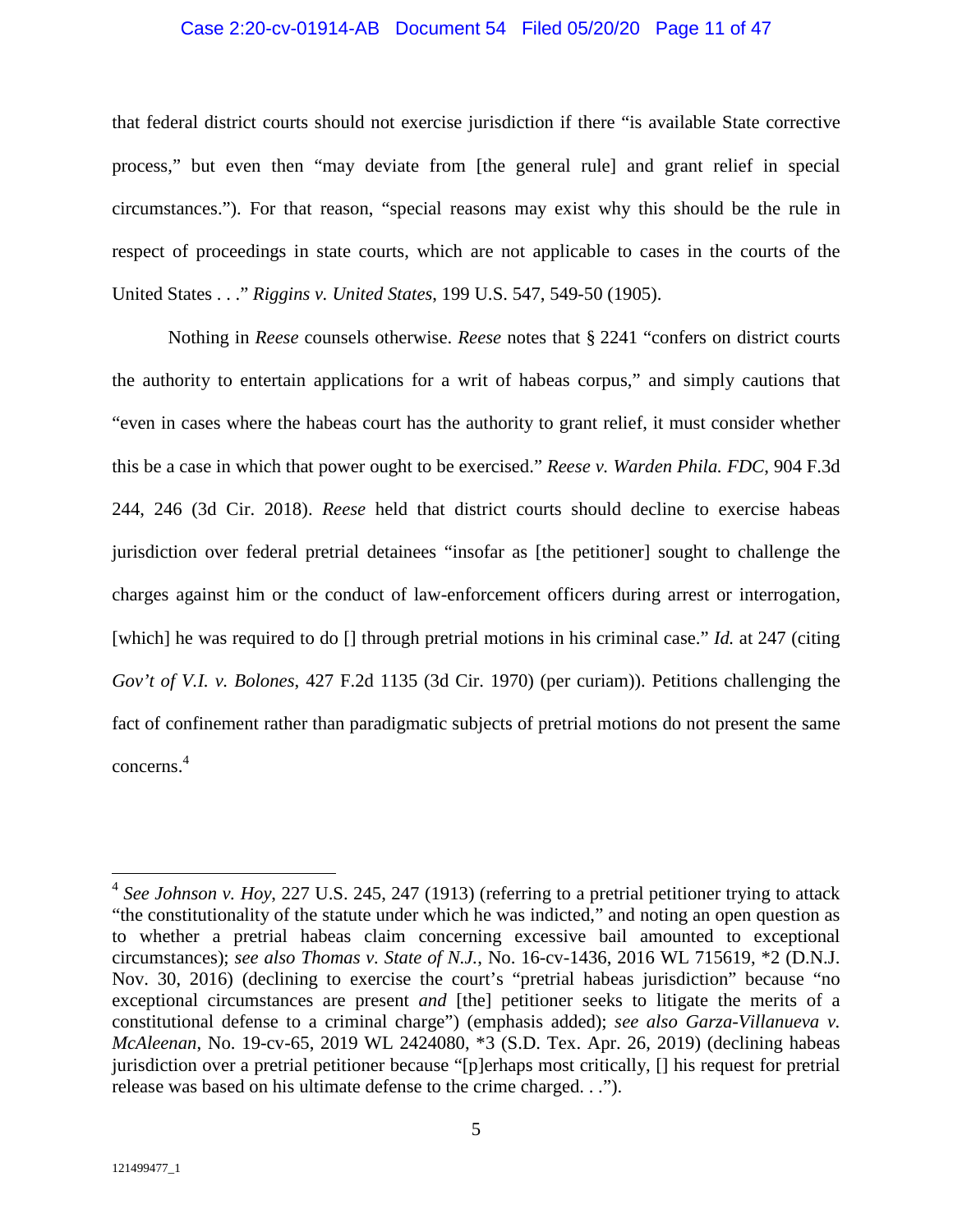that federal district courts should not exercise jurisdiction if there "is available State corrective process," but even then "may deviate from [the general rule] and grant relief in special circumstances."). For that reason, "special reasons may exist why this should be the rule in respect of proceedings in state courts, which are not applicable to cases in the courts of the United States . . ." *Riggins v. United States*, 199 U.S. 547, 549-50 (1905).

Nothing in *Reese* counsels otherwise. *Reese* notes that § 2241 "confers on district courts the authority to entertain applications for a writ of habeas corpus," and simply cautions that "even in cases where the habeas court has the authority to grant relief, it must consider whether this be a case in which that power ought to be exercised." *Reese v. Warden Phila. FDC*, 904 F.3d 244, 246 (3d Cir. 2018). *Reese* held that district courts should decline to exercise habeas jurisdiction over federal pretrial detainees "insofar as [the petitioner] sought to challenge the charges against him or the conduct of law-enforcement officers during arrest or interrogation, [which] he was required to do [] through pretrial motions in his criminal case." *Id.* at 247 (citing *Gov't of V.I. v. Bolones*, 427 F.2d 1135 (3d Cir. 1970) (per curiam)). Petitions challenging the fact of confinement rather than paradigmatic subjects of pretrial motions do not present the same concerns.[4]

---

[4] *See Johnson v. Hoy*, 227 U.S. 245, 247 (1913) (referring to a pretrial petitioner trying to attack "the constitutionality of the statute under which he was indicted," and noting an open question as to whether a pretrial habeas claim concerning excessive bail amounted to exceptional circumstances); *see also Thomas v. State of N.J.*, No. 16-cv-1436, 2016 WL 715619, *2 (D.N.J. Nov. 30, 2016) (declining to exercise the court's "pretrial habeas jurisdiction" because "no exceptional circumstances are present *and* [the] petitioner seeks to litigate the merits of a constitutional defense to a criminal charge") (emphasis added); *see also Garza-Villanueva v. McAleenan*, No. 19-cv-65, 2019 WL 2424080, *3 (S.D. Tex. Apr. 26, 2019) (declining habeas jurisdiction over a pretrial petitioner because "[p]erhaps most critically, [] his request for pretrial release was based on his ultimate defense to the crime charged. . .").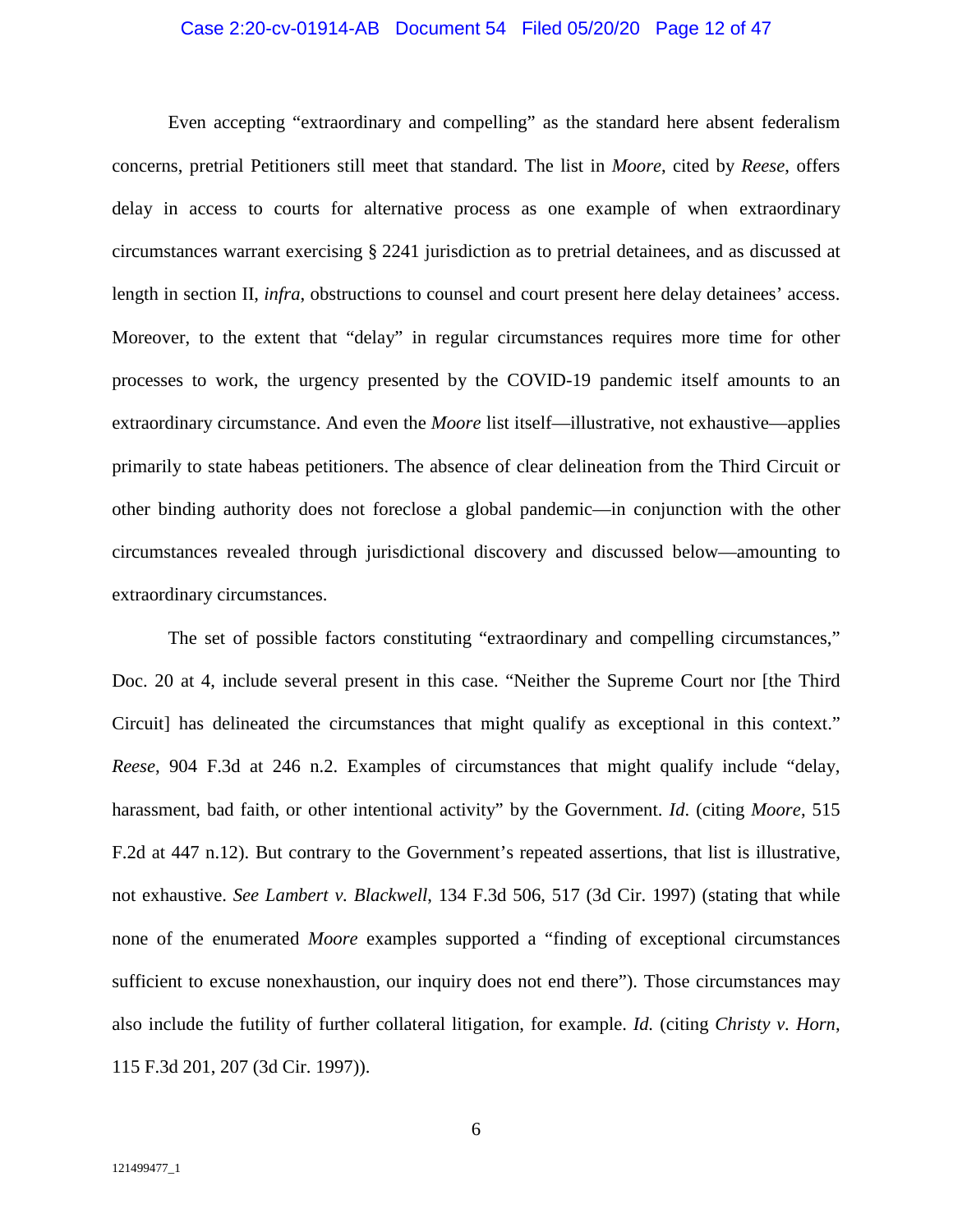Even accepting "extraordinary and compelling" as the standard here absent federalism concerns, pretrial Petitioners still meet that standard. The list in *Moore*, cited by *Reese*, offers delay in access to courts for alternative process as one example of when extraordinary circumstances warrant exercising § 2241 jurisdiction as to pretrial detainees, and as discussed at length in section II, *infra*, obstructions to counsel and court present here delay detainees' access. Moreover, to the extent that "delay" in regular circumstances requires more time for other processes to work, the urgency presented by the COVID-19 pandemic itself amounts to an extraordinary circumstance. And even the *Moore* list itself—illustrative, not exhaustive—applies primarily to state habeas petitioners. The absence of clear delineation from the Third Circuit or other binding authority does not foreclose a global pandemic—in conjunction with the other circumstances revealed through jurisdictional discovery and discussed below—amounting to extraordinary circumstances.

The set of possible factors constituting "extraordinary and compelling circumstances," Doc. 20 at 4, include several present in this case. "Neither the Supreme Court nor [the Third Circuit] has delineated the circumstances that might qualify as exceptional in this context." *Reese*, 904 F.3d at 246 n.2. Examples of circumstances that might qualify include "delay, harassment, bad faith, or other intentional activity" by the Government. *Id*. (citing *Moore*, 515 F.2d at 447 n.12). But contrary to the Government's repeated assertions, that list is illustrative, not exhaustive. *See Lambert v. Blackwell*, 134 F.3d 506, 517 (3d Cir. 1997) (stating that while none of the enumerated *Moore* examples supported a "finding of exceptional circumstances sufficient to excuse nonexhaustion, our inquiry does not end there"). Those circumstances may also include the futility of further collateral litigation, for example. *Id.* (citing *Christy v. Horn*, 115 F.3d 201, 207 (3d Cir. 1997)).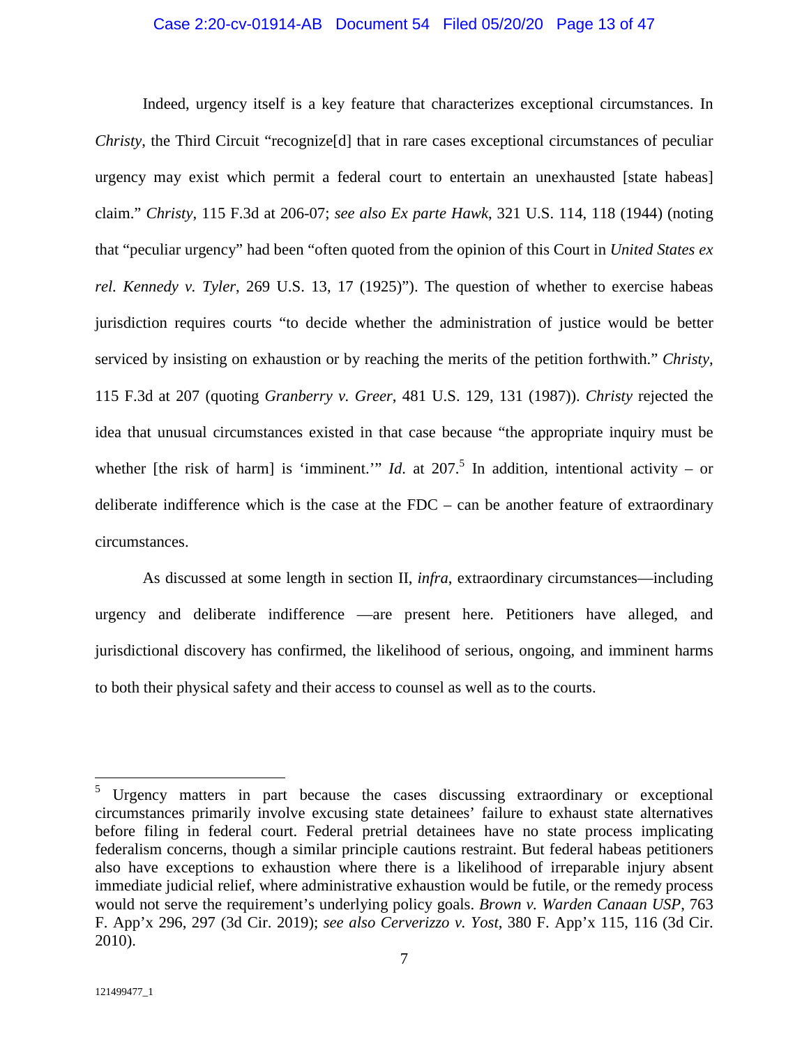Indeed, urgency itself is a key feature that characterizes exceptional circumstances. In *Christy*, the Third Circuit "recognize[d] that in rare cases exceptional circumstances of peculiar urgency may exist which permit a federal court to entertain an unexhausted [state habeas] claim." *Christy*, 115 F.3d at 206-07; *see also Ex parte Hawk*, 321 U.S. 114, 118 (1944) (noting that "peculiar urgency" had been "often quoted from the opinion of this Court in *United States ex rel. Kennedy v. Tyler*, 269 U.S. 13, 17 (1925)"). The question of whether to exercise habeas jurisdiction requires courts "to decide whether the administration of justice would be better serviced by insisting on exhaustion or by reaching the merits of the petition forthwith." *Christy*, 115 F.3d at 207 (quoting *Granberry v. Greer*, 481 U.S. 129, 131 (1987)). *Christy* rejected the idea that unusual circumstances existed in that case because "the appropriate inquiry must be whether [the risk of harm] is 'imminent.'" *Id.* at 207.[5] In addition, intentional activity – or deliberate indifference which is the case at the FDC – can be another feature of extraordinary circumstances.

As discussed at some length in section II, *infra*, extraordinary circumstances—including urgency and deliberate indifference —are present here. Petitioners have alleged, and jurisdictional discovery has confirmed, the likelihood of serious, ongoing, and imminent harms to both their physical safety and their access to counsel as well as to the courts.

[5] Urgency matters in part because the cases discussing extraordinary or exceptional circumstances primarily involve excusing state detainees' failure to exhaust state alternatives before filing in federal court. Federal pretrial detainees have no state process implicating federalism concerns, though a similar principle cautions restraint. But federal habeas petitioners also have exceptions to exhaustion where there is a likelihood of irreparable injury absent immediate judicial relief, where administrative exhaustion would be futile, or the remedy process would not serve the requirement's underlying policy goals. *Brown v. Warden Canaan USP*, 763 F. App'x 296, 297 (3d Cir. 2019); *see also Cerverizzo v. Yost*, 380 F. App'x 115, 116 (3d Cir. 2010).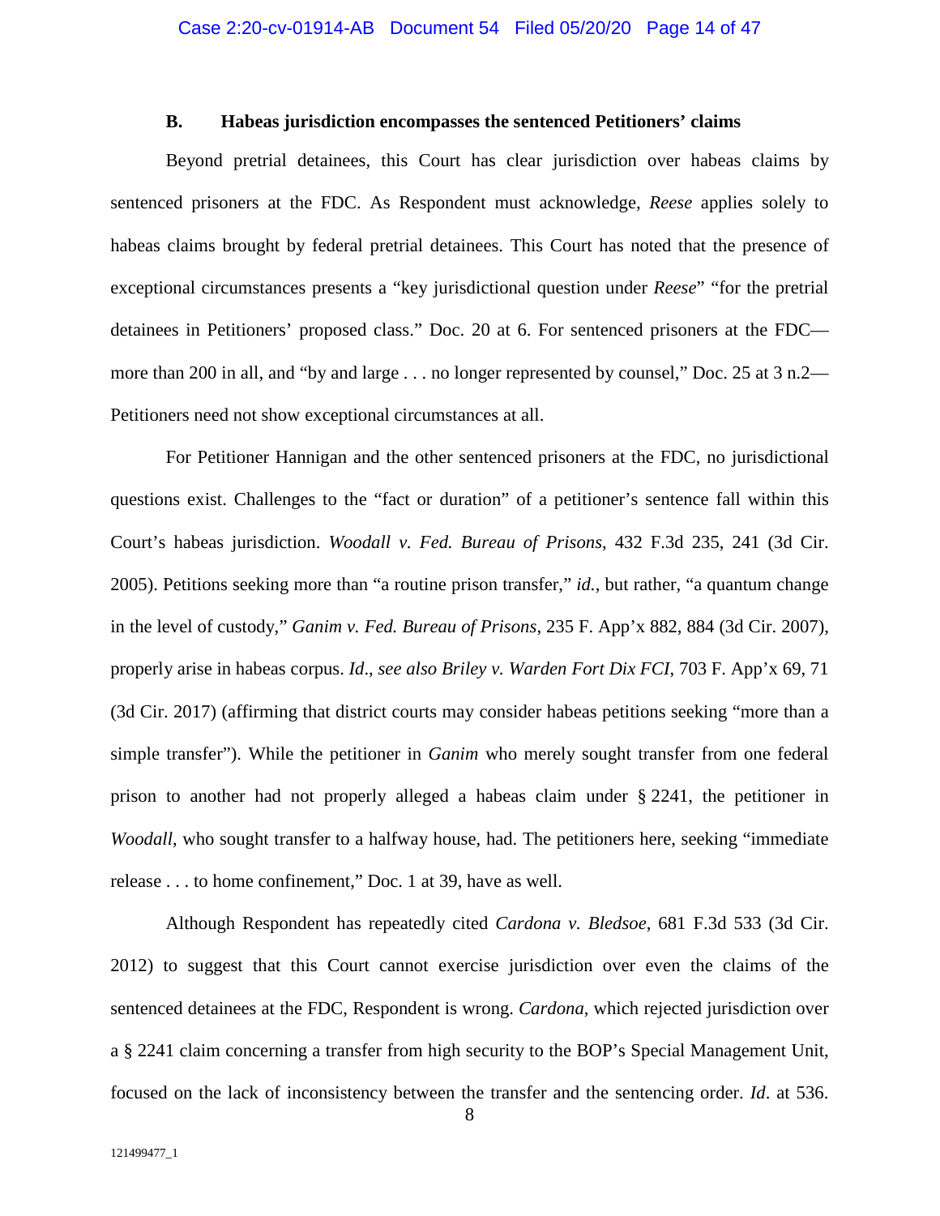### B. Habeas jurisdiction encompasses the sentenced Petitioners' claims

Beyond pretrial detainees, this Court has clear jurisdiction over habeas claims by sentenced prisoners at the FDC. As Respondent must acknowledge, *Reese* applies solely to habeas claims brought by federal pretrial detainees. This Court has noted that the presence of exceptional circumstances presents a "key jurisdictional question under *Reese*" "for the pretrial detainees in Petitioners' proposed class." Doc. 20 at 6. For sentenced prisoners at the FDC—more than 200 in all, and "by and large . . . no longer represented by counsel," Doc. 25 at 3 n.2—Petitioners need not show exceptional circumstances at all.

For Petitioner Hannigan and the other sentenced prisoners at the FDC, no jurisdictional questions exist. Challenges to the "fact or duration" of a petitioner's sentence fall within this Court's habeas jurisdiction. *Woodall v. Fed. Bureau of Prisons*, 432 F.3d 235, 241 (3d Cir. 2005). Petitions seeking more than "a routine prison transfer," *id.*, but rather, "a quantum change in the level of custody," *Ganim v. Fed. Bureau of Prisons*, 235 F. App'x 882, 884 (3d Cir. 2007), properly arise in habeas corpus. *Id*., *see also Briley v. Warden Fort Dix FCI*, 703 F. App'x 69, 71 (3d Cir. 2017) (affirming that district courts may consider habeas petitions seeking "more than a simple transfer"). While the petitioner in *Ganim* who merely sought transfer from one federal prison to another had not properly alleged a habeas claim under § 2241, the petitioner in *Woodall*, who sought transfer to a halfway house, had. The petitioners here, seeking "immediate release . . . to home confinement," Doc. 1 at 39, have as well.

Although Respondent has repeatedly cited *Cardona v. Bledsoe*, 681 F.3d 533 (3d Cir. 2012) to suggest that this Court cannot exercise jurisdiction over even the claims of the sentenced detainees at the FDC, Respondent is wrong. *Cardona*, which rejected jurisdiction over a § 2241 claim concerning a transfer from high security to the BOP's Special Management Unit, focused on the lack of inconsistency between the transfer and the sentencing order. *Id*. at 536.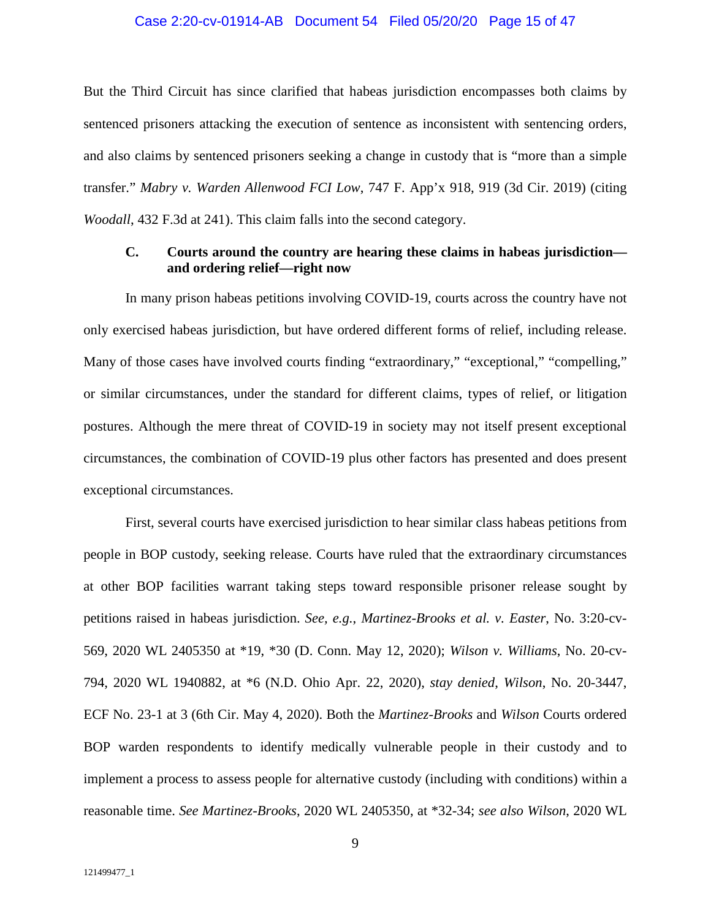But the Third Circuit has since clarified that habeas jurisdiction encompasses both claims by sentenced prisoners attacking the execution of sentence as inconsistent with sentencing orders, and also claims by sentenced prisoners seeking a change in custody that is "more than a simple transfer." *Mabry v. Warden Allenwood FCI Low*, 747 F. App'x 918, 919 (3d Cir. 2019) (citing *Woodall*, 432 F.3d at 241). This claim falls into the second category.

### C. Courts around the country are hearing these claims in habeas jurisdiction—and ordering relief—right now

In many prison habeas petitions involving COVID-19, courts across the country have not only exercised habeas jurisdiction, but have ordered different forms of relief, including release. Many of those cases have involved courts finding "extraordinary," "exceptional," "compelling," or similar circumstances, under the standard for different claims, types of relief, or litigation postures. Although the mere threat of COVID-19 in society may not itself present exceptional circumstances, the combination of COVID-19 plus other factors has presented and does present exceptional circumstances.

First, several courts have exercised jurisdiction to hear similar class habeas petitions from people in BOP custody, seeking release. Courts have ruled that the extraordinary circumstances at other BOP facilities warrant taking steps toward responsible prisoner release sought by petitions raised in habeas jurisdiction. *See, e.g.*, *Martinez-Brooks et al. v. Easter*, No. 3:20-cv-569, 2020 WL 2405350 at *19, *30 (D. Conn. May 12, 2020); *Wilson v. Williams*, No. 20-cv-794, 2020 WL 1940882, at *6 (N.D. Ohio Apr. 22, 2020), *stay denied*, *Wilson*, No. 20-3447, ECF No. 23-1 at 3 (6th Cir. May 4, 2020). Both the *Martinez-Brooks* and *Wilson* Courts ordered BOP warden respondents to identify medically vulnerable people in their custody and to implement a process to assess people for alternative custody (including with conditions) within a reasonable time. *See Martinez-Brooks*, 2020 WL 2405350, at *32-34; *see also Wilson*, 2020 WL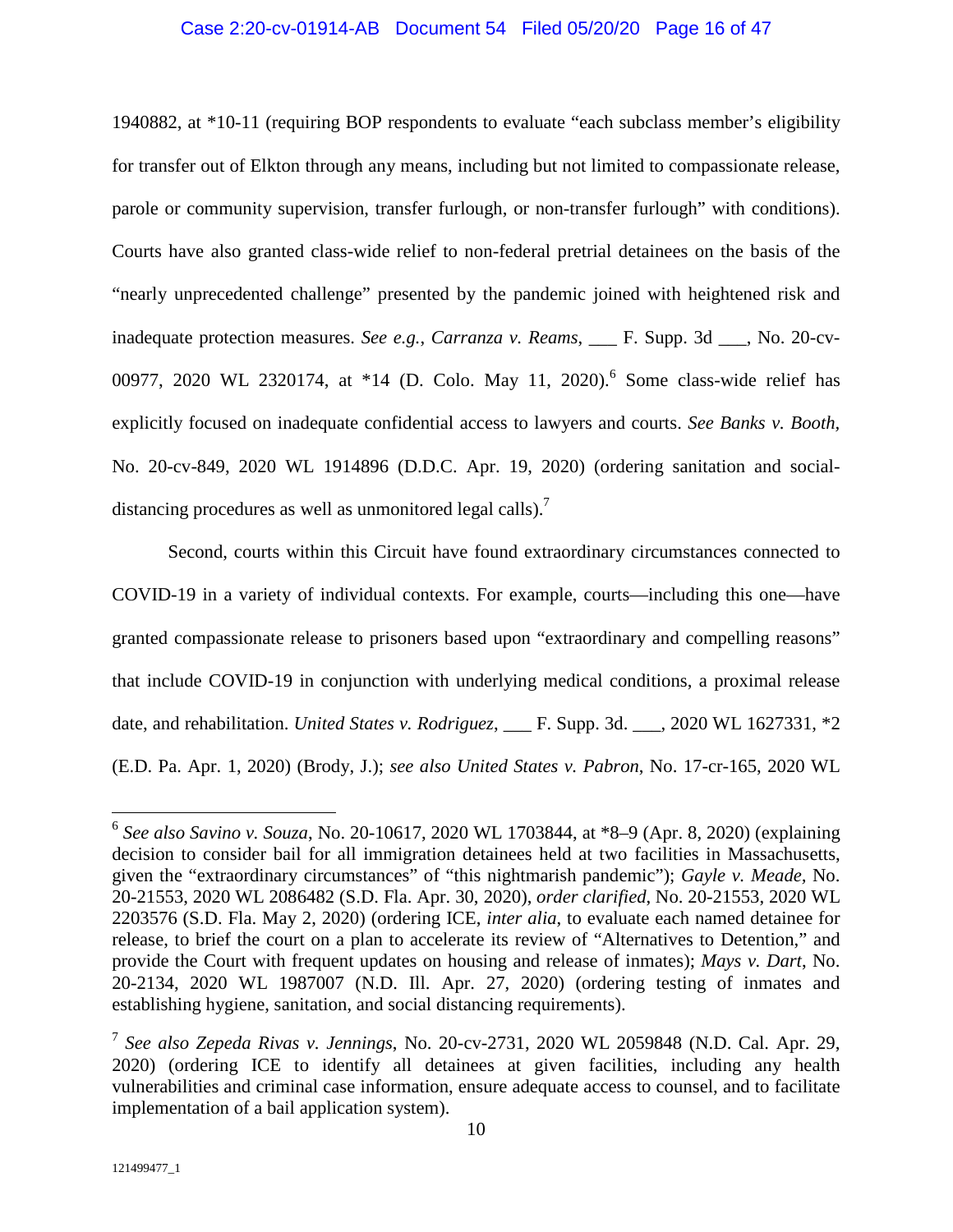1940882, at *10-11 (requiring BOP respondents to evaluate "each subclass member's eligibility for transfer out of Elkton through any means, including but not limited to compassionate release, parole or community supervision, transfer furlough, or non-transfer furlough" with conditions). Courts have also granted class-wide relief to non-federal pretrial detainees on the basis of the "nearly unprecedented challenge" presented by the pandemic joined with heightened risk and inadequate protection measures. *See e.g.*, *Carranza v. Reams*, ___ F. Supp. 3d ___, No. 20-cv-00977, 2020 WL 2320174, at *14 (D. Colo. May 11, 2020).[6] Some class-wide relief has explicitly focused on inadequate confidential access to lawyers and courts. *See Banks v. Booth*, No. 20-cv-849, 2020 WL 1914896 (D.D.C. Apr. 19, 2020) (ordering sanitation and social-distancing procedures as well as unmonitored legal calls).[7]

Second, courts within this Circuit have found extraordinary circumstances connected to COVID-19 in a variety of individual contexts. For example, courts—including this one—have granted compassionate release to prisoners based upon "extraordinary and compelling reasons" that include COVID-19 in conjunction with underlying medical conditions, a proximal release date, and rehabilitation. *United States v. Rodriguez*, ___ F. Supp. 3d. ___, 2020 WL 1627331, *2 (E.D. Pa. Apr. 1, 2020) (Brody, J.); *see also United States v. Pabron*, No. 17-cr-165, 2020 WL

---

[6] *See also Savino v. Souza*, No. 20-10617, 2020 WL 1703844, at *8–9 (Apr. 8, 2020) (explaining decision to consider bail for all immigration detainees held at two facilities in Massachusetts, given the "extraordinary circumstances" of "this nightmarish pandemic"); *Gayle v. Meade*, No. 20-21553, 2020 WL 2086482 (S.D. Fla. Apr. 30, 2020), *order clarified*, No. 20-21553, 2020 WL 2203576 (S.D. Fla. May 2, 2020) (ordering ICE, *inter alia*, to evaluate each named detainee for release, to brief the court on a plan to accelerate its review of "Alternatives to Detention," and provide the Court with frequent updates on housing and release of inmates); *Mays v. Dart*, No. 20-2134, 2020 WL 1987007 (N.D. Ill. Apr. 27, 2020) (ordering testing of inmates and establishing hygiene, sanitation, and social distancing requirements).

[7] *See also Zepeda Rivas v. Jennings*, No. 20-cv-2731, 2020 WL 2059848 (N.D. Cal. Apr. 29, 2020) (ordering ICE to identify all detainees at given facilities, including any health vulnerabilities and criminal case information, ensure adequate access to counsel, and to facilitate implementation of a bail application system).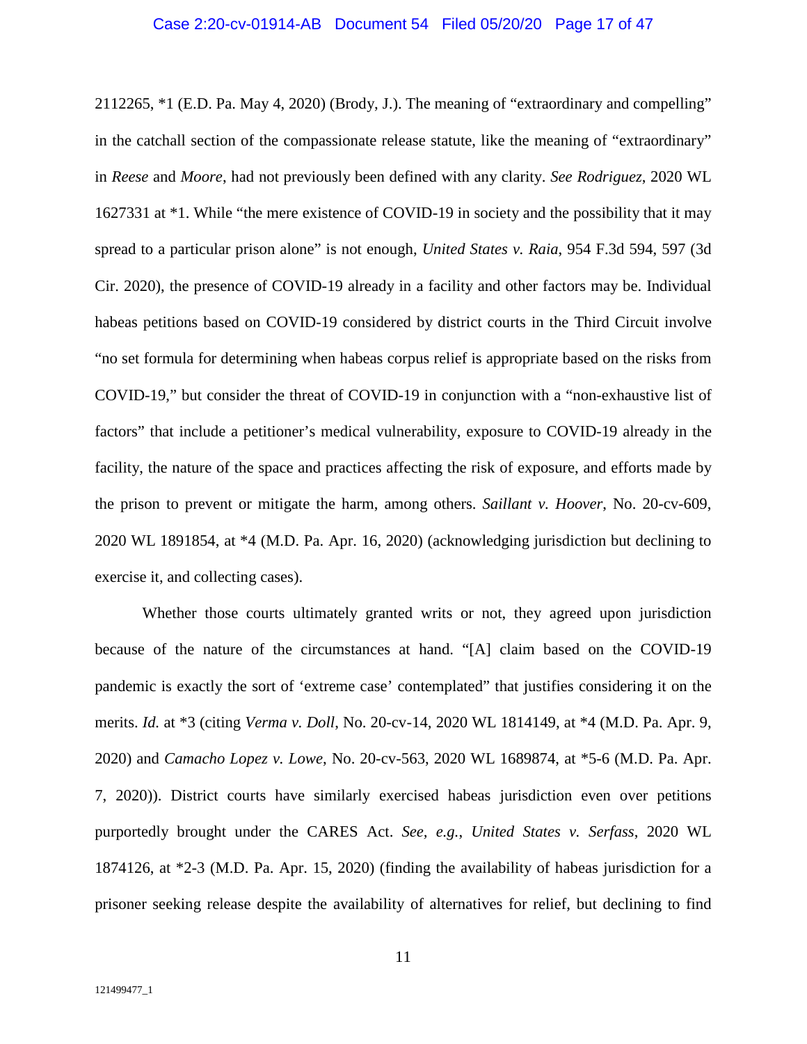2112265, *1 (E.D. Pa. May 4, 2020) (Brody, J.). The meaning of "extraordinary and compelling" in the catchall section of the compassionate release statute, like the meaning of "extraordinary" in *Reese* and *Moore*, had not previously been defined with any clarity. *See Rodriguez*, 2020 WL 1627331 at *1. While "the mere existence of COVID-19 in society and the possibility that it may spread to a particular prison alone" is not enough, *United States v. Raia*, 954 F.3d 594, 597 (3d Cir. 2020), the presence of COVID-19 already in a facility and other factors may be. Individual habeas petitions based on COVID-19 considered by district courts in the Third Circuit involve "no set formula for determining when habeas corpus relief is appropriate based on the risks from COVID-19," but consider the threat of COVID-19 in conjunction with a "non-exhaustive list of factors" that include a petitioner's medical vulnerability, exposure to COVID-19 already in the facility, the nature of the space and practices affecting the risk of exposure, and efforts made by the prison to prevent or mitigate the harm, among others. *Saillant v. Hoover*, No. 20-cv-609, 2020 WL 1891854, at *4 (M.D. Pa. Apr. 16, 2020) (acknowledging jurisdiction but declining to exercise it, and collecting cases).

Whether those courts ultimately granted writs or not, they agreed upon jurisdiction because of the nature of the circumstances at hand. "[A] claim based on the COVID-19 pandemic is exactly the sort of 'extreme case' contemplated" that justifies considering it on the merits. *Id.* at *3 (citing *Verma v. Doll*, No. 20-cv-14, 2020 WL 1814149, at *4 (M.D. Pa. Apr. 9, 2020) and *Camacho Lopez v. Lowe*, No. 20-cv-563, 2020 WL 1689874, at *5-6 (M.D. Pa. Apr. 7, 2020)). District courts have similarly exercised habeas jurisdiction even over petitions purportedly brought under the CARES Act. *See, e.g.*, *United States v. Serfass*, 2020 WL 1874126, at *2-3 (M.D. Pa. Apr. 15, 2020) (finding the availability of habeas jurisdiction for a prisoner seeking release despite the availability of alternatives for relief, but declining to find

121499477_1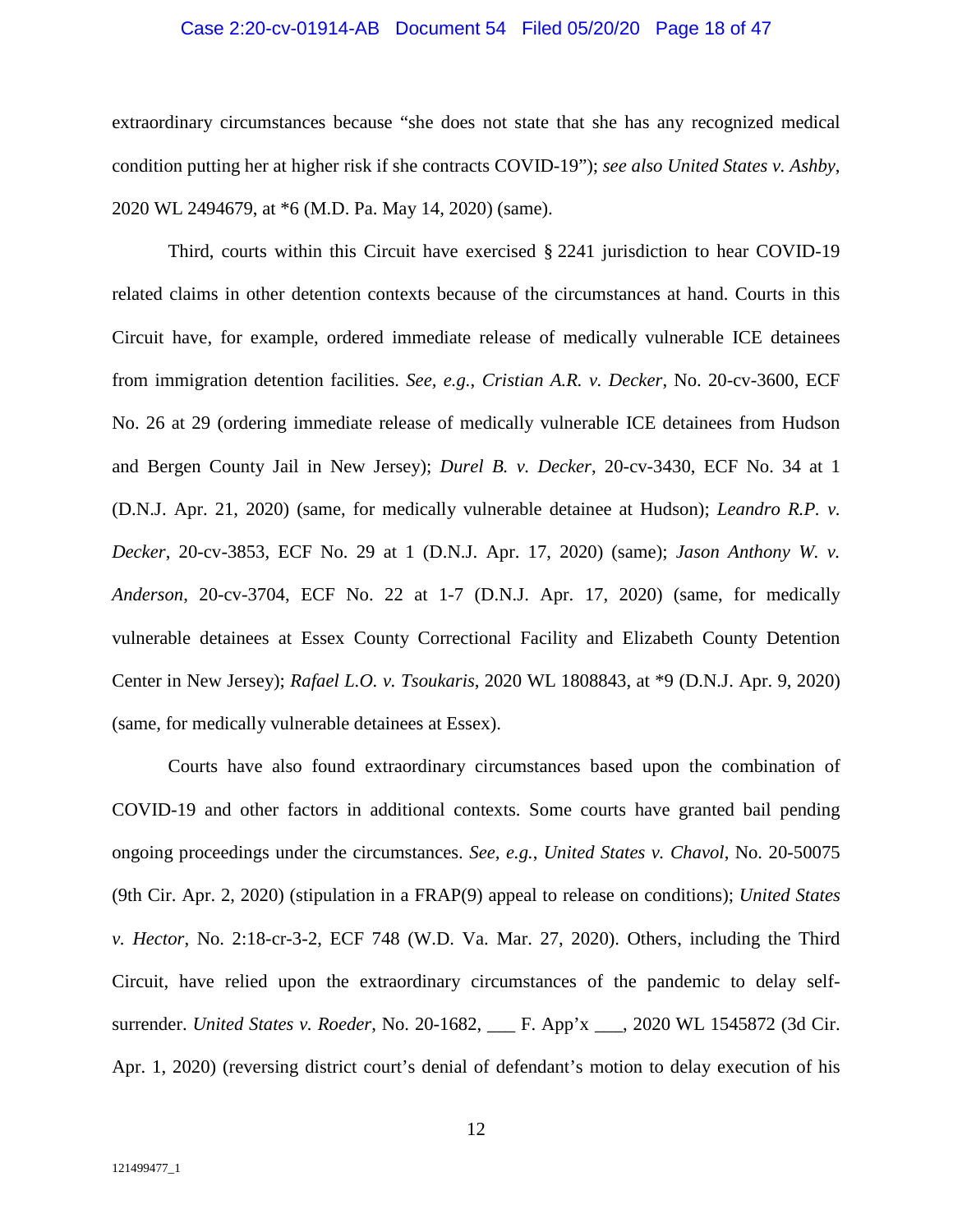extraordinary circumstances because "she does not state that she has any recognized medical condition putting her at higher risk if she contracts COVID-19"); *see also United States v. Ashby*, 2020 WL 2494679, at *6 (M.D. Pa. May 14, 2020) (same).

Third, courts within this Circuit have exercised § 2241 jurisdiction to hear COVID-19 related claims in other detention contexts because of the circumstances at hand. Courts in this Circuit have, for example, ordered immediate release of medically vulnerable ICE detainees from immigration detention facilities. *See, e.g.*, *Cristian A.R. v. Decker*, No. 20-cv-3600, ECF No. 26 at 29 (ordering immediate release of medically vulnerable ICE detainees from Hudson and Bergen County Jail in New Jersey); *Durel B. v. Decker*, 20-cv-3430, ECF No. 34 at 1 (D.N.J. Apr. 21, 2020) (same, for medically vulnerable detainee at Hudson); *Leandro R.P. v. Decker*, 20-cv-3853, ECF No. 29 at 1 (D.N.J. Apr. 17, 2020) (same); *Jason Anthony W. v. Anderson*, 20-cv-3704, ECF No. 22 at 1-7 (D.N.J. Apr. 17, 2020) (same, for medically vulnerable detainees at Essex County Correctional Facility and Elizabeth County Detention Center in New Jersey); *Rafael L.O. v. Tsoukaris*, 2020 WL 1808843, at *9 (D.N.J. Apr. 9, 2020) (same, for medically vulnerable detainees at Essex).

Courts have also found extraordinary circumstances based upon the combination of COVID-19 and other factors in additional contexts. Some courts have granted bail pending ongoing proceedings under the circumstances. *See, e.g.*, *United States v. Chavol*, No. 20-50075 (9th Cir. Apr. 2, 2020) (stipulation in a FRAP(9) appeal to release on conditions); *United States v. Hector*, No. 2:18-cr-3-2, ECF 748 (W.D. Va. Mar. 27, 2020). Others, including the Third Circuit, have relied upon the extraordinary circumstances of the pandemic to delay self-surrender. *United States v. Roeder*, No. 20-1682, ___ F. App'x ___, 2020 WL 1545872 (3d Cir. Apr. 1, 2020) (reversing district court's denial of defendant's motion to delay execution of his

121499477_1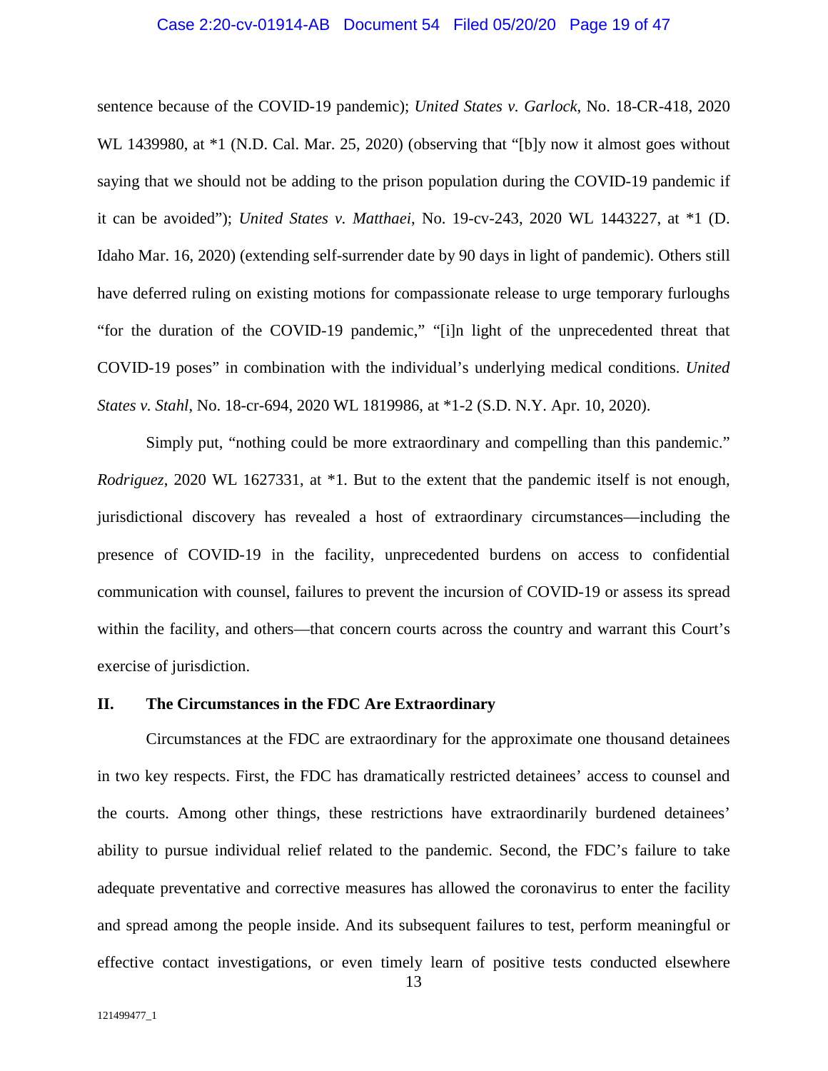sentence because of the COVID-19 pandemic); *United States v. Garlock*, No. 18-CR-418, 2020 WL 1439980, at *1 (N.D. Cal. Mar. 25, 2020) (observing that "[b]y now it almost goes without saying that we should not be adding to the prison population during the COVID-19 pandemic if it can be avoided"); *United States v. Matthaei*, No. 19-cv-243, 2020 WL 1443227, at *1 (D. Idaho Mar. 16, 2020) (extending self-surrender date by 90 days in light of pandemic). Others still have deferred ruling on existing motions for compassionate release to urge temporary furloughs "for the duration of the COVID-19 pandemic," "[i]n light of the unprecedented threat that COVID-19 poses" in combination with the individual's underlying medical conditions. *United States v. Stahl*, No. 18-cr-694, 2020 WL 1819986, at *1-2 (S.D. N.Y. Apr. 10, 2020).

Simply put, "nothing could be more extraordinary and compelling than this pandemic." *Rodriguez*, 2020 WL 1627331, at *1. But to the extent that the pandemic itself is not enough, jurisdictional discovery has revealed a host of extraordinary circumstances—including the presence of COVID-19 in the facility, unprecedented burdens on access to confidential communication with counsel, failures to prevent the incursion of COVID-19 or assess its spread within the facility, and others—that concern courts across the country and warrant this Court's exercise of jurisdiction.

## II. The Circumstances in the FDC Are Extraordinary

Circumstances at the FDC are extraordinary for the approximate one thousand detainees in two key respects. First, the FDC has dramatically restricted detainees' access to counsel and the courts. Among other things, these restrictions have extraordinarily burdened detainees' ability to pursue individual relief related to the pandemic. Second, the FDC's failure to take adequate preventative and corrective measures has allowed the coronavirus to enter the facility and spread among the people inside. And its subsequent failures to test, perform meaningful or effective contact investigations, or even timely learn of positive tests conducted elsewhere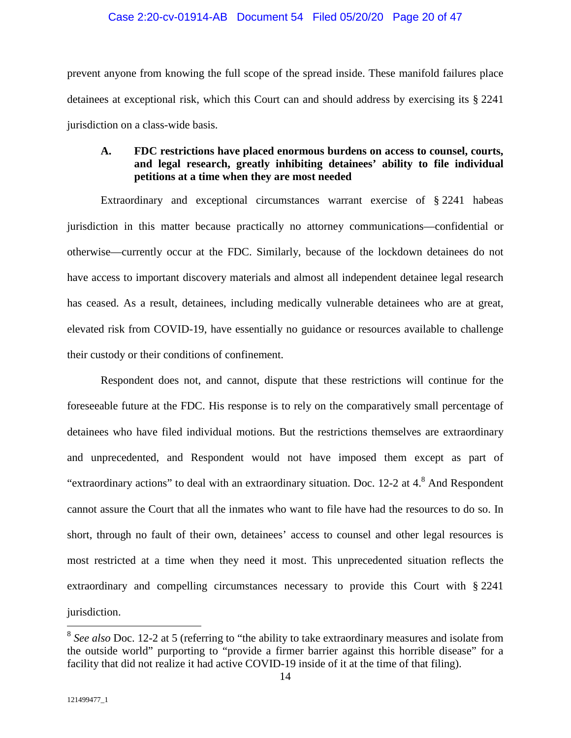prevent anyone from knowing the full scope of the spread inside. These manifold failures place detainees at exceptional risk, which this Court can and should address by exercising its § 2241 jurisdiction on a class-wide basis.

### A. FDC restrictions have placed enormous burdens on access to counsel, courts, and legal research, greatly inhibiting detainees' ability to file individual petitions at a time when they are most needed

Extraordinary and exceptional circumstances warrant exercise of § 2241 habeas jurisdiction in this matter because practically no attorney communications—confidential or otherwise—currently occur at the FDC. Similarly, because of the lockdown detainees do not have access to important discovery materials and almost all independent detainee legal research has ceased. As a result, detainees, including medically vulnerable detainees who are at great, elevated risk from COVID-19, have essentially no guidance or resources available to challenge their custody or their conditions of confinement.

Respondent does not, and cannot, dispute that these restrictions will continue for the foreseeable future at the FDC. His response is to rely on the comparatively small percentage of detainees who have filed individual motions. But the restrictions themselves are extraordinary and unprecedented, and Respondent would not have imposed them except as part of "extraordinary actions" to deal with an extraordinary situation. Doc. 12-2 at 4.[8] And Respondent cannot assure the Court that all the inmates who want to file have had the resources to do so. In short, through no fault of their own, detainees' access to counsel and other legal resources is most restricted at a time when they need it most. This unprecedented situation reflects the extraordinary and compelling circumstances necessary to provide this Court with § 2241 jurisdiction.

---

[8] *See also* Doc. 12-2 at 5 (referring to "the ability to take extraordinary measures and isolate from the outside world" purporting to "provide a firmer barrier against this horrible disease" for a facility that did not realize it had active COVID-19 inside of it at the time of that filing).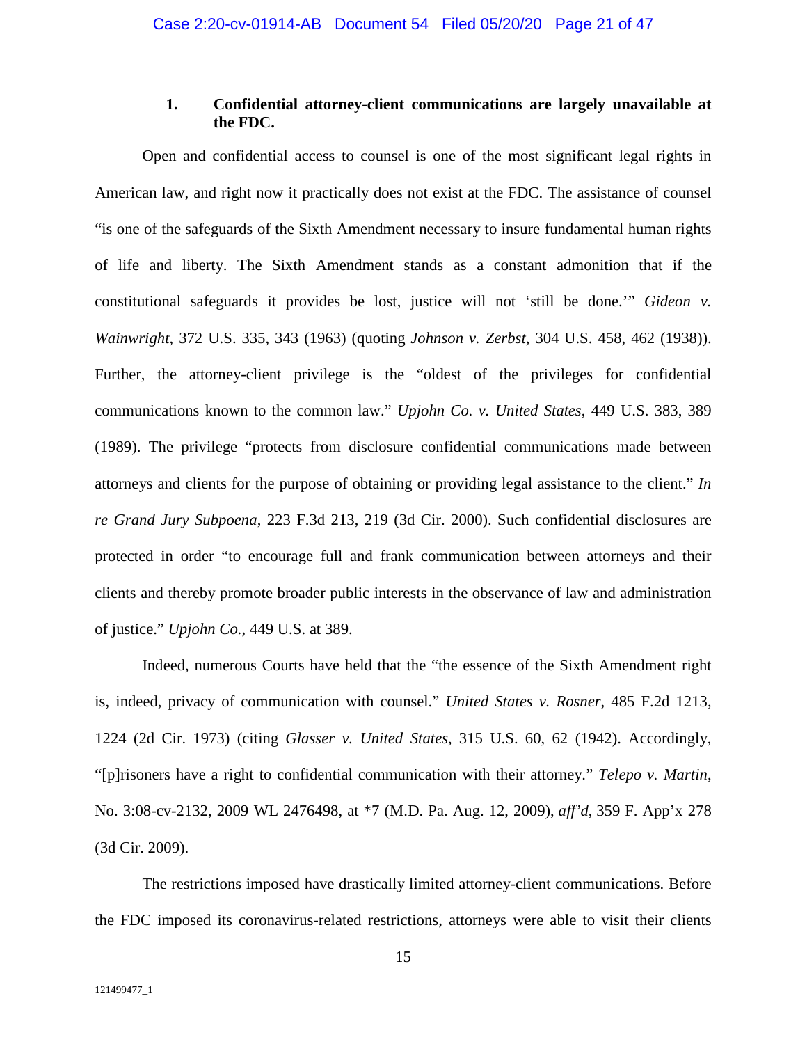### 1. Confidential attorney-client communications are largely unavailable at the FDC.

Open and confidential access to counsel is one of the most significant legal rights in American law, and right now it practically does not exist at the FDC. The assistance of counsel "is one of the safeguards of the Sixth Amendment necessary to insure fundamental human rights of life and liberty. The Sixth Amendment stands as a constant admonition that if the constitutional safeguards it provides be lost, justice will not 'still be done.'" *Gideon v. Wainwright*, 372 U.S. 335, 343 (1963) (quoting *Johnson v. Zerbst*, 304 U.S. 458, 462 (1938)). Further, the attorney-client privilege is the "oldest of the privileges for confidential communications known to the common law." *Upjohn Co. v. United States*, 449 U.S. 383, 389 (1989). The privilege "protects from disclosure confidential communications made between attorneys and clients for the purpose of obtaining or providing legal assistance to the client." *In re Grand Jury Subpoena*, 223 F.3d 213, 219 (3d Cir. 2000). Such confidential disclosures are protected in order "to encourage full and frank communication between attorneys and their clients and thereby promote broader public interests in the observance of law and administration of justice." *Upjohn Co.*, 449 U.S. at 389.

Indeed, numerous Courts have held that the "the essence of the Sixth Amendment right is, indeed, privacy of communication with counsel." *United States v. Rosner*, 485 F.2d 1213, 1224 (2d Cir. 1973) (citing *Glasser v. United States*, 315 U.S. 60, 62 (1942). Accordingly, "[p]risoners have a right to confidential communication with their attorney." *Telepo v. Martin*, No. 3:08-cv-2132, 2009 WL 2476498, at *7 (M.D. Pa. Aug. 12, 2009), *aff'd*, 359 F. App'x 278 (3d Cir. 2009).

The restrictions imposed have drastically limited attorney-client communications. Before the FDC imposed its coronavirus-related restrictions, attorneys were able to visit their clients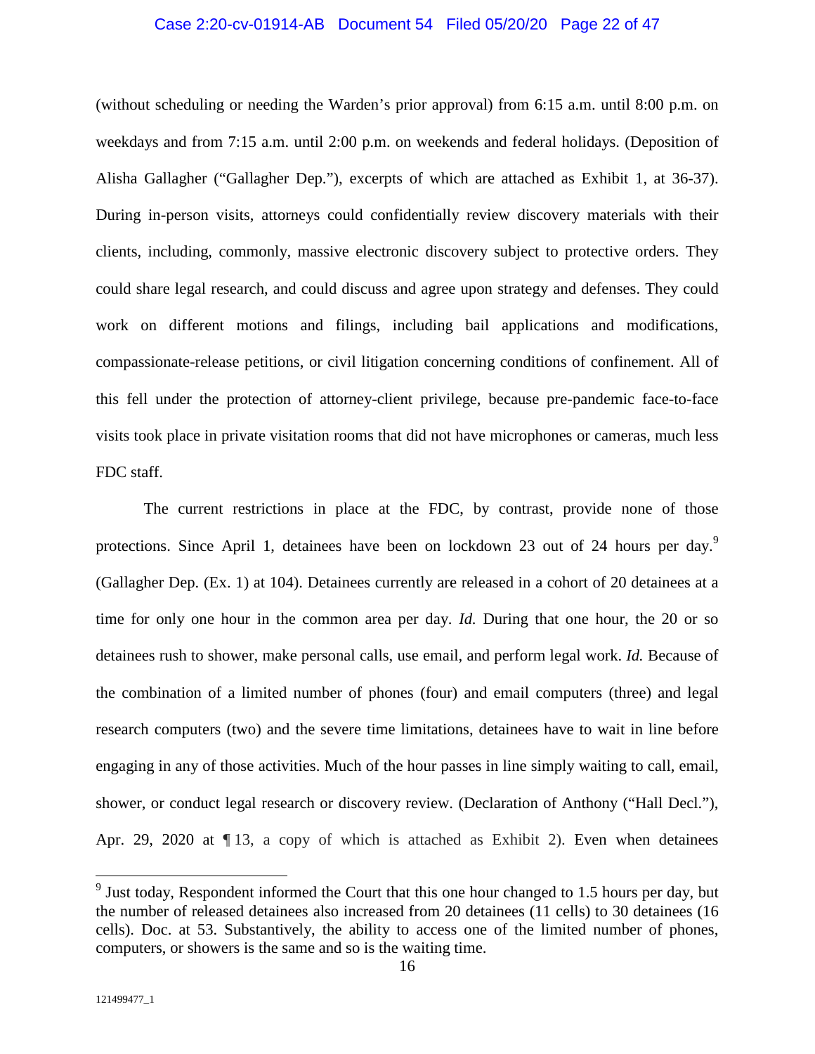(without scheduling or needing the Warden's prior approval) from 6:15 a.m. until 8:00 p.m. on weekdays and from 7:15 a.m. until 2:00 p.m. on weekends and federal holidays. (Deposition of Alisha Gallagher ("Gallagher Dep."), excerpts of which are attached as Exhibit 1, at 36-37). During in-person visits, attorneys could confidentially review discovery materials with their clients, including, commonly, massive electronic discovery subject to protective orders. They could share legal research, and could discuss and agree upon strategy and defenses. They could work on different motions and filings, including bail applications and modifications, compassionate-release petitions, or civil litigation concerning conditions of confinement. All of this fell under the protection of attorney-client privilege, because pre-pandemic face-to-face visits took place in private visitation rooms that did not have microphones or cameras, much less FDC staff.

The current restrictions in place at the FDC, by contrast, provide none of those protections. Since April 1, detainees have been on lockdown 23 out of 24 hours per day.[9] (Gallagher Dep. (Ex. 1) at 104). Detainees currently are released in a cohort of 20 detainees at a time for only one hour in the common area per day. *Id.* During that one hour, the 20 or so detainees rush to shower, make personal calls, use email, and perform legal work. *Id.* Because of the combination of a limited number of phones (four) and email computers (three) and legal research computers (two) and the severe time limitations, detainees have to wait in line before engaging in any of those activities. Much of the hour passes in line simply waiting to call, email, shower, or conduct legal research or discovery review. (Declaration of Anthony ("Hall Decl."), Apr. 29, 2020 at ¶ 13, a copy of which is attached as Exhibit 2). Even when detainees

---

[9] Just today, Respondent informed the Court that this one hour changed to 1.5 hours per day, but the number of released detainees also increased from 20 detainees (11 cells) to 30 detainees (16 cells). Doc. at 53. Substantively, the ability to access one of the limited number of phones, computers, or showers is the same and so is the waiting time.

121499477_1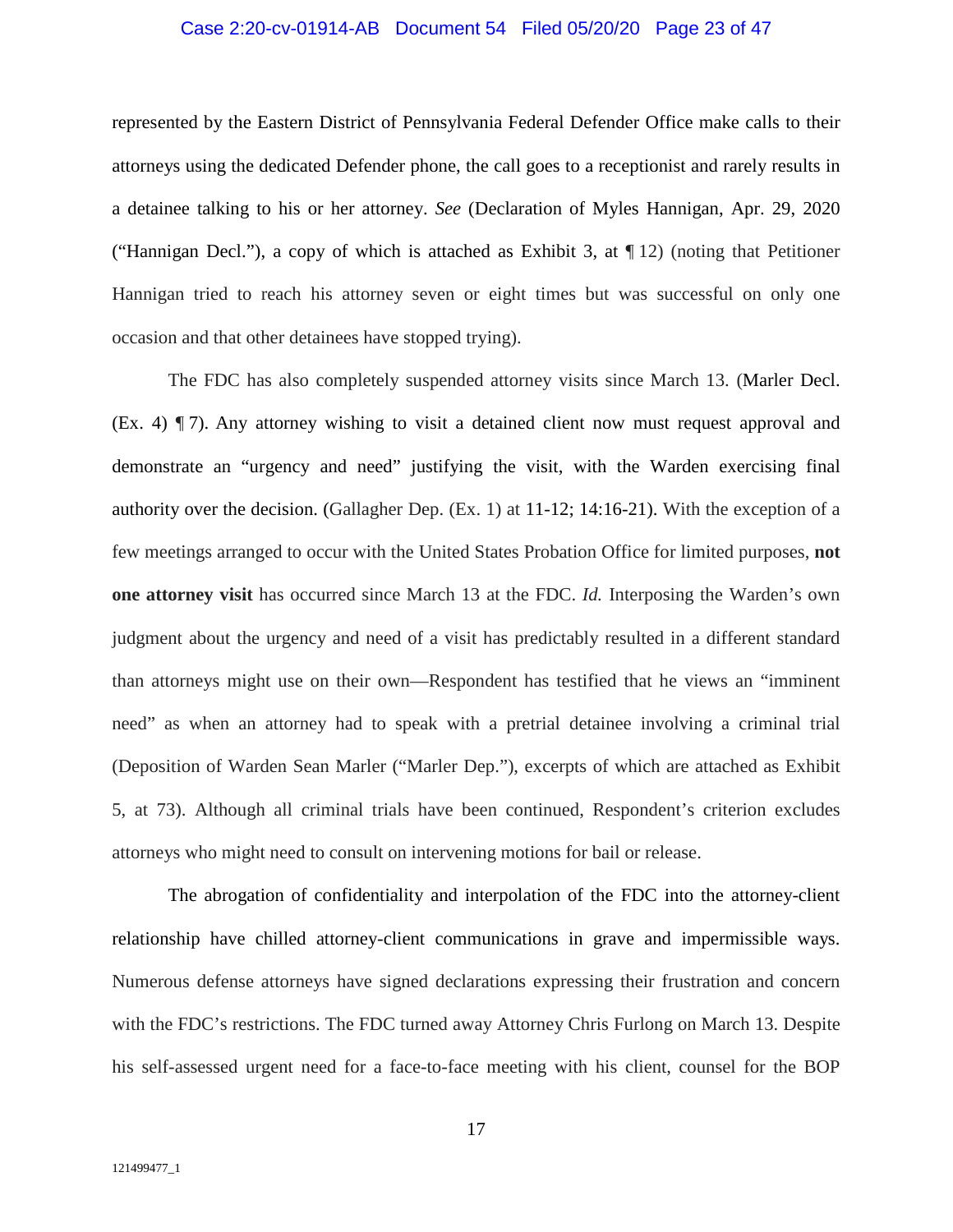represented by the Eastern District of Pennsylvania Federal Defender Office make calls to their attorneys using the dedicated Defender phone, the call goes to a receptionist and rarely results in a detainee talking to his or her attorney. *See* (Declaration of Myles Hannigan, Apr. 29, 2020 ("Hannigan Decl."), a copy of which is attached as Exhibit 3, at ¶ 12) (noting that Petitioner Hannigan tried to reach his attorney seven or eight times but was successful on only one occasion and that other detainees have stopped trying).

The FDC has also completely suspended attorney visits since March 13. (Marler Decl. (Ex. 4) ¶ 7). Any attorney wishing to visit a detained client now must request approval and demonstrate an "urgency and need" justifying the visit, with the Warden exercising final authority over the decision. (Gallagher Dep. (Ex. 1) at 11-12; 14:16-21). With the exception of a few meetings arranged to occur with the United States Probation Office for limited purposes, **not one attorney visit** has occurred since March 13 at the FDC. *Id.* Interposing the Warden's own judgment about the urgency and need of a visit has predictably resulted in a different standard than attorneys might use on their own—Respondent has testified that he views an "imminent need" as when an attorney had to speak with a pretrial detainee involving a criminal trial (Deposition of Warden Sean Marler ("Marler Dep."), excerpts of which are attached as Exhibit 5, at 73). Although all criminal trials have been continued, Respondent's criterion excludes attorneys who might need to consult on intervening motions for bail or release.

The abrogation of confidentiality and interpolation of the FDC into the attorney-client relationship have chilled attorney-client communications in grave and impermissible ways. Numerous defense attorneys have signed declarations expressing their frustration and concern with the FDC's restrictions. The FDC turned away Attorney Chris Furlong on March 13. Despite his self-assessed urgent need for a face-to-face meeting with his client, counsel for the BOP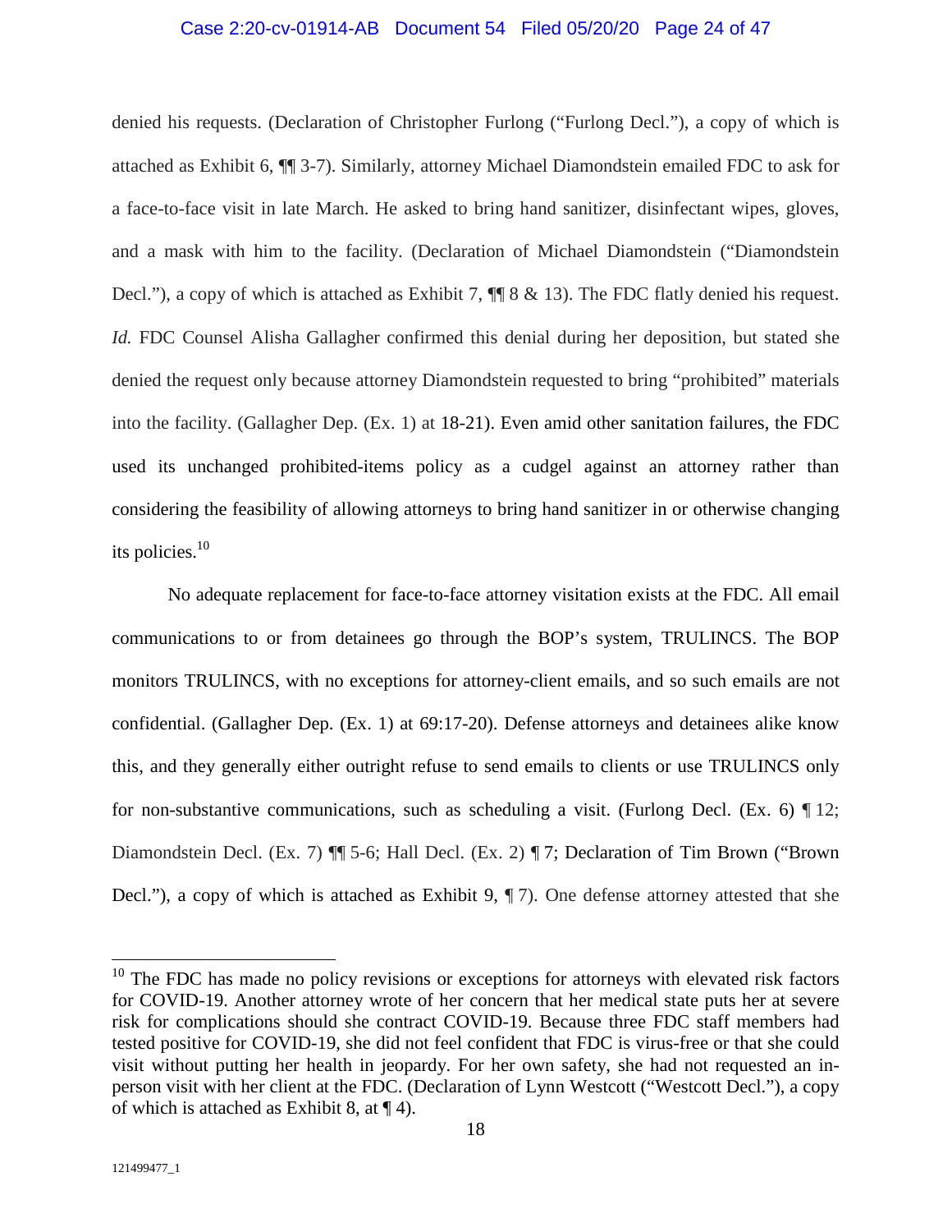denied his requests. (Declaration of Christopher Furlong ("Furlong Decl."), a copy of which is attached as Exhibit 6, ¶¶ 3-7). Similarly, attorney Michael Diamondstein emailed FDC to ask for a face-to-face visit in late March. He asked to bring hand sanitizer, disinfectant wipes, gloves, and a mask with him to the facility. (Declaration of Michael Diamondstein ("Diamondstein Decl."), a copy of which is attached as Exhibit 7, ¶¶ 8 & 13). The FDC flatly denied his request. *Id.* FDC Counsel Alisha Gallagher confirmed this denial during her deposition, but stated she denied the request only because attorney Diamondstein requested to bring "prohibited" materials into the facility. (Gallagher Dep. (Ex. 1) at 18-21). Even amid other sanitation failures, the FDC used its unchanged prohibited-items policy as a cudgel against an attorney rather than considering the feasibility of allowing attorneys to bring hand sanitizer in or otherwise changing its policies.[10]

No adequate replacement for face-to-face attorney visitation exists at the FDC. All email communications to or from detainees go through the BOP's system, TRULINCS. The BOP monitors TRULINCS, with no exceptions for attorney-client emails, and so such emails are not confidential. (Gallagher Dep. (Ex. 1) at 69:17-20). Defense attorneys and detainees alike know this, and they generally either outright refuse to send emails to clients or use TRULINCS only for non-substantive communications, such as scheduling a visit. (Furlong Decl. (Ex. 6) ¶ 12; Diamondstein Decl. (Ex. 7) ¶¶ 5-6; Hall Decl. (Ex. 2) ¶ 7; Declaration of Tim Brown ("Brown Decl."), a copy of which is attached as Exhibit 9, ¶ 7). One defense attorney attested that she

---

[10] The FDC has made no policy revisions or exceptions for attorneys with elevated risk factors for COVID-19. Another attorney wrote of her concern that her medical state puts her at severe risk for complications should she contract COVID-19. Because three FDC staff members had tested positive for COVID-19, she did not feel confident that FDC is virus-free or that she could visit without putting her health in jeopardy. For her own safety, she had not requested an in-person visit with her client at the FDC. (Declaration of Lynn Westcott ("Westcott Decl."), a copy of which is attached as Exhibit 8, at ¶ 4).

121499477_1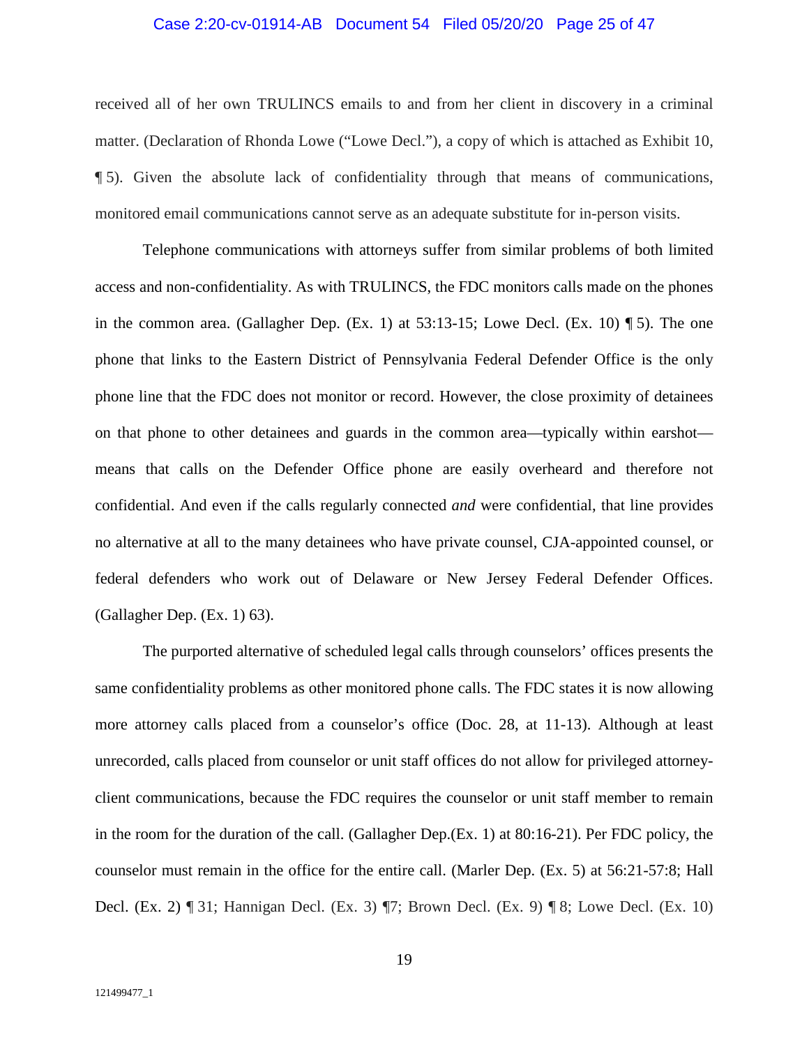received all of her own TRULINCS emails to and from her client in discovery in a criminal matter. (Declaration of Rhonda Lowe ("Lowe Decl."), a copy of which is attached as Exhibit 10, ¶ 5). Given the absolute lack of confidentiality through that means of communications, monitored email communications cannot serve as an adequate substitute for in-person visits.

Telephone communications with attorneys suffer from similar problems of both limited access and non-confidentiality. As with TRULINCS, the FDC monitors calls made on the phones in the common area. (Gallagher Dep. (Ex. 1) at 53:13-15; Lowe Decl. (Ex. 10) ¶ 5). The one phone that links to the Eastern District of Pennsylvania Federal Defender Office is the only phone line that the FDC does not monitor or record. However, the close proximity of detainees on that phone to other detainees and guards in the common area—typically within earshot—means that calls on the Defender Office phone are easily overheard and therefore not confidential. And even if the calls regularly connected *and* were confidential, that line provides no alternative at all to the many detainees who have private counsel, CJA-appointed counsel, or federal defenders who work out of Delaware or New Jersey Federal Defender Offices. (Gallagher Dep. (Ex. 1) 63).

The purported alternative of scheduled legal calls through counselors' offices presents the same confidentiality problems as other monitored phone calls. The FDC states it is now allowing more attorney calls placed from a counselor's office (Doc. 28, at 11-13). Although at least unrecorded, calls placed from counselor or unit staff offices do not allow for privileged attorney-client communications, because the FDC requires the counselor or unit staff member to remain in the room for the duration of the call. (Gallagher Dep.(Ex. 1) at 80:16-21). Per FDC policy, the counselor must remain in the office for the entire call. (Marler Dep. (Ex. 5) at 56:21-57:8; Hall Decl. (Ex. 2) ¶ 31; Hannigan Decl. (Ex. 3) ¶7; Brown Decl. (Ex. 9) ¶ 8; Lowe Decl. (Ex. 10)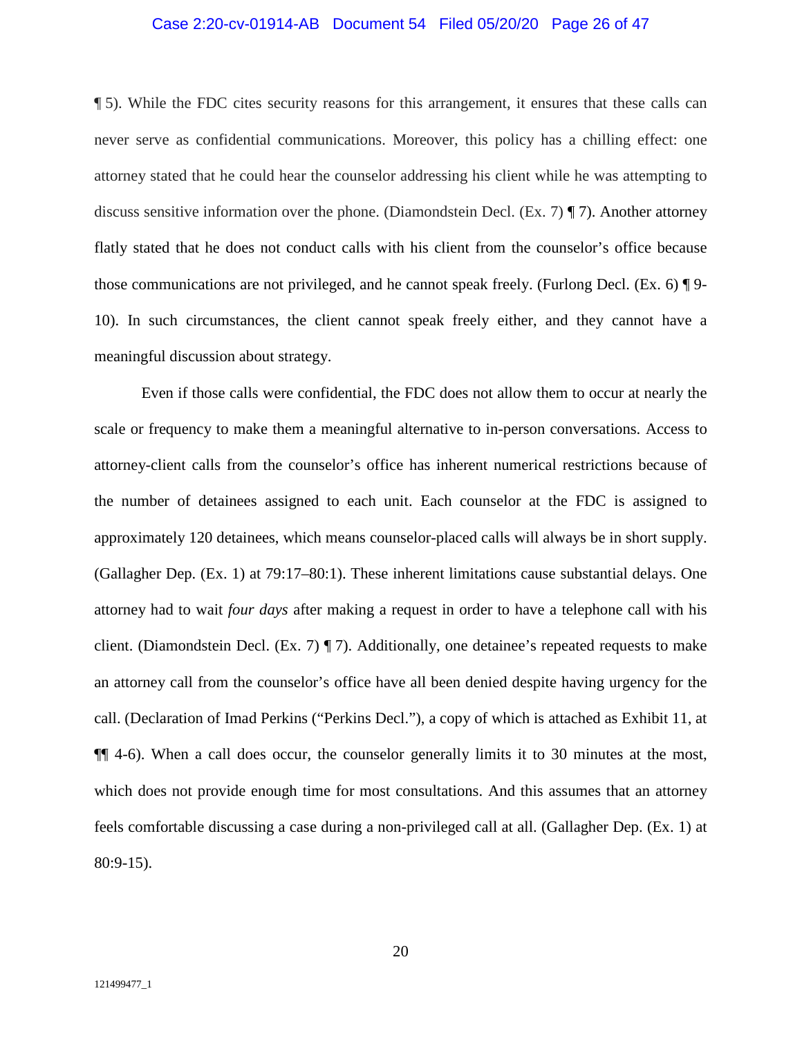¶ 5). While the FDC cites security reasons for this arrangement, it ensures that these calls can never serve as confidential communications. Moreover, this policy has a chilling effect: one attorney stated that he could hear the counselor addressing his client while he was attempting to discuss sensitive information over the phone. (Diamondstein Decl. (Ex. 7) ¶ 7). Another attorney flatly stated that he does not conduct calls with his client from the counselor's office because those communications are not privileged, and he cannot speak freely. (Furlong Decl. (Ex. 6) ¶ 9-10). In such circumstances, the client cannot speak freely either, and they cannot have a meaningful discussion about strategy.

Even if those calls were confidential, the FDC does not allow them to occur at nearly the scale or frequency to make them a meaningful alternative to in-person conversations. Access to attorney-client calls from the counselor's office has inherent numerical restrictions because of the number of detainees assigned to each unit. Each counselor at the FDC is assigned to approximately 120 detainees, which means counselor-placed calls will always be in short supply. (Gallagher Dep. (Ex. 1) at 79:17–80:1). These inherent limitations cause substantial delays. One attorney had to wait *four days* after making a request in order to have a telephone call with his client. (Diamondstein Decl. (Ex. 7) ¶ 7). Additionally, one detainee's repeated requests to make an attorney call from the counselor's office have all been denied despite having urgency for the call. (Declaration of Imad Perkins ("Perkins Decl."), a copy of which is attached as Exhibit 11, at ¶¶ 4-6). When a call does occur, the counselor generally limits it to 30 minutes at the most, which does not provide enough time for most consultations. And this assumes that an attorney feels comfortable discussing a case during a non-privileged call at all. (Gallagher Dep. (Ex. 1) at 80:9-15).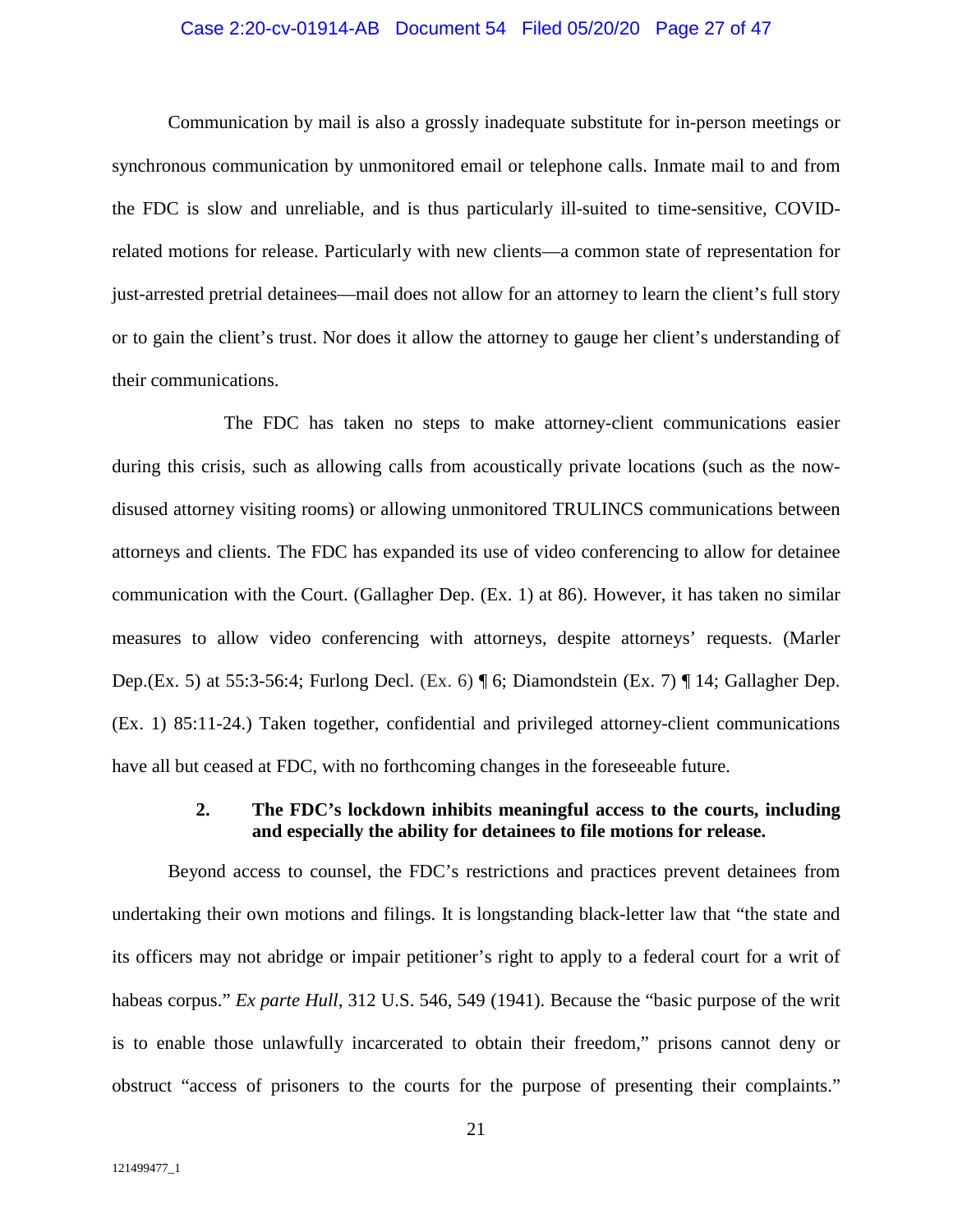Communication by mail is also a grossly inadequate substitute for in-person meetings or synchronous communication by unmonitored email or telephone calls. Inmate mail to and from the FDC is slow and unreliable, and is thus particularly ill-suited to time-sensitive, COVID-related motions for release. Particularly with new clients—a common state of representation for just-arrested pretrial detainees—mail does not allow for an attorney to learn the client's full story or to gain the client's trust. Nor does it allow the attorney to gauge her client's understanding of their communications.

The FDC has taken no steps to make attorney-client communications easier during this crisis, such as allowing calls from acoustically private locations (such as the now-disused attorney visiting rooms) or allowing unmonitored TRULINCS communications between attorneys and clients. The FDC has expanded its use of video conferencing to allow for detainee communication with the Court. (Gallagher Dep. (Ex. 1) at 86). However, it has taken no similar measures to allow video conferencing with attorneys, despite attorneys' requests. (Marler Dep.(Ex. 5) at 55:3-56:4; Furlong Decl. (Ex. 6) ¶ 6; Diamondstein (Ex. 7) ¶ 14; Gallagher Dep. (Ex. 1) 85:11-24.) Taken together, confidential and privileged attorney-client communications have all but ceased at FDC, with no forthcoming changes in the foreseeable future.

**2. The FDC's lockdown inhibits meaningful access to the courts, including and especially the ability for detainees to file motions for release.**

Beyond access to counsel, the FDC's restrictions and practices prevent detainees from undertaking their own motions and filings. It is longstanding black-letter law that "the state and its officers may not abridge or impair petitioner's right to apply to a federal court for a writ of habeas corpus." *Ex parte Hull*, 312 U.S. 546, 549 (1941). Because the "basic purpose of the writ is to enable those unlawfully incarcerated to obtain their freedom," prisons cannot deny or obstruct "access of prisoners to the courts for the purpose of presenting their complaints."

121499477_1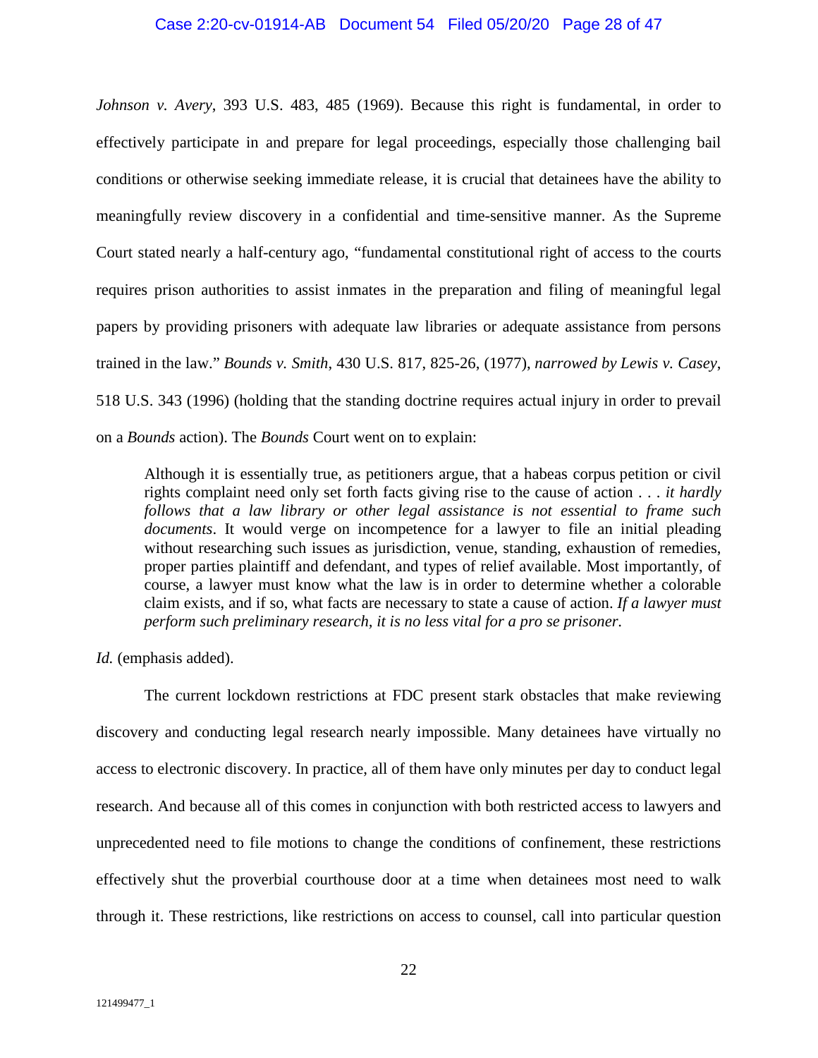*Johnson v. Avery*, 393 U.S. 483, 485 (1969). Because this right is fundamental, in order to effectively participate in and prepare for legal proceedings, especially those challenging bail conditions or otherwise seeking immediate release, it is crucial that detainees have the ability to meaningfully review discovery in a confidential and time-sensitive manner. As the Supreme Court stated nearly a half-century ago, "fundamental constitutional right of access to the courts requires prison authorities to assist inmates in the preparation and filing of meaningful legal papers by providing prisoners with adequate law libraries or adequate assistance from persons trained in the law." *Bounds v. Smith*, 430 U.S. 817, 825-26, (1977), *narrowed by Lewis v. Casey*, 518 U.S. 343 (1996) (holding that the standing doctrine requires actual injury in order to prevail on a *Bounds* action). The *Bounds* Court went on to explain:

> Although it is essentially true, as petitioners argue, that a habeas corpus petition or civil rights complaint need only set forth facts giving rise to the cause of action . . . *it hardly follows that a law library or other legal assistance is not essential to frame such documents*. It would verge on incompetence for a lawyer to file an initial pleading without researching such issues as jurisdiction, venue, standing, exhaustion of remedies, proper parties plaintiff and defendant, and types of relief available. Most importantly, of course, a lawyer must know what the law is in order to determine whether a colorable claim exists, and if so, what facts are necessary to state a cause of action. *If a lawyer must perform such preliminary research, it is no less vital for a pro se prisoner.*

*Id.* (emphasis added).

The current lockdown restrictions at FDC present stark obstacles that make reviewing discovery and conducting legal research nearly impossible. Many detainees have virtually no access to electronic discovery. In practice, all of them have only minutes per day to conduct legal research. And because all of this comes in conjunction with both restricted access to lawyers and unprecedented need to file motions to change the conditions of confinement, these restrictions effectively shut the proverbial courthouse door at a time when detainees most need to walk through it. These restrictions, like restrictions on access to counsel, call into particular question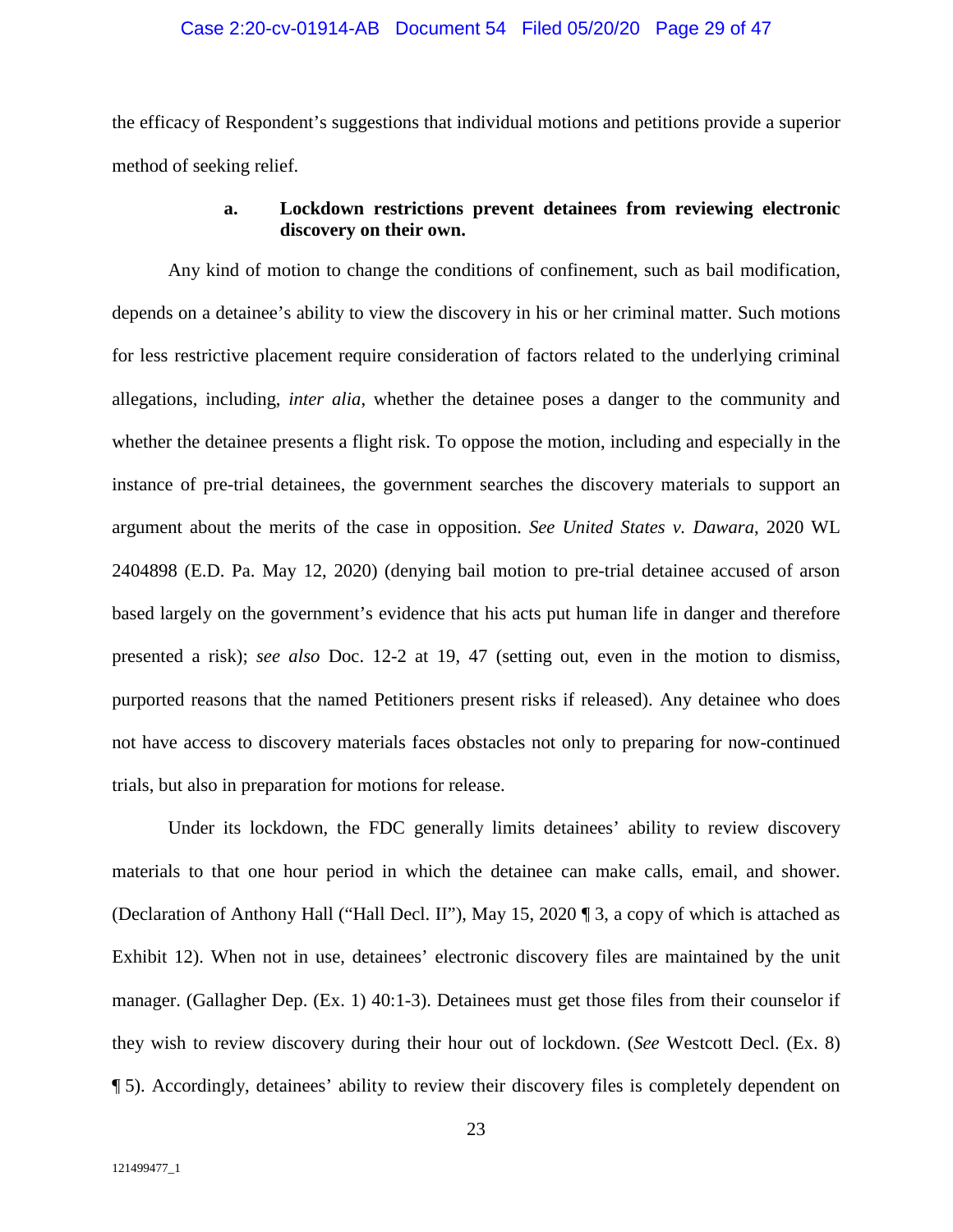the efficacy of Respondent's suggestions that individual motions and petitions provide a superior method of seeking relief.

**a. Lockdown restrictions prevent detainees from reviewing electronic discovery on their own.**

Any kind of motion to change the conditions of confinement, such as bail modification, depends on a detainee's ability to view the discovery in his or her criminal matter. Such motions for less restrictive placement require consideration of factors related to the underlying criminal allegations, including, *inter alia*, whether the detainee poses a danger to the community and whether the detainee presents a flight risk. To oppose the motion, including and especially in the instance of pre-trial detainees, the government searches the discovery materials to support an argument about the merits of the case in opposition. *See United States v. Dawara*, 2020 WL 2404898 (E.D. Pa. May 12, 2020) (denying bail motion to pre-trial detainee accused of arson based largely on the government's evidence that his acts put human life in danger and therefore presented a risk); *see also* Doc. 12-2 at 19, 47 (setting out, even in the motion to dismiss, purported reasons that the named Petitioners present risks if released). Any detainee who does not have access to discovery materials faces obstacles not only to preparing for now-continued trials, but also in preparation for motions for release.

Under its lockdown, the FDC generally limits detainees' ability to review discovery materials to that one hour period in which the detainee can make calls, email, and shower. (Declaration of Anthony Hall ("Hall Decl. II"), May 15, 2020 ¶ 3, a copy of which is attached as Exhibit 12). When not in use, detainees' electronic discovery files are maintained by the unit manager. (Gallagher Dep. (Ex. 1) 40:1-3). Detainees must get those files from their counselor if they wish to review discovery during their hour out of lockdown. (*See* Westcott Decl. (Ex. 8) ¶ 5). Accordingly, detainees' ability to review their discovery files is completely dependent on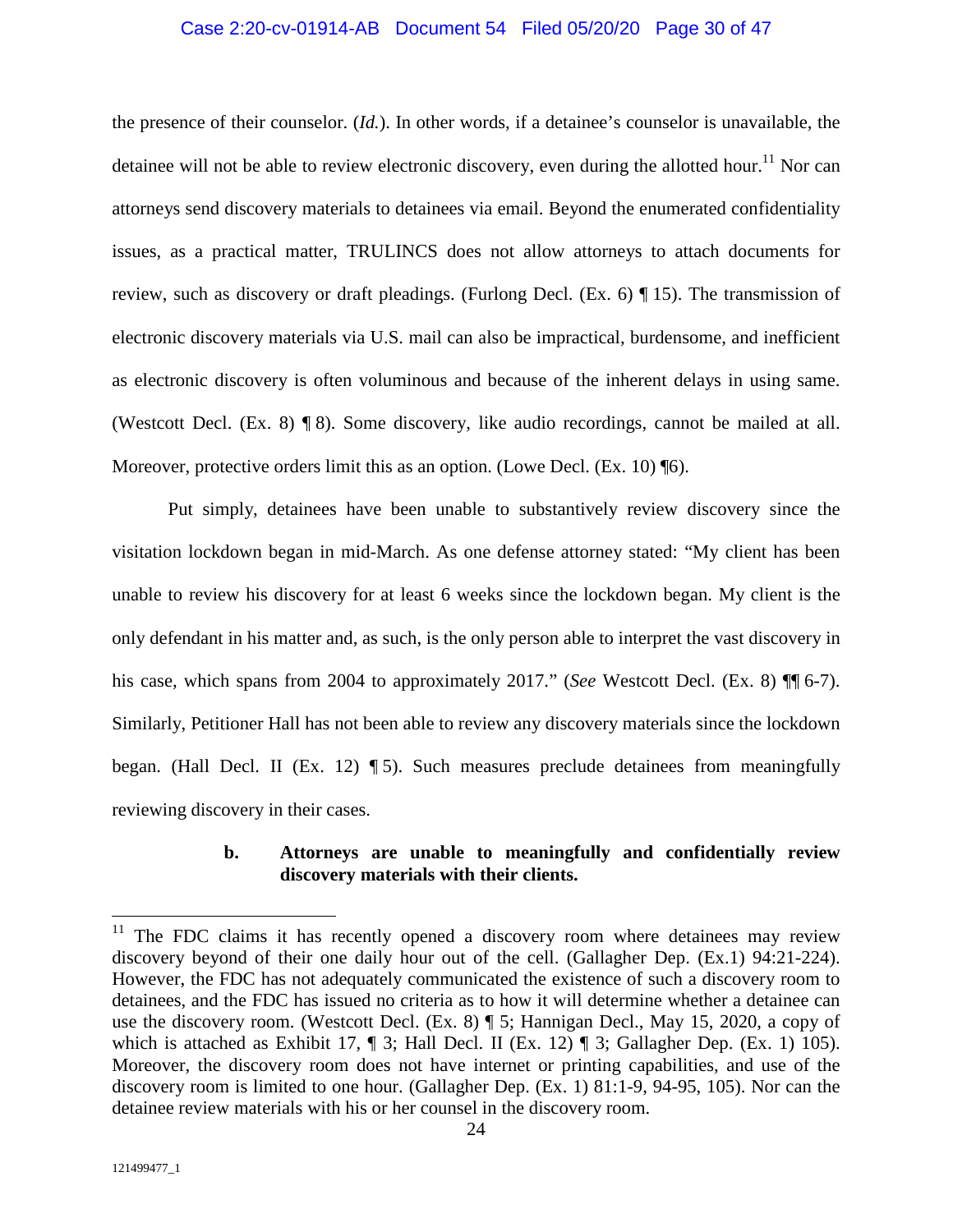the presence of their counselor. (*Id.*). In other words, if a detainee's counselor is unavailable, the detainee will not be able to review electronic discovery, even during the allotted hour.[11] Nor can attorneys send discovery materials to detainees via email. Beyond the enumerated confidentiality issues, as a practical matter, TRULINCS does not allow attorneys to attach documents for review, such as discovery or draft pleadings. (Furlong Decl. (Ex. 6) ¶ 15). The transmission of electronic discovery materials via U.S. mail can also be impractical, burdensome, and inefficient as electronic discovery is often voluminous and because of the inherent delays in using same. (Westcott Decl. (Ex. 8) ¶ 8). Some discovery, like audio recordings, cannot be mailed at all. Moreover, protective orders limit this as an option. (Lowe Decl. (Ex. 10) ¶6).

Put simply, detainees have been unable to substantively review discovery since the visitation lockdown began in mid-March. As one defense attorney stated: "My client has been unable to review his discovery for at least 6 weeks since the lockdown began. My client is the only defendant in his matter and, as such, is the only person able to interpret the vast discovery in his case, which spans from 2004 to approximately 2017." (*See* Westcott Decl. (Ex. 8) ¶¶ 6-7). Similarly, Petitioner Hall has not been able to review any discovery materials since the lockdown began. (Hall Decl. II (Ex. 12) ¶ 5). Such measures preclude detainees from meaningfully reviewing discovery in their cases.

**b. Attorneys are unable to meaningfully and confidentially review discovery materials with their clients.**

---

[11] The FDC claims it has recently opened a discovery room where detainees may review discovery beyond of their one daily hour out of the cell. (Gallagher Dep. (Ex.1) 94:21-224). However, the FDC has not adequately communicated the existence of such a discovery room to detainees, and the FDC has issued no criteria as to how it will determine whether a detainee can use the discovery room. (Westcott Decl. (Ex. 8) ¶ 5; Hannigan Decl., May 15, 2020, a copy of which is attached as Exhibit 17, ¶ 3; Hall Decl. II (Ex. 12) ¶ 3; Gallagher Dep. (Ex. 1) 105). Moreover, the discovery room does not have internet or printing capabilities, and use of the discovery room is limited to one hour. (Gallagher Dep. (Ex. 1) 81:1-9, 94-95, 105). Nor can the detainee review materials with his or her counsel in the discovery room.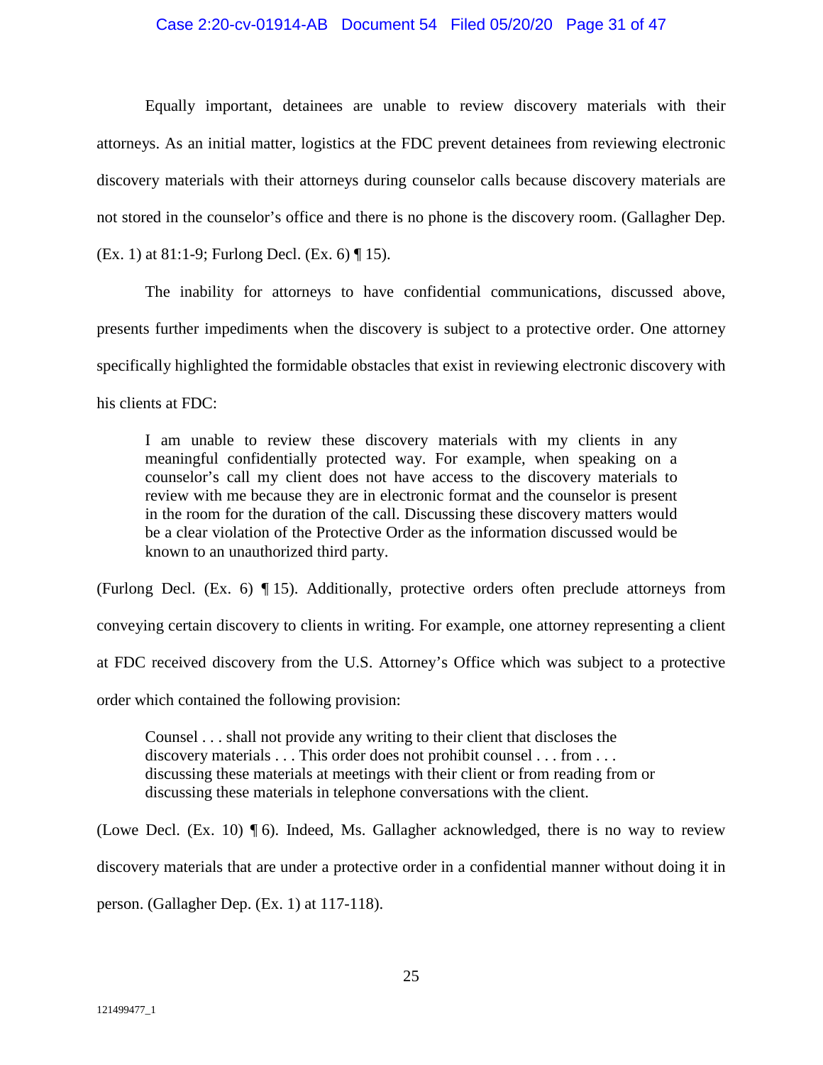Equally important, detainees are unable to review discovery materials with their attorneys. As an initial matter, logistics at the FDC prevent detainees from reviewing electronic discovery materials with their attorneys during counselor calls because discovery materials are not stored in the counselor's office and there is no phone is the discovery room. (Gallagher Dep. (Ex. 1) at 81:1-9; Furlong Decl. (Ex. 6) ¶ 15).

The inability for attorneys to have confidential communications, discussed above, presents further impediments when the discovery is subject to a protective order. One attorney specifically highlighted the formidable obstacles that exist in reviewing electronic discovery with his clients at FDC:

> I am unable to review these discovery materials with my clients in any meaningful confidentially protected way. For example, when speaking on a counselor's call my client does not have access to the discovery materials to review with me because they are in electronic format and the counselor is present in the room for the duration of the call. Discussing these discovery matters would be a clear violation of the Protective Order as the information discussed would be known to an unauthorized third party.

(Furlong Decl. (Ex. 6) ¶ 15). Additionally, protective orders often preclude attorneys from conveying certain discovery to clients in writing. For example, one attorney representing a client at FDC received discovery from the U.S. Attorney's Office which was subject to a protective order which contained the following provision:

> Counsel . . . shall not provide any writing to their client that discloses the discovery materials . . . This order does not prohibit counsel . . . from . . . discussing these materials at meetings with their client or from reading from or discussing these materials in telephone conversations with the client.

(Lowe Decl. (Ex. 10) ¶ 6). Indeed, Ms. Gallagher acknowledged, there is no way to review discovery materials that are under a protective order in a confidential manner without doing it in person. (Gallagher Dep. (Ex. 1) at 117-118).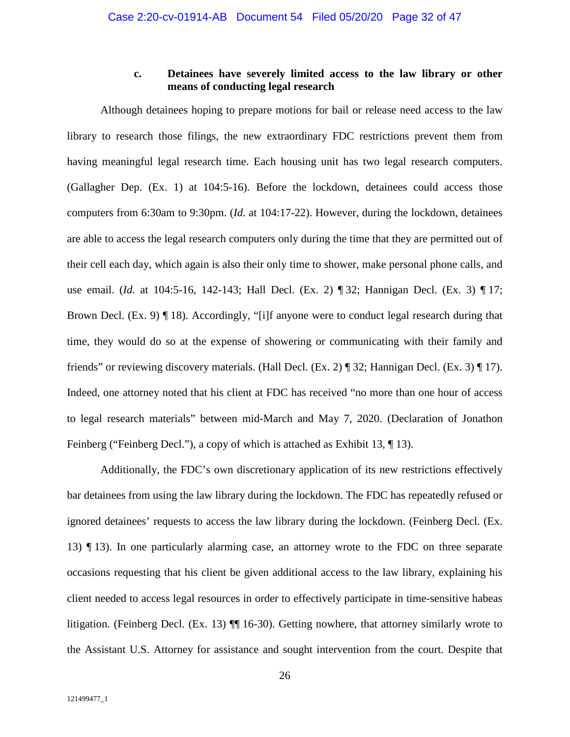#### c. Detainees have severely limited access to the law library or other means of conducting legal research

Although detainees hoping to prepare motions for bail or release need access to the law library to research those filings, the new extraordinary FDC restrictions prevent them from having meaningful legal research time. Each housing unit has two legal research computers. (Gallagher Dep. (Ex. 1) at 104:5-16). Before the lockdown, detainees could access those computers from 6:30am to 9:30pm. (*Id.* at 104:17-22). However, during the lockdown, detainees are able to access the legal research computers only during the time that they are permitted out of their cell each day, which again is also their only time to shower, make personal phone calls, and use email. (*Id.* at 104:5-16, 142-143; Hall Decl. (Ex. 2) ¶ 32; Hannigan Decl. (Ex. 3) ¶ 17; Brown Decl. (Ex. 9) ¶ 18). Accordingly, "[i]f anyone were to conduct legal research during that time, they would do so at the expense of showering or communicating with their family and friends" or reviewing discovery materials. (Hall Decl. (Ex. 2) ¶ 32; Hannigan Decl. (Ex. 3) ¶ 17). Indeed, one attorney noted that his client at FDC has received "no more than one hour of access to legal research materials" between mid-March and May 7, 2020. (Declaration of Jonathon Feinberg ("Feinberg Decl."), a copy of which is attached as Exhibit 13, ¶ 13).

Additionally, the FDC's own discretionary application of its new restrictions effectively bar detainees from using the law library during the lockdown. The FDC has repeatedly refused or ignored detainees' requests to access the law library during the lockdown. (Feinberg Decl. (Ex. 13) ¶ 13). In one particularly alarming case, an attorney wrote to the FDC on three separate occasions requesting that his client be given additional access to the law library, explaining his client needed to access legal resources in order to effectively participate in time-sensitive habeas litigation. (Feinberg Decl. (Ex. 13) ¶¶ 16-30). Getting nowhere, that attorney similarly wrote to the Assistant U.S. Attorney for assistance and sought intervention from the court. Despite that

121499477_1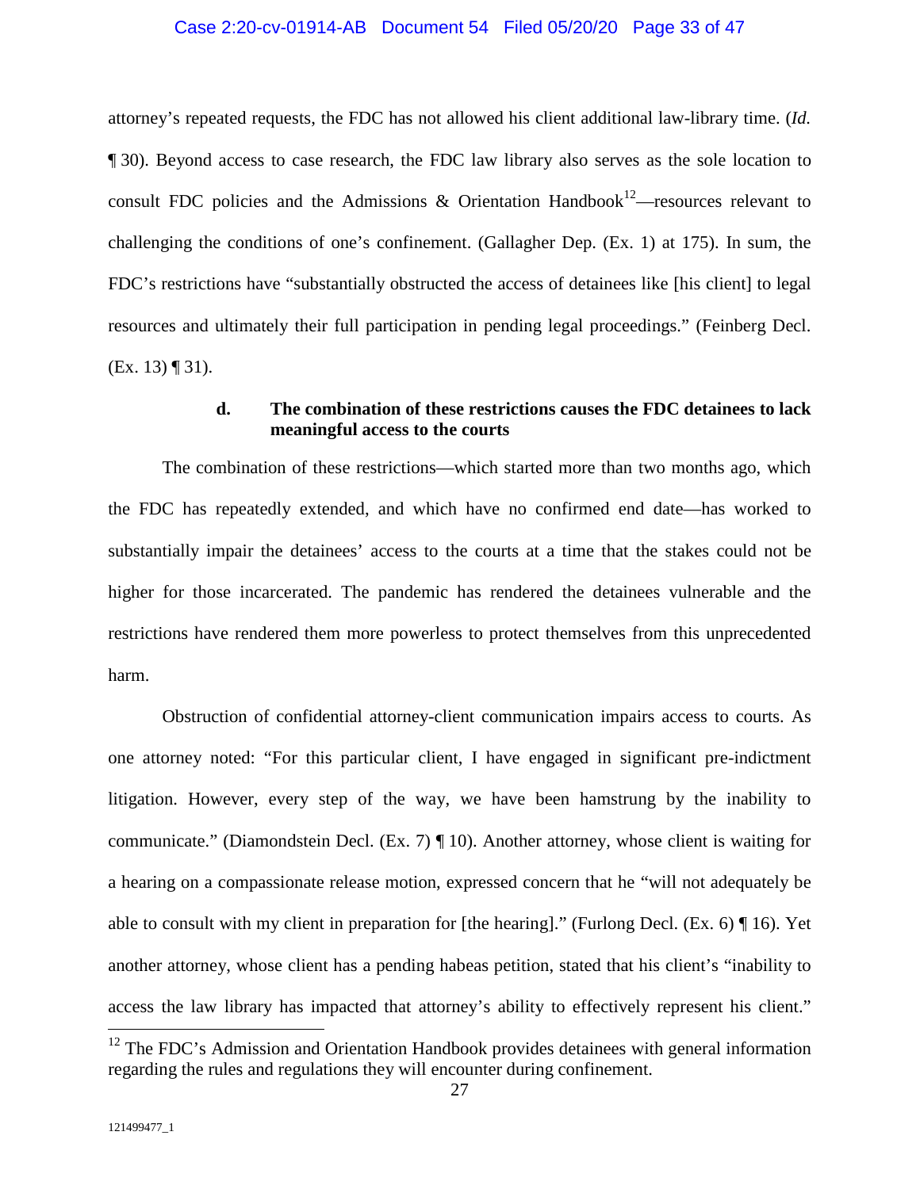attorney's repeated requests, the FDC has not allowed his client additional law-library time. (*Id.* ¶ 30). Beyond access to case research, the FDC law library also serves as the sole location to consult FDC policies and the Admissions & Orientation Handbook[12]—resources relevant to challenging the conditions of one's confinement. (Gallagher Dep. (Ex. 1) at 175). In sum, the FDC's restrictions have "substantially obstructed the access of detainees like [his client] to legal resources and ultimately their full participation in pending legal proceedings." (Feinberg Decl. (Ex. 13) ¶ 31).

**d. The combination of these restrictions causes the FDC detainees to lack meaningful access to the courts**

The combination of these restrictions—which started more than two months ago, which the FDC has repeatedly extended, and which have no confirmed end date—has worked to substantially impair the detainees' access to the courts at a time that the stakes could not be higher for those incarcerated. The pandemic has rendered the detainees vulnerable and the restrictions have rendered them more powerless to protect themselves from this unprecedented harm.

Obstruction of confidential attorney-client communication impairs access to courts. As one attorney noted: "For this particular client, I have engaged in significant pre-indictment litigation. However, every step of the way, we have been hamstrung by the inability to communicate." (Diamondstein Decl. (Ex. 7) ¶ 10). Another attorney, whose client is waiting for a hearing on a compassionate release motion, expressed concern that he "will not adequately be able to consult with my client in preparation for [the hearing]." (Furlong Decl. (Ex. 6) ¶ 16). Yet another attorney, whose client has a pending habeas petition, stated that his client's "inability to access the law library has impacted that attorney's ability to effectively represent his client."

[12] The FDC's Admission and Orientation Handbook provides detainees with general information regarding the rules and regulations they will encounter during confinement.

121499477_1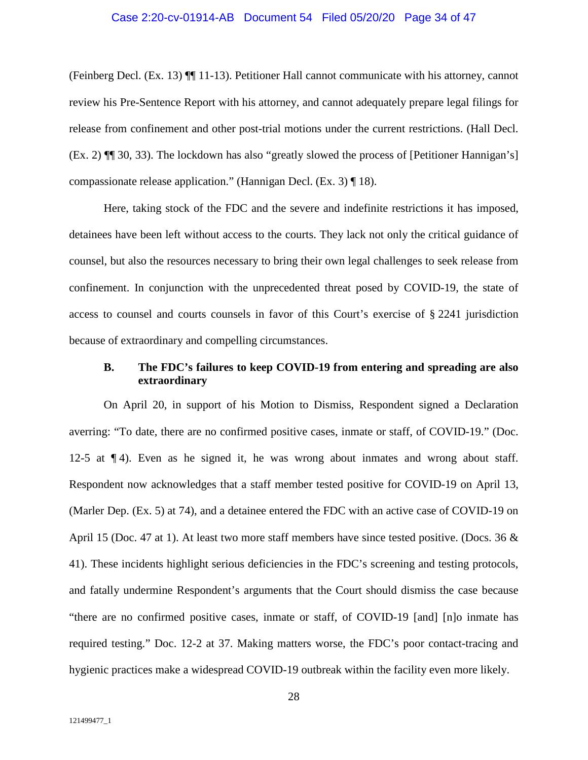(Feinberg Decl. (Ex. 13) ¶¶ 11-13). Petitioner Hall cannot communicate with his attorney, cannot review his Pre-Sentence Report with his attorney, and cannot adequately prepare legal filings for release from confinement and other post-trial motions under the current restrictions. (Hall Decl. (Ex. 2) ¶¶ 30, 33). The lockdown has also "greatly slowed the process of [Petitioner Hannigan's] compassionate release application." (Hannigan Decl. (Ex. 3) ¶ 18).

Here, taking stock of the FDC and the severe and indefinite restrictions it has imposed, detainees have been left without access to the courts. They lack not only the critical guidance of counsel, but also the resources necessary to bring their own legal challenges to seek release from confinement. In conjunction with the unprecedented threat posed by COVID-19, the state of access to counsel and courts counsels in favor of this Court's exercise of § 2241 jurisdiction because of extraordinary and compelling circumstances.

### B. The FDC's failures to keep COVID-19 from entering and spreading are also extraordinary

On April 20, in support of his Motion to Dismiss, Respondent signed a Declaration averring: "To date, there are no confirmed positive cases, inmate or staff, of COVID-19." (Doc. 12-5 at ¶ 4). Even as he signed it, he was wrong about inmates and wrong about staff. Respondent now acknowledges that a staff member tested positive for COVID-19 on April 13, (Marler Dep. (Ex. 5) at 74), and a detainee entered the FDC with an active case of COVID-19 on April 15 (Doc. 47 at 1). At least two more staff members have since tested positive. (Docs. 36 & 41). These incidents highlight serious deficiencies in the FDC's screening and testing protocols, and fatally undermine Respondent's arguments that the Court should dismiss the case because "there are no confirmed positive cases, inmate or staff, of COVID-19 [and] [n]o inmate has required testing." Doc. 12-2 at 37. Making matters worse, the FDC's poor contact-tracing and hygienic practices make a widespread COVID-19 outbreak within the facility even more likely.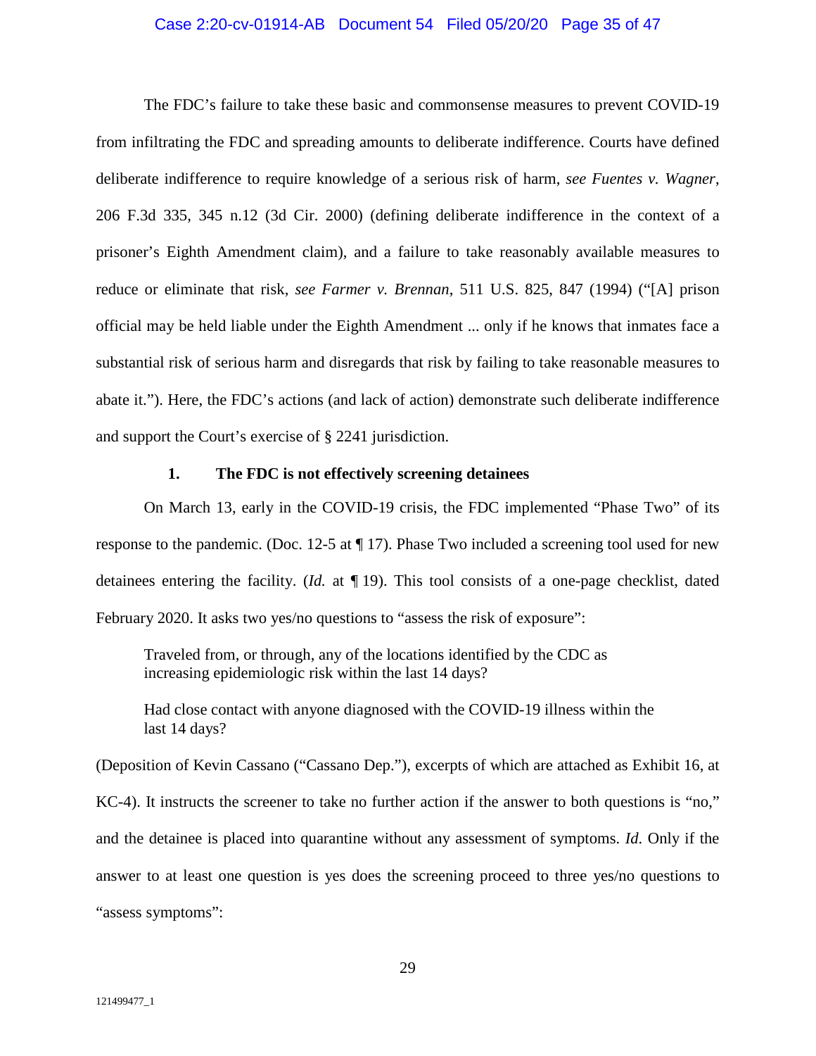The FDC's failure to take these basic and commonsense measures to prevent COVID-19 from infiltrating the FDC and spreading amounts to deliberate indifference. Courts have defined deliberate indifference to require knowledge of a serious risk of harm, *see Fuentes v. Wagner*, 206 F.3d 335, 345 n.12 (3d Cir. 2000) (defining deliberate indifference in the context of a prisoner's Eighth Amendment claim), and a failure to take reasonably available measures to reduce or eliminate that risk, *see Farmer v. Brennan*, 511 U.S. 825, 847 (1994) ("[A] prison official may be held liable under the Eighth Amendment ... only if he knows that inmates face a substantial risk of serious harm and disregards that risk by failing to take reasonable measures to abate it."). Here, the FDC's actions (and lack of action) demonstrate such deliberate indifference and support the Court's exercise of § 2241 jurisdiction.

### 1. The FDC is not effectively screening detainees

On March 13, early in the COVID-19 crisis, the FDC implemented "Phase Two" of its response to the pandemic. (Doc. 12-5 at ¶ 17). Phase Two included a screening tool used for new detainees entering the facility. (*Id.* at ¶ 19). This tool consists of a one-page checklist, dated February 2020. It asks two yes/no questions to "assess the risk of exposure":

> Traveled from, or through, any of the locations identified by the CDC as increasing epidemiologic risk within the last 14 days?
>
> Had close contact with anyone diagnosed with the COVID-19 illness within the last 14 days?

(Deposition of Kevin Cassano ("Cassano Dep."), excerpts of which are attached as Exhibit 16, at KC-4). It instructs the screener to take no further action if the answer to both questions is "no," and the detainee is placed into quarantine without any assessment of symptoms. *Id*. Only if the answer to at least one question is yes does the screening proceed to three yes/no questions to "assess symptoms":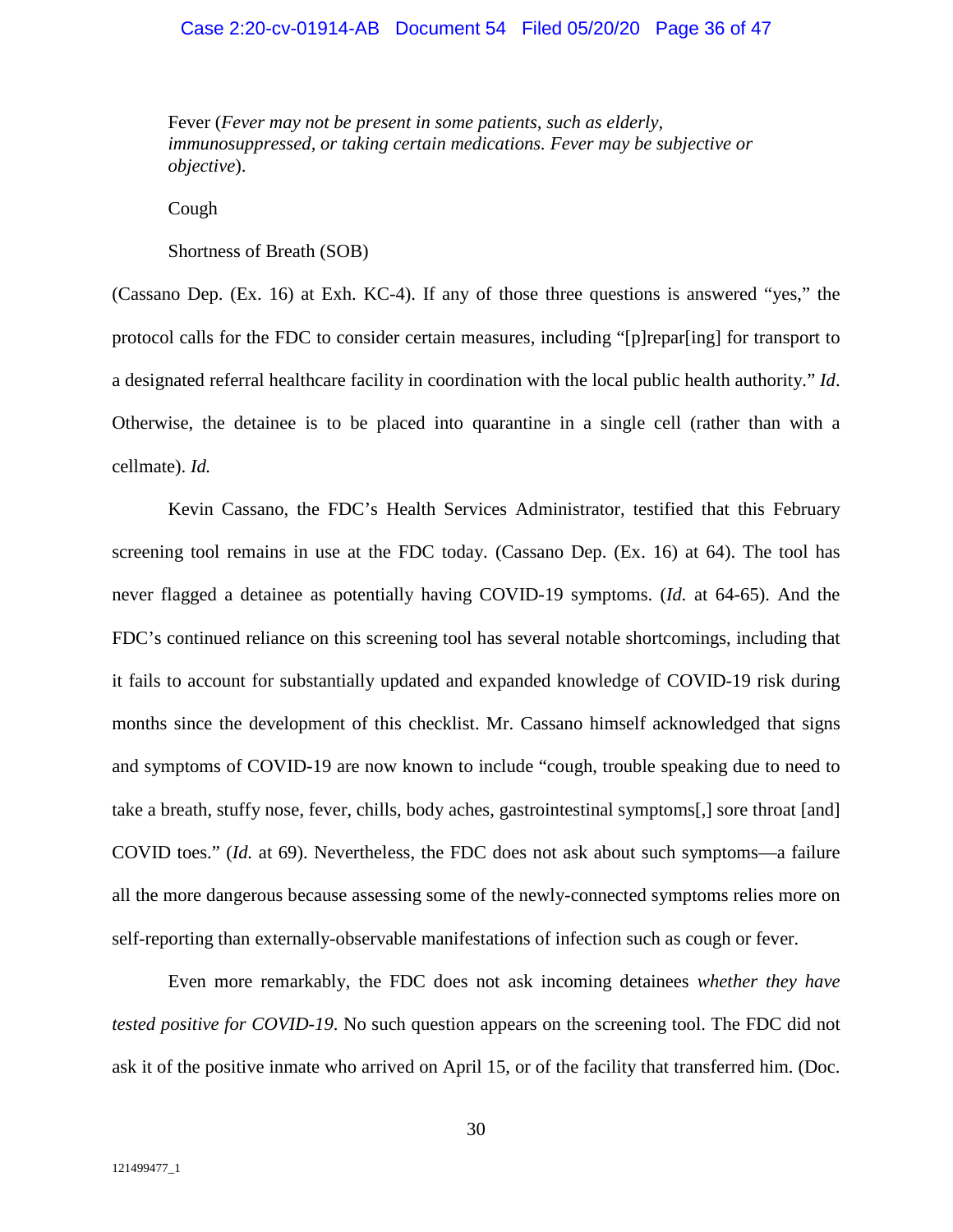Fever (*Fever may not be present in some patients, such as elderly, immunosuppressed, or taking certain medications. Fever may be subjective or objective*).

Cough

Shortness of Breath (SOB)

(Cassano Dep. (Ex. 16) at Exh. KC-4). If any of those three questions is answered "yes," the protocol calls for the FDC to consider certain measures, including "[p]repar[ing] for transport to a designated referral healthcare facility in coordination with the local public health authority." *Id*. Otherwise, the detainee is to be placed into quarantine in a single cell (rather than with a cellmate). *Id.*

Kevin Cassano, the FDC's Health Services Administrator, testified that this February screening tool remains in use at the FDC today. (Cassano Dep. (Ex. 16) at 64). The tool has never flagged a detainee as potentially having COVID-19 symptoms. (*Id.* at 64-65). And the FDC's continued reliance on this screening tool has several notable shortcomings, including that it fails to account for substantially updated and expanded knowledge of COVID-19 risk during months since the development of this checklist. Mr. Cassano himself acknowledged that signs and symptoms of COVID-19 are now known to include "cough, trouble speaking due to need to take a breath, stuffy nose, fever, chills, body aches, gastrointestinal symptoms[,] sore throat [and] COVID toes." (*Id.* at 69). Nevertheless, the FDC does not ask about such symptoms—a failure all the more dangerous because assessing some of the newly-connected symptoms relies more on self-reporting than externally-observable manifestations of infection such as cough or fever.

Even more remarkably, the FDC does not ask incoming detainees *whether they have tested positive for COVID-19*. No such question appears on the screening tool. The FDC did not ask it of the positive inmate who arrived on April 15, or of the facility that transferred him. (Doc.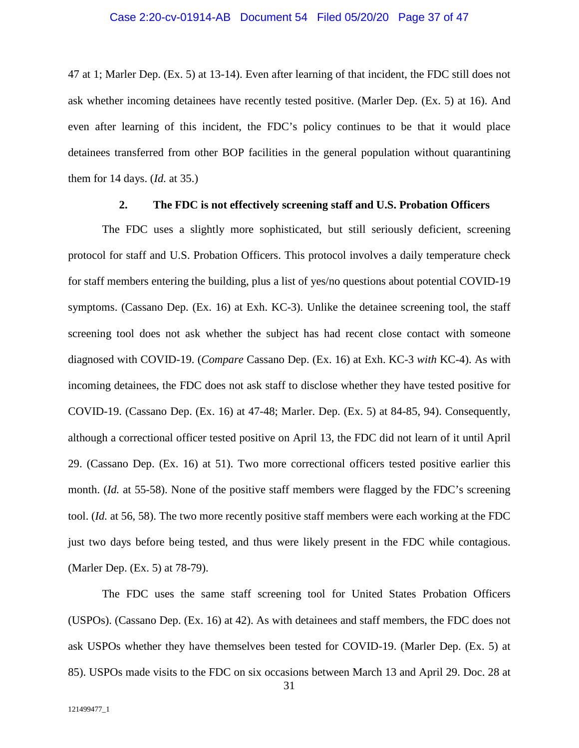47 at 1; Marler Dep. (Ex. 5) at 13-14). Even after learning of that incident, the FDC still does not ask whether incoming detainees have recently tested positive. (Marler Dep. (Ex. 5) at 16). And even after learning of this incident, the FDC's policy continues to be that it would place detainees transferred from other BOP facilities in the general population without quarantining them for 14 days. (*Id.* at 35.)

### 2. The FDC is not effectively screening staff and U.S. Probation Officers

The FDC uses a slightly more sophisticated, but still seriously deficient, screening protocol for staff and U.S. Probation Officers. This protocol involves a daily temperature check for staff members entering the building, plus a list of yes/no questions about potential COVID-19 symptoms. (Cassano Dep. (Ex. 16) at Exh. KC-3). Unlike the detainee screening tool, the staff screening tool does not ask whether the subject has had recent close contact with someone diagnosed with COVID-19. (*Compare* Cassano Dep. (Ex. 16) at Exh. KC-3 *with* KC-4). As with incoming detainees, the FDC does not ask staff to disclose whether they have tested positive for COVID-19. (Cassano Dep. (Ex. 16) at 47-48; Marler. Dep. (Ex. 5) at 84-85, 94). Consequently, although a correctional officer tested positive on April 13, the FDC did not learn of it until April 29. (Cassano Dep. (Ex. 16) at 51). Two more correctional officers tested positive earlier this month. (*Id.* at 55-58). None of the positive staff members were flagged by the FDC's screening tool. (*Id.* at 56, 58). The two more recently positive staff members were each working at the FDC just two days before being tested, and thus were likely present in the FDC while contagious. (Marler Dep. (Ex. 5) at 78-79).

The FDC uses the same staff screening tool for United States Probation Officers (USPOs). (Cassano Dep. (Ex. 16) at 42). As with detainees and staff members, the FDC does not ask USPOs whether they have themselves been tested for COVID-19. (Marler Dep. (Ex. 5) at 85). USPOs made visits to the FDC on six occasions between March 13 and April 29. Doc. 28 at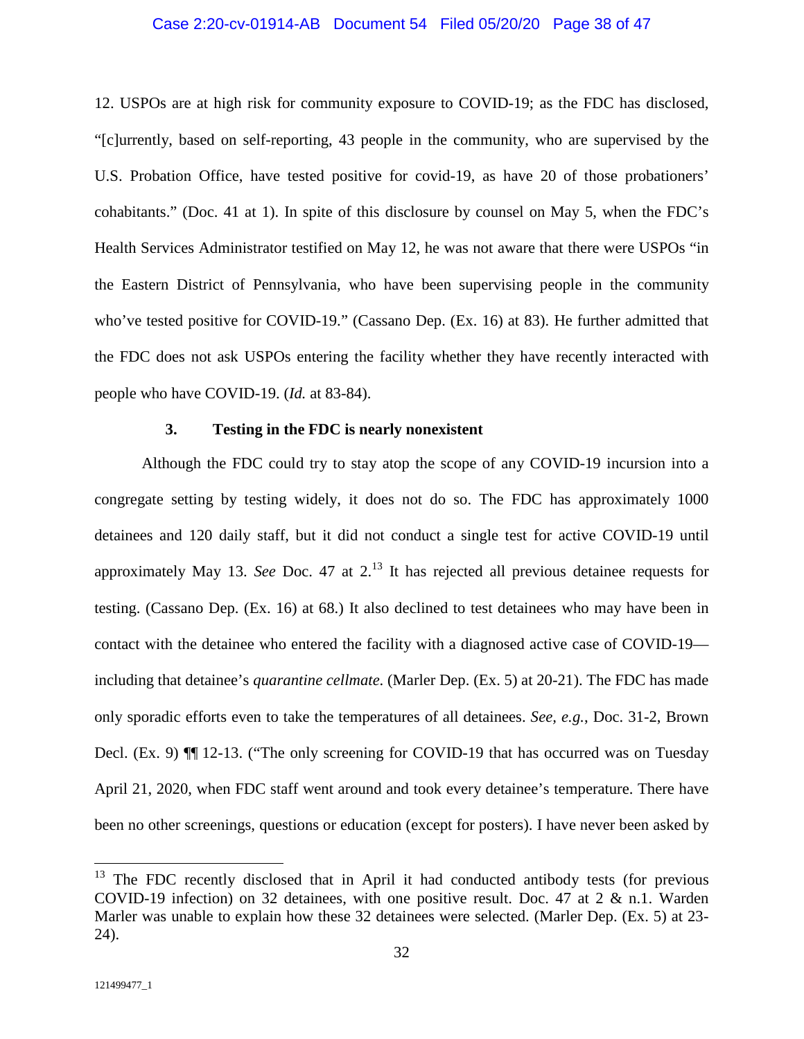12. USPOs are at high risk for community exposure to COVID-19; as the FDC has disclosed, "[c]urrently, based on self-reporting, 43 people in the community, who are supervised by the U.S. Probation Office, have tested positive for covid-19, as have 20 of those probationers' cohabitants." (Doc. 41 at 1). In spite of this disclosure by counsel on May 5, when the FDC's Health Services Administrator testified on May 12, he was not aware that there were USPOs "in the Eastern District of Pennsylvania, who have been supervising people in the community who've tested positive for COVID-19." (Cassano Dep. (Ex. 16) at 83). He further admitted that the FDC does not ask USPOs entering the facility whether they have recently interacted with people who have COVID-19. (*Id.* at 83-84).

### 3. Testing in the FDC is nearly nonexistent

Although the FDC could try to stay atop the scope of any COVID-19 incursion into a congregate setting by testing widely, it does not do so. The FDC has approximately 1000 detainees and 120 daily staff, but it did not conduct a single test for active COVID-19 until approximately May 13. *See* Doc. 47 at 2.[13] It has rejected all previous detainee requests for testing. (Cassano Dep. (Ex. 16) at 68.) It also declined to test detainees who may have been in contact with the detainee who entered the facility with a diagnosed active case of COVID-19—including that detainee's *quarantine cellmate.* (Marler Dep. (Ex. 5) at 20-21). The FDC has made only sporadic efforts even to take the temperatures of all detainees. *See, e.g.*, Doc. 31-2, Brown Decl. (Ex. 9) ¶¶ 12-13. ("The only screening for COVID-19 that has occurred was on Tuesday April 21, 2020, when FDC staff went around and took every detainee's temperature. There have been no other screenings, questions or education (except for posters). I have never been asked by

[13] The FDC recently disclosed that in April it had conducted antibody tests (for previous COVID-19 infection) on 32 detainees, with one positive result. Doc. 47 at 2 & n.1. Warden Marler was unable to explain how these 32 detainees were selected. (Marler Dep. (Ex. 5) at 23-24).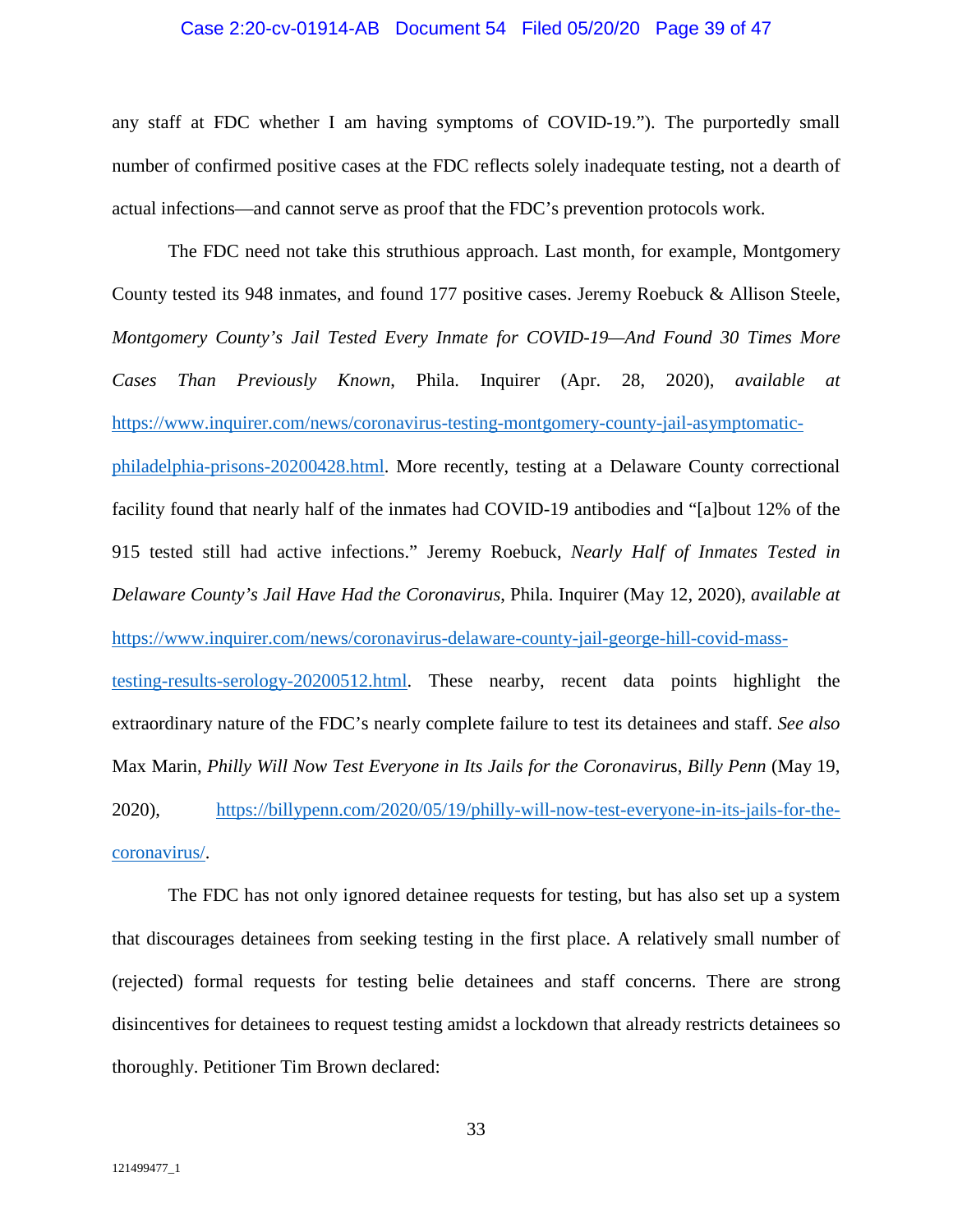any staff at FDC whether I am having symptoms of COVID-19."). The purportedly small number of confirmed positive cases at the FDC reflects solely inadequate testing, not a dearth of actual infections—and cannot serve as proof that the FDC's prevention protocols work.

The FDC need not take this struthious approach. Last month, for example, Montgomery County tested its 948 inmates, and found 177 positive cases. Jeremy Roebuck & Allison Steele, *Montgomery County's Jail Tested Every Inmate for COVID-19—And Found 30 Times More Cases Than Previously Known*, Phila. Inquirer (Apr. 28, 2020), *available at* https://www.inquirer.com/news/coronavirus-testing-montgomery-county-jail-asymptomatic-philadelphia-prisons-20200428.html. More recently, testing at a Delaware County correctional facility found that nearly half of the inmates had COVID-19 antibodies and "[a]bout 12% of the 915 tested still had active infections." Jeremy Roebuck, *Nearly Half of Inmates Tested in Delaware County's Jail Have Had the Coronavirus*, Phila. Inquirer (May 12, 2020), *available at* https://www.inquirer.com/news/coronavirus-delaware-county-jail-george-hill-covid-mass-testing-results-serology-20200512.html. These nearby, recent data points highlight the extraordinary nature of the FDC's nearly complete failure to test its detainees and staff. *See also* Max Marin, *Philly Will Now Test Everyone in Its Jails for the Coronavirus*, *Billy Penn* (May 19, 2020), https://billypenn.com/2020/05/19/philly-will-now-test-everyone-in-its-jails-for-the-coronavirus/.

The FDC has not only ignored detainee requests for testing, but has also set up a system that discourages detainees from seeking testing in the first place. A relatively small number of (rejected) formal requests for testing belie detainees and staff concerns. There are strong disincentives for detainees to request testing amidst a lockdown that already restricts detainees so thoroughly. Petitioner Tim Brown declared:

121499477_1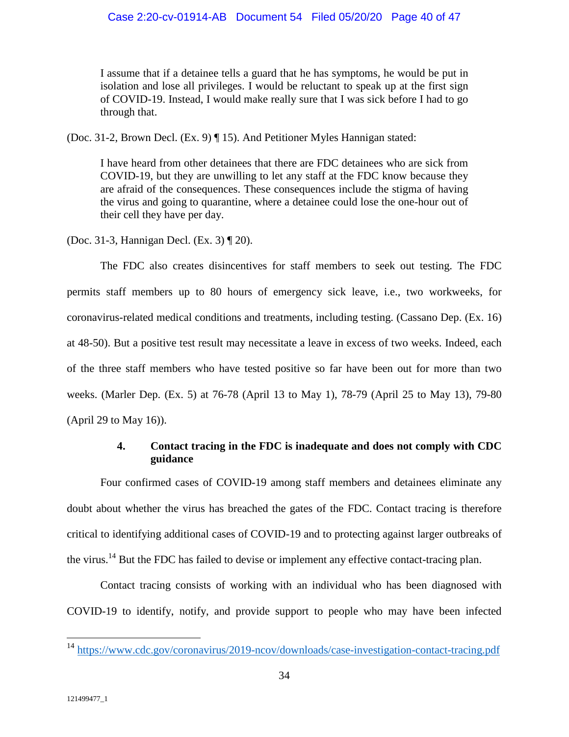> I assume that if a detainee tells a guard that he has symptoms, he would be put in isolation and lose all privileges. I would be reluctant to speak up at the first sign of COVID-19. Instead, I would make really sure that I was sick before I had to go through that.

(Doc. 31-2, Brown Decl. (Ex. 9) ¶ 15). And Petitioner Myles Hannigan stated:

> I have heard from other detainees that there are FDC detainees who are sick from COVID-19, but they are unwilling to let any staff at the FDC know because they are afraid of the consequences. These consequences include the stigma of having the virus and going to quarantine, where a detainee could lose the one-hour out of their cell they have per day.

(Doc. 31-3, Hannigan Decl. (Ex. 3) ¶ 20).

The FDC also creates disincentives for staff members to seek out testing. The FDC permits staff members up to 80 hours of emergency sick leave, i.e., two workweeks, for coronavirus-related medical conditions and treatments, including testing. (Cassano Dep. (Ex. 16) at 48-50). But a positive test result may necessitate a leave in excess of two weeks. Indeed, each of the three staff members who have tested positive so far have been out for more than two weeks. (Marler Dep. (Ex. 5) at 76-78 (April 13 to May 1), 78-79 (April 25 to May 13), 79-80 (April 29 to May 16)).

#### 4. Contact tracing in the FDC is inadequate and does not comply with CDC guidance

Four confirmed cases of COVID-19 among staff members and detainees eliminate any doubt about whether the virus has breached the gates of the FDC. Contact tracing is therefore critical to identifying additional cases of COVID-19 and to protecting against larger outbreaks of the virus.[14] But the FDC has failed to devise or implement any effective contact-tracing plan.

Contact tracing consists of working with an individual who has been diagnosed with COVID-19 to identify, notify, and provide support to people who may have been infected

[14] https://www.cdc.gov/coronavirus/2019-ncov/downloads/case-investigation-contact-tracing.pdf

121499477_1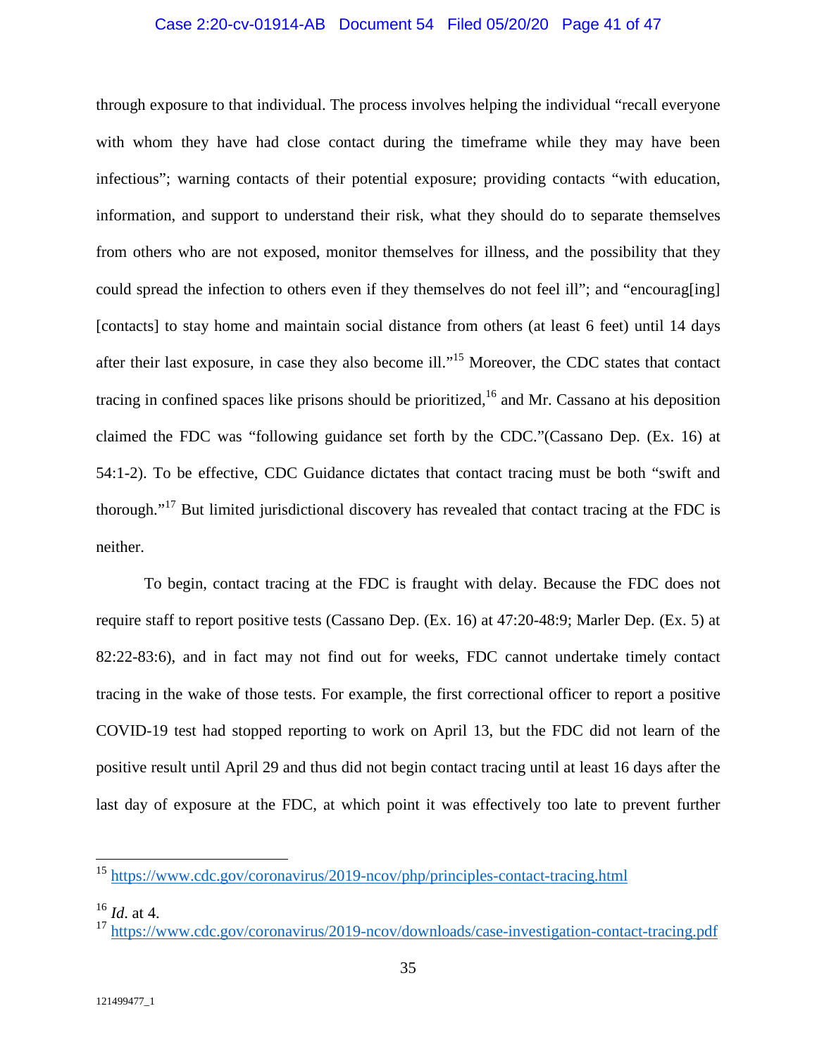through exposure to that individual. The process involves helping the individual "recall everyone with whom they have had close contact during the timeframe while they may have been infectious"; warning contacts of their potential exposure; providing contacts "with education, information, and support to understand their risk, what they should do to separate themselves from others who are not exposed, monitor themselves for illness, and the possibility that they could spread the infection to others even if they themselves do not feel ill"; and "encourag[ing] [contacts] to stay home and maintain social distance from others (at least 6 feet) until 14 days after their last exposure, in case they also become ill."[15] Moreover, the CDC states that contact tracing in confined spaces like prisons should be prioritized,[16] and Mr. Cassano at his deposition claimed the FDC was "following guidance set forth by the CDC."(Cassano Dep. (Ex. 16) at 54:1-2). To be effective, CDC Guidance dictates that contact tracing must be both "swift and thorough."[17] But limited jurisdictional discovery has revealed that contact tracing at the FDC is neither.

To begin, contact tracing at the FDC is fraught with delay. Because the FDC does not require staff to report positive tests (Cassano Dep. (Ex. 16) at 47:20-48:9; Marler Dep. (Ex. 5) at 82:22-83:6), and in fact may not find out for weeks, FDC cannot undertake timely contact tracing in the wake of those tests. For example, the first correctional officer to report a positive COVID-19 test had stopped reporting to work on April 13, but the FDC did not learn of the positive result until April 29 and thus did not begin contact tracing until at least 16 days after the last day of exposure at the FDC, at which point it was effectively too late to prevent further

[15] https://www.cdc.gov/coronavirus/2019-ncov/php/principles-contact-tracing.html

[16] *Id*. at 4.

[17] https://www.cdc.gov/coronavirus/2019-ncov/downloads/case-investigation-contact-tracing.pdf

121499477_1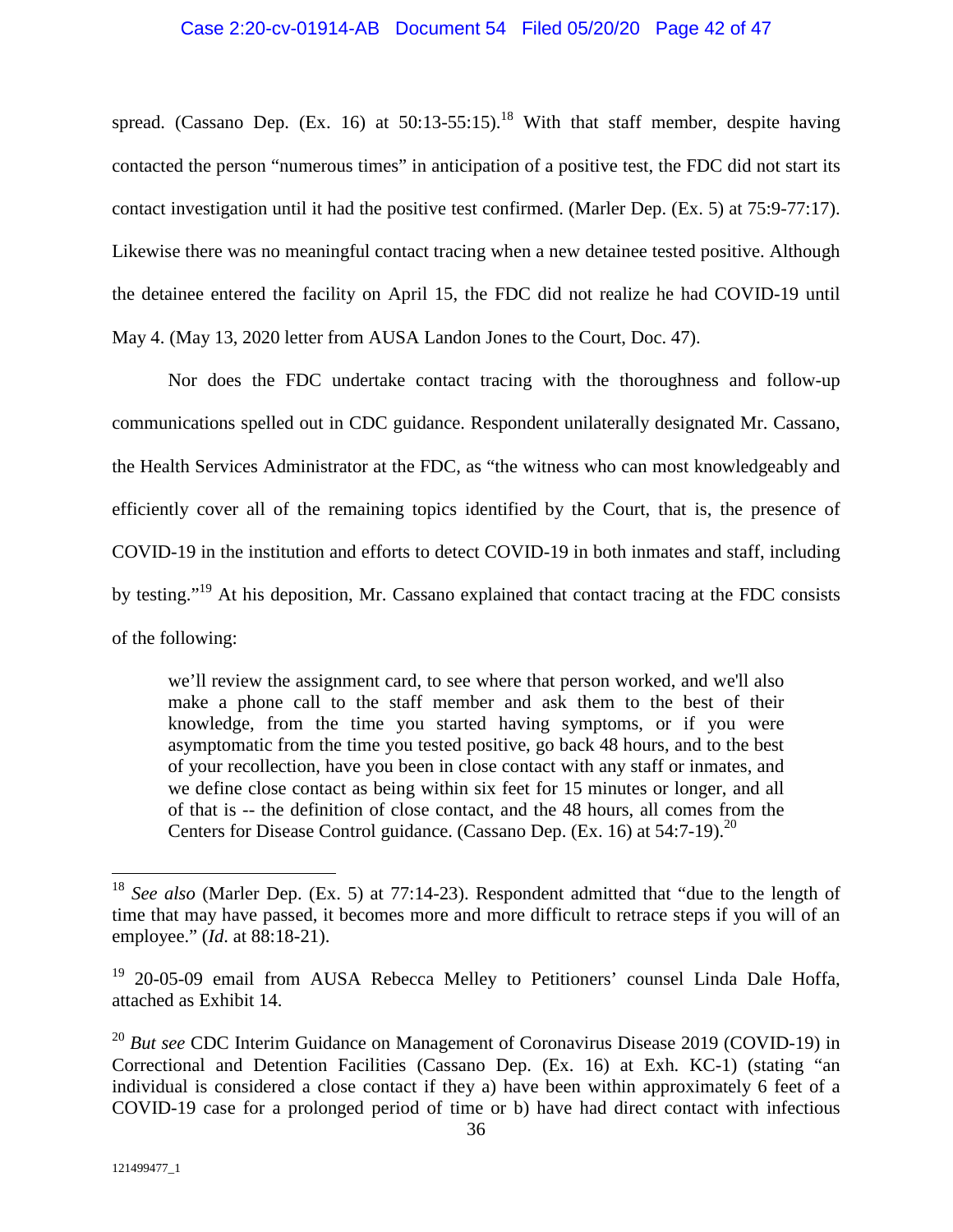spread. (Cassano Dep. (Ex. 16) at 50:13-55:15).[18] With that staff member, despite having contacted the person "numerous times" in anticipation of a positive test, the FDC did not start its contact investigation until it had the positive test confirmed. (Marler Dep. (Ex. 5) at 75:9-77:17). Likewise there was no meaningful contact tracing when a new detainee tested positive. Although the detainee entered the facility on April 15, the FDC did not realize he had COVID-19 until May 4. (May 13, 2020 letter from AUSA Landon Jones to the Court, Doc. 47).

Nor does the FDC undertake contact tracing with the thoroughness and follow-up communications spelled out in CDC guidance. Respondent unilaterally designated Mr. Cassano, the Health Services Administrator at the FDC, as "the witness who can most knowledgeably and efficiently cover all of the remaining topics identified by the Court, that is, the presence of COVID-19 in the institution and efforts to detect COVID-19 in both inmates and staff, including by testing."[19] At his deposition, Mr. Cassano explained that contact tracing at the FDC consists of the following:

> we'll review the assignment card, to see where that person worked, and we'll also make a phone call to the staff member and ask them to the best of their knowledge, from the time you started having symptoms, or if you were asymptomatic from the time you tested positive, go back 48 hours, and to the best of your recollection, have you been in close contact with any staff or inmates, and we define close contact as being within six feet for 15 minutes or longer, and all of that is -- the definition of close contact, and the 48 hours, all comes from the Centers for Disease Control guidance. (Cassano Dep. (Ex. 16) at 54:7-19).[20]

---

[18] *See also* (Marler Dep. (Ex. 5) at 77:14-23). Respondent admitted that "due to the length of time that may have passed, it becomes more and more difficult to retrace steps if you will of an employee." (*Id*. at 88:18-21).

[19] 20-05-09 email from AUSA Rebecca Melley to Petitioners' counsel Linda Dale Hoffa, attached as Exhibit 14.

[20] *But see* CDC Interim Guidance on Management of Coronavirus Disease 2019 (COVID-19) in Correctional and Detention Facilities (Cassano Dep. (Ex. 16) at Exh. KC-1) (stating "an individual is considered a close contact if they a) have been within approximately 6 feet of a COVID-19 case for a prolonged period of time or b) have had direct contact with infectious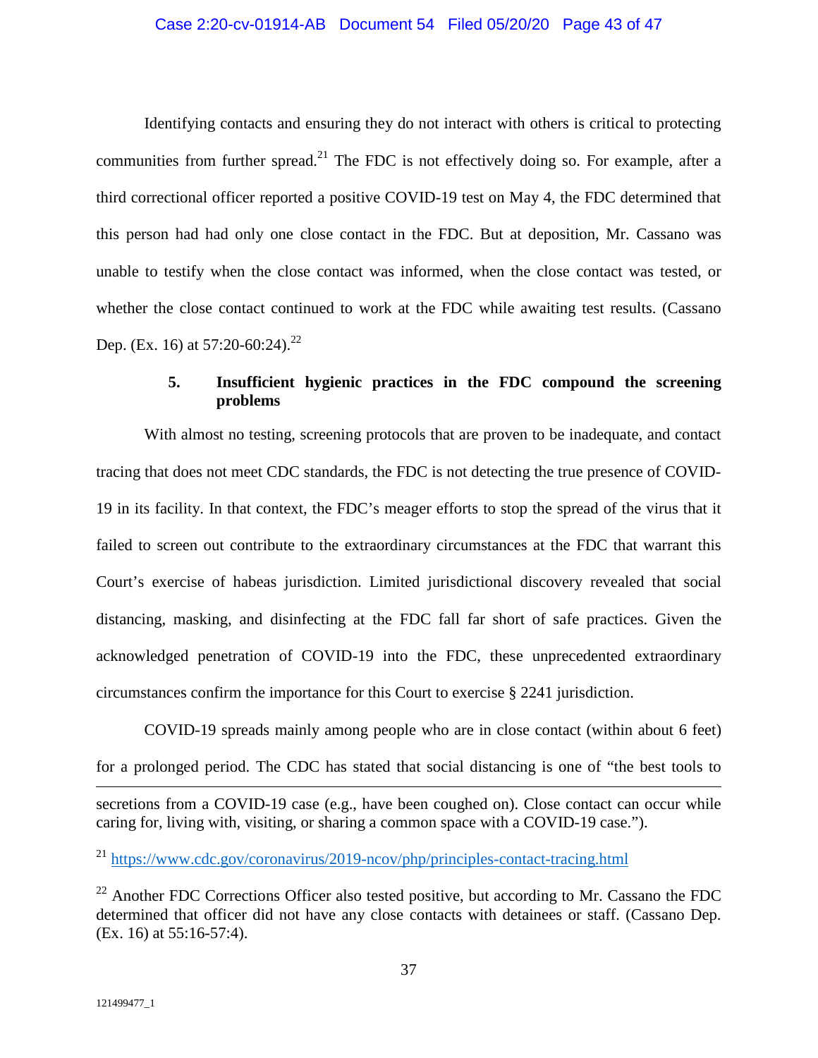Identifying contacts and ensuring they do not interact with others is critical to protecting communities from further spread.[21] The FDC is not effectively doing so. For example, after a third correctional officer reported a positive COVID-19 test on May 4, the FDC determined that this person had had only one close contact in the FDC. But at deposition, Mr. Cassano was unable to testify when the close contact was informed, when the close contact was tested, or whether the close contact continued to work at the FDC while awaiting test results. (Cassano Dep. (Ex. 16) at 57:20-60:24).[22]

### 5. Insufficient hygienic practices in the FDC compound the screening problems

With almost no testing, screening protocols that are proven to be inadequate, and contact tracing that does not meet CDC standards, the FDC is not detecting the true presence of COVID-19 in its facility. In that context, the FDC's meager efforts to stop the spread of the virus that it failed to screen out contribute to the extraordinary circumstances at the FDC that warrant this Court's exercise of habeas jurisdiction. Limited jurisdictional discovery revealed that social distancing, masking, and disinfecting at the FDC fall far short of safe practices. Given the acknowledged penetration of COVID-19 into the FDC, these unprecedented extraordinary circumstances confirm the importance for this Court to exercise § 2241 jurisdiction.

COVID-19 spreads mainly among people who are in close contact (within about 6 feet) for a prolonged period. The CDC has stated that social distancing is one of "the best tools to

---

secretions from a COVID-19 case (e.g., have been coughed on). Close contact can occur while caring for, living with, visiting, or sharing a common space with a COVID-19 case.").

[21] https://www.cdc.gov/coronavirus/2019-ncov/php/principles-contact-tracing.html

[22] Another FDC Corrections Officer also tested positive, but according to Mr. Cassano the FDC determined that officer did not have any close contacts with detainees or staff. (Cassano Dep. (Ex. 16) at 55:16-57:4).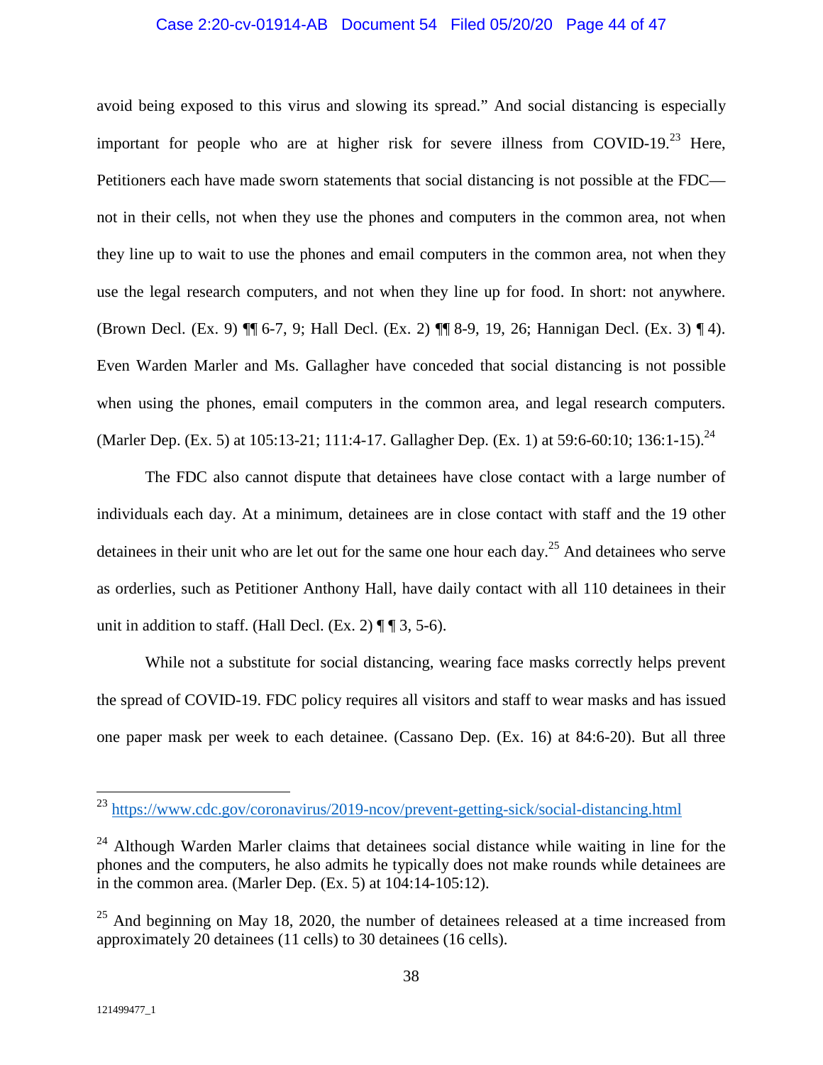avoid being exposed to this virus and slowing its spread." And social distancing is especially important for people who are at higher risk for severe illness from COVID-19.[23] Here, Petitioners each have made sworn statements that social distancing is not possible at the FDC—not in their cells, not when they use the phones and computers in the common area, not when they line up to wait to use the phones and email computers in the common area, not when they use the legal research computers, and not when they line up for food. In short: not anywhere. (Brown Decl. (Ex. 9) ¶¶ 6-7, 9; Hall Decl. (Ex. 2) ¶¶ 8-9, 19, 26; Hannigan Decl. (Ex. 3) ¶ 4). Even Warden Marler and Ms. Gallagher have conceded that social distancing is not possible when using the phones, email computers in the common area, and legal research computers. (Marler Dep. (Ex. 5) at 105:13-21; 111:4-17. Gallagher Dep. (Ex. 1) at 59:6-60:10; 136:1-15).[24]

The FDC also cannot dispute that detainees have close contact with a large number of individuals each day. At a minimum, detainees are in close contact with staff and the 19 other detainees in their unit who are let out for the same one hour each day.[25] And detainees who serve as orderlies, such as Petitioner Anthony Hall, have daily contact with all 110 detainees in their unit in addition to staff. (Hall Decl. (Ex. 2) ¶ ¶ 3, 5-6).

While not a substitute for social distancing, wearing face masks correctly helps prevent the spread of COVID-19. FDC policy requires all visitors and staff to wear masks and has issued one paper mask per week to each detainee. (Cassano Dep. (Ex. 16) at 84:6-20). But all three

---

[23] https://www.cdc.gov/coronavirus/2019-ncov/prevent-getting-sick/social-distancing.html

[24] Although Warden Marler claims that detainees social distance while waiting in line for the phones and the computers, he also admits he typically does not make rounds while detainees are in the common area. (Marler Dep. (Ex. 5) at 104:14-105:12).

[25] And beginning on May 18, 2020, the number of detainees released at a time increased from approximately 20 detainees (11 cells) to 30 detainees (16 cells).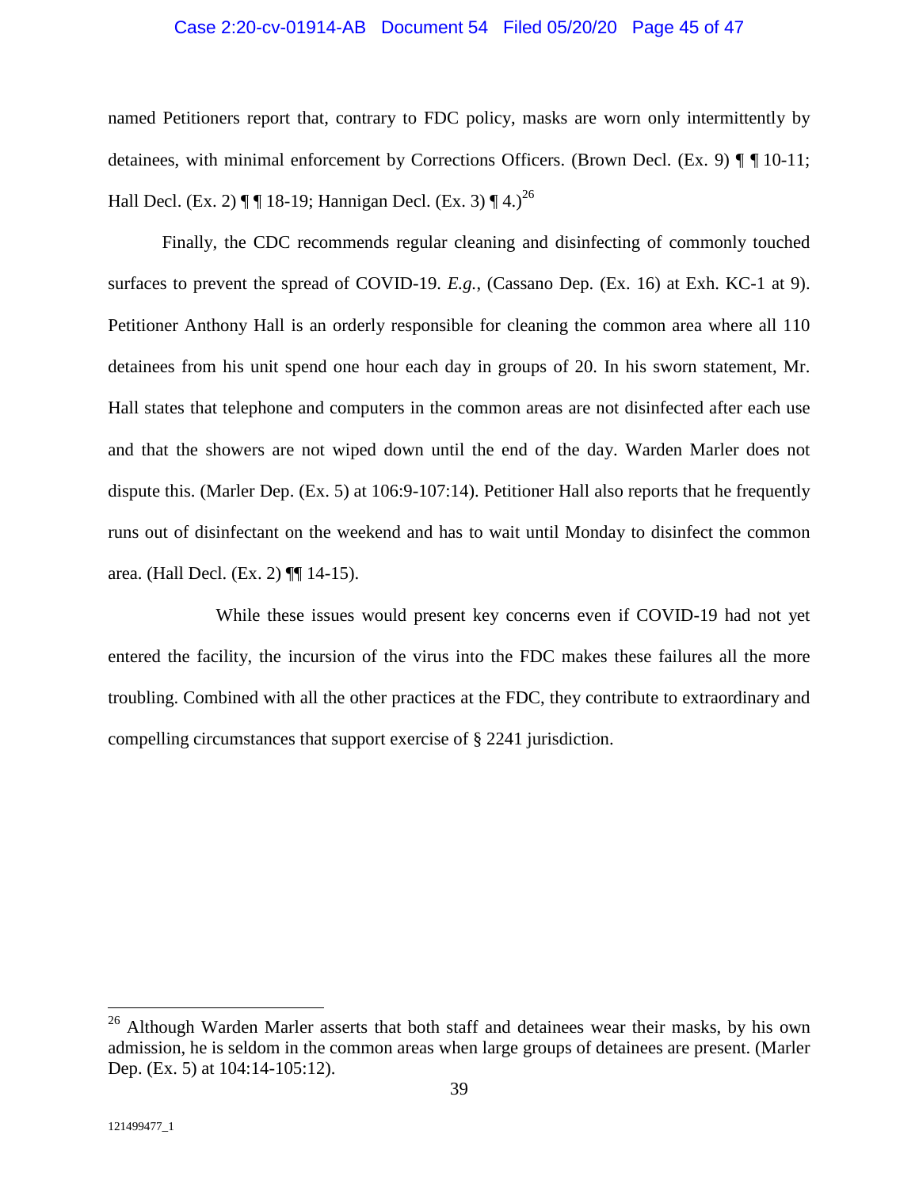named Petitioners report that, contrary to FDC policy, masks are worn only intermittently by detainees, with minimal enforcement by Corrections Officers. (Brown Decl. (Ex. 9) ¶ ¶ 10-11; Hall Decl. (Ex. 2) ¶ ¶ 18-19; Hannigan Decl. (Ex. 3) ¶ 4.)[26]

Finally, the CDC recommends regular cleaning and disinfecting of commonly touched surfaces to prevent the spread of COVID-19. *E.g.*, (Cassano Dep. (Ex. 16) at Exh. KC-1 at 9). Petitioner Anthony Hall is an orderly responsible for cleaning the common area where all 110 detainees from his unit spend one hour each day in groups of 20. In his sworn statement, Mr. Hall states that telephone and computers in the common areas are not disinfected after each use and that the showers are not wiped down until the end of the day. Warden Marler does not dispute this. (Marler Dep. (Ex. 5) at 106:9-107:14). Petitioner Hall also reports that he frequently runs out of disinfectant on the weekend and has to wait until Monday to disinfect the common area. (Hall Decl. (Ex. 2) ¶¶ 14-15).

While these issues would present key concerns even if COVID-19 had not yet entered the facility, the incursion of the virus into the FDC makes these failures all the more troubling. Combined with all the other practices at the FDC, they contribute to extraordinary and compelling circumstances that support exercise of § 2241 jurisdiction.

---

[26] Although Warden Marler asserts that both staff and detainees wear their masks, by his own admission, he is seldom in the common areas when large groups of detainees are present. (Marler Dep. (Ex. 5) at 104:14-105:12).

121499477_1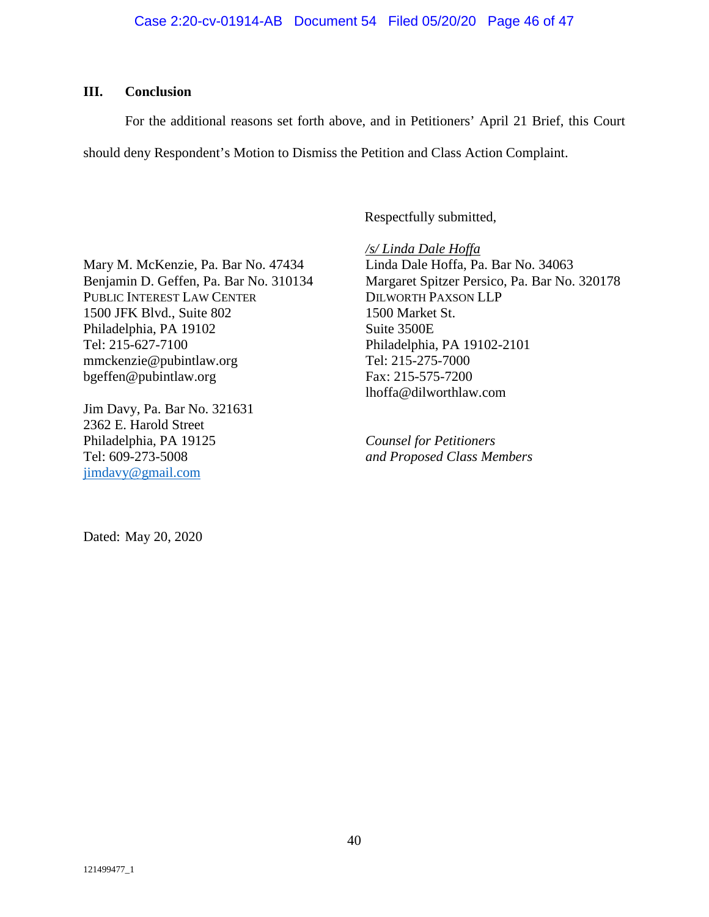## III. Conclusion

For the additional reasons set forth above, and in Petitioners' April 21 Brief, this Court should deny Respondent's Motion to Dismiss the Petition and Class Action Complaint.

Respectfully submitted,

*/s/ Linda Dale Hoffa*
Linda Dale Hoffa, Pa. Bar No. 34063
Margaret Spitzer Persico, Pa. Bar No. 320178
DILWORTH PAXSON LLP
1500 Market St.
Suite 3500E
Philadelphia, PA 19102-2101
Tel: 215-275-7000
Fax: 215-575-7200
lhoffa@dilworthlaw.com

*Counsel for Petitioners and Proposed Class Members*

Mary M. McKenzie, Pa. Bar No. 47434
Benjamin D. Geffen, Pa. Bar No. 310134
PUBLIC INTEREST LAW CENTER
1500 JFK Blvd., Suite 802
Philadelphia, PA 19102
Tel: 215-627-7100
mmckenzie@pubintlaw.org
bgeffen@pubintlaw.org

Jim Davy, Pa. Bar No. 321631
2362 E. Harold Street
Philadelphia, PA 19125
Tel: 609-273-5008
jimdavy@gmail.com

Dated: May 20, 2020

121499477_1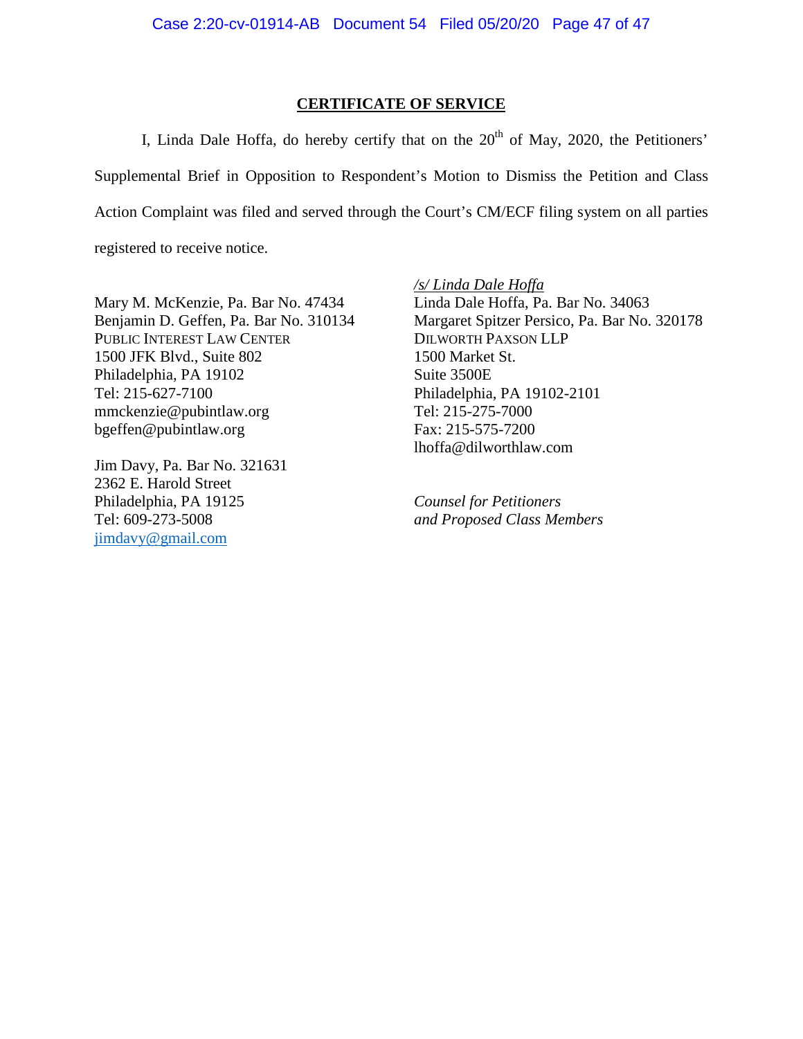## CERTIFICATE OF SERVICE

I, Linda Dale Hoffa, do hereby certify that on the 20th of May, 2020, the Petitioners' Supplemental Brief in Opposition to Respondent's Motion to Dismiss the Petition and Class Action Complaint was filed and served through the Court's CM/ECF filing system on all parties registered to receive notice.

*/s/ Linda Dale Hoffa*
Linda Dale Hoffa, Pa. Bar No. 34063
Margaret Spitzer Persico, Pa. Bar No. 320178
DILWORTH PAXSON LLP
1500 Market St.
Suite 3500E
Philadelphia, PA 19102-2101
Tel: 215-275-7000
Fax: 215-575-7200
lhoffa@dilworthlaw.com

Mary M. McKenzie, Pa. Bar No. 47434
Benjamin D. Geffen, Pa. Bar No. 310134
PUBLIC INTEREST LAW CENTER
1500 JFK Blvd., Suite 802
Philadelphia, PA 19102
Tel: 215-627-7100
mmckenzie@pubintlaw.org
bgeffen@pubintlaw.org

Jim Davy, Pa. Bar No. 321631
2362 E. Harold Street
Philadelphia, PA 19125
Tel: 609-273-5008
jimdavy@gmail.com

*Counsel for Petitioners and Proposed Class Members*